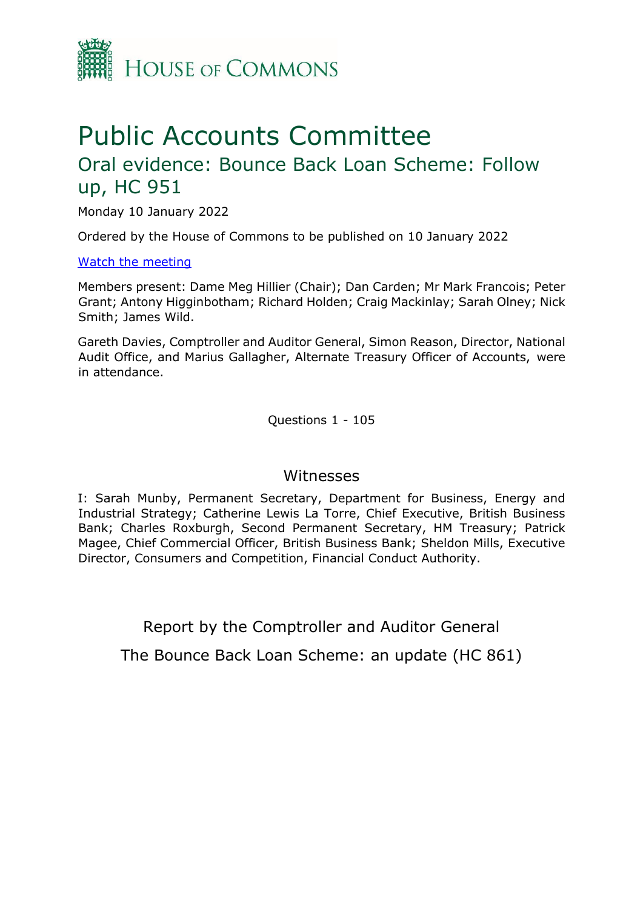House of Commons

# Public Accounts Committee

## Oral evidence: Bounce Back Loan Scheme: Follow up, HC 951

Monday 10 January 2022

Ordered by the House of Commons to be published on 10 January 2022

[Watch the meeting](#)

Members present: Dame Meg Hillier (Chair); Dan Carden; Mr Mark Francois; Peter Grant; Antony Higginbotham; Richard Holden; Craig Mackinlay; Sarah Olney; Nick Smith; James Wild.

Gareth Davies, Comptroller and Auditor General, Simon Reason, Director, National Audit Office, and Marius Gallagher, Alternate Treasury Officer of Accounts, were in attendance.

Questions 1 - 105

### Witnesses

I: Sarah Munby, Permanent Secretary, Department for Business, Energy and Industrial Strategy; Catherine Lewis La Torre, Chief Executive, British Business Bank; Charles Roxburgh, Second Permanent Secretary, HM Treasury; Patrick Magee, Chief Commercial Officer, British Business Bank; Sheldon Mills, Executive Director, Consumers and Competition, Financial Conduct Authority.

Report by the Comptroller and Auditor General

The Bounce Back Loan Scheme: an update (HC 861)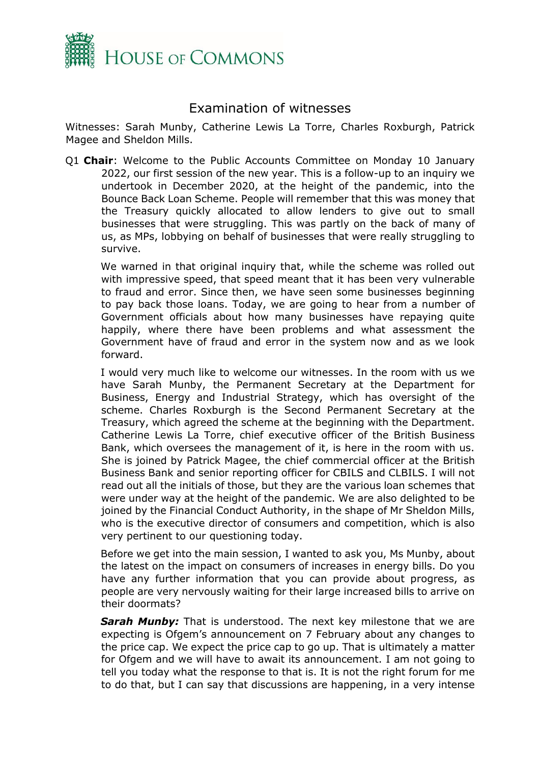# Examination of witnesses

Witnesses: Sarah Munby, Catherine Lewis La Torre, Charles Roxburgh, Patrick Magee and Sheldon Mills.

Q1 **Chair**: Welcome to the Public Accounts Committee on Monday 10 January 2022, our first session of the new year. This is a follow-up to an inquiry we undertook in December 2020, at the height of the pandemic, into the Bounce Back Loan Scheme. People will remember that this was money that the Treasury quickly allocated to allow lenders to give out to small businesses that were struggling. This was partly on the back of many of us, as MPs, lobbying on behalf of businesses that were really struggling to survive.

We warned in that original inquiry that, while the scheme was rolled out with impressive speed, that speed meant that it has been very vulnerable to fraud and error. Since then, we have seen some businesses beginning to pay back those loans. Today, we are going to hear from a number of Government officials about how many businesses have repaying quite happily, where there have been problems and what assessment the Government have of fraud and error in the system now and as we look forward.

I would very much like to welcome our witnesses. In the room with us we have Sarah Munby, the Permanent Secretary at the Department for Business, Energy and Industrial Strategy, which has oversight of the scheme. Charles Roxburgh is the Second Permanent Secretary at the Treasury, which agreed the scheme at the beginning with the Department. Catherine Lewis La Torre, chief executive officer of the British Business Bank, which oversees the management of it, is here in the room with us. She is joined by Patrick Magee, the chief commercial officer at the British Business Bank and senior reporting officer for CBILS and CLBILS. I will not read out all the initials of those, but they are the various loan schemes that were under way at the height of the pandemic. We are also delighted to be joined by the Financial Conduct Authority, in the shape of Mr Sheldon Mills, who is the executive director of consumers and competition, which is also very pertinent to our questioning today.

Before we get into the main session, I wanted to ask you, Ms Munby, about the latest on the impact on consumers of increases in energy bills. Do you have any further information that you can provide about progress, as people are very nervously waiting for their large increased bills to arrive on their doormats?

***Sarah Munby:*** That is understood. The next key milestone that we are expecting is Ofgem's announcement on 7 February about any changes to the price cap. We expect the price cap to go up. That is ultimately a matter for Ofgem and we will have to await its announcement. I am not going to tell you today what the response to that is. It is not the right forum for me to do that, but I can say that discussions are happening, in a very intense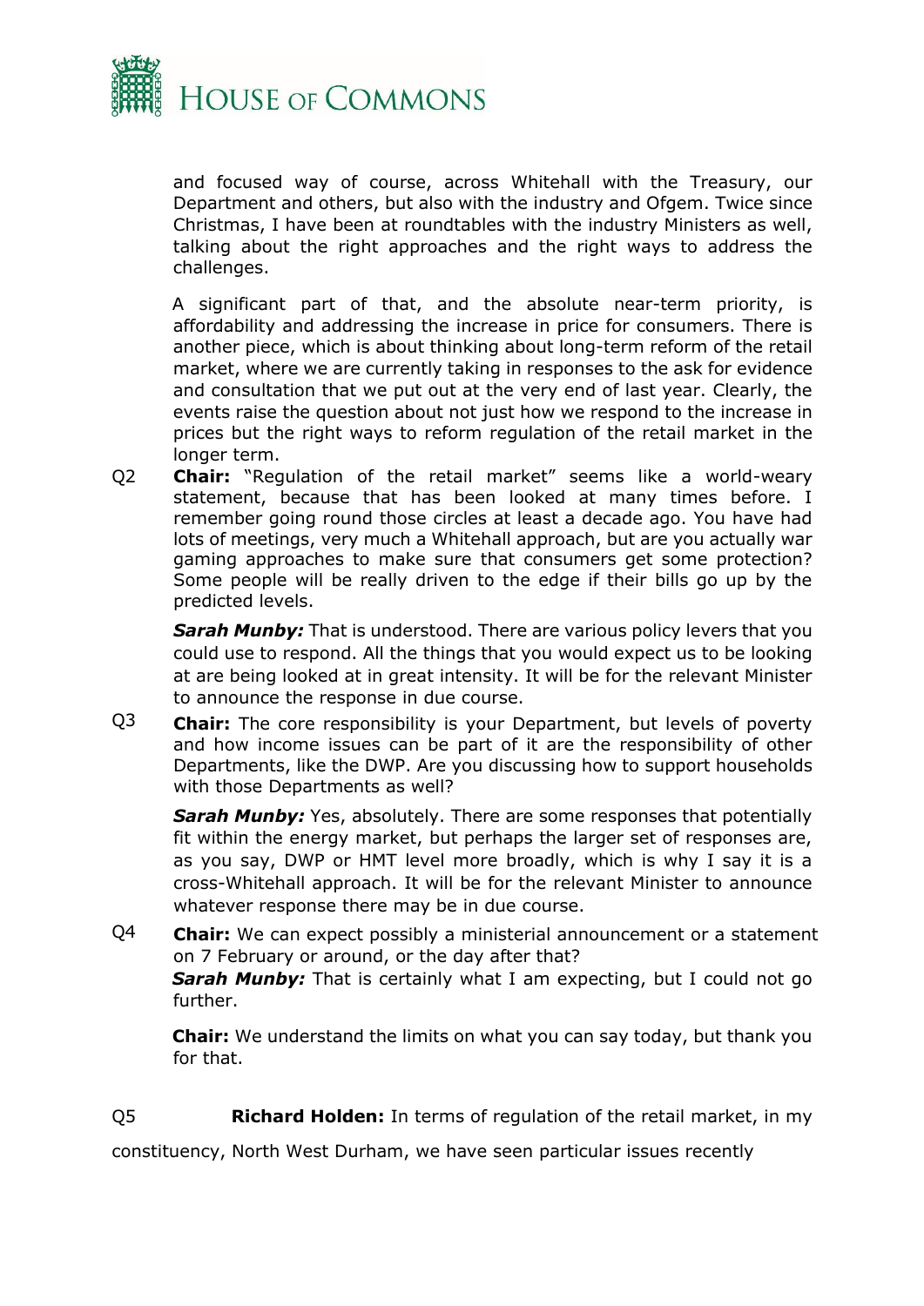and focused way of course, across Whitehall with the Treasury, our Department and others, but also with the industry and Ofgem. Twice since Christmas, I have been at roundtables with the industry Ministers as well, talking about the right approaches and the right ways to address the challenges.

A significant part of that, and the absolute near-term priority, is affordability and addressing the increase in price for consumers. There is another piece, which is about thinking about long-term reform of the retail market, where we are currently taking in responses to the ask for evidence and consultation that we put out at the very end of last year. Clearly, the events raise the question about not just how we respond to the increase in prices but the right ways to reform regulation of the retail market in the longer term.

Q2 **Chair:** "Regulation of the retail market" seems like a world-weary statement, because that has been looked at many times before. I remember going round those circles at least a decade ago. You have had lots of meetings, very much a Whitehall approach, but are you actually war gaming approaches to make sure that consumers get some protection? Some people will be really driven to the edge if their bills go up by the predicted levels.

***Sarah Munby:*** That is understood. There are various policy levers that you could use to respond. All the things that you would expect us to be looking at are being looked at in great intensity. It will be for the relevant Minister to announce the response in due course.

Q3 **Chair:** The core responsibility is your Department, but levels of poverty and how income issues can be part of it are the responsibility of other Departments, like the DWP. Are you discussing how to support households with those Departments as well?

***Sarah Munby:*** Yes, absolutely. There are some responses that potentially fit within the energy market, but perhaps the larger set of responses are, as you say, DWP or HMT level more broadly, which is why I say it is a cross-Whitehall approach. It will be for the relevant Minister to announce whatever response there may be in due course.

Q4 **Chair:** We can expect possibly a ministerial announcement or a statement on 7 February or around, or the day after that?

***Sarah Munby:*** That is certainly what I am expecting, but I could not go further.

**Chair:** We understand the limits on what you can say today, but thank you for that.

Q5 **Richard Holden:** In terms of regulation of the retail market, in my constituency, North West Durham, we have seen particular issues recently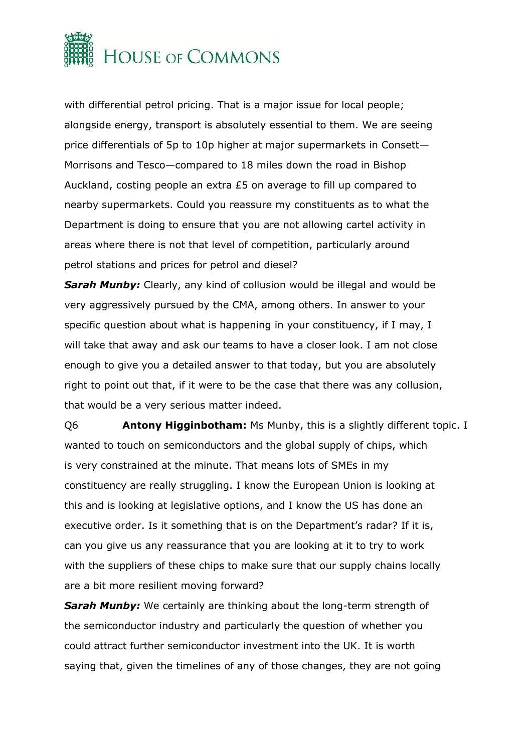with differential petrol pricing. That is a major issue for local people; alongside energy, transport is absolutely essential to them. We are seeing price differentials of 5p to 10p higher at major supermarkets in Consett—Morrisons and Tesco—compared to 18 miles down the road in Bishop Auckland, costing people an extra £5 on average to fill up compared to nearby supermarkets. Could you reassure my constituents as to what the Department is doing to ensure that you are not allowing cartel activity in areas where there is not that level of competition, particularly around petrol stations and prices for petrol and diesel?

***Sarah Munby:*** Clearly, any kind of collusion would be illegal and would be very aggressively pursued by the CMA, among others. In answer to your specific question about what is happening in your constituency, if I may, I will take that away and ask our teams to have a closer look. I am not close enough to give you a detailed answer to that today, but you are absolutely right to point out that, if it were to be the case that there was any collusion, that would be a very serious matter indeed.

Q6 **Antony Higginbotham:** Ms Munby, this is a slightly different topic. I wanted to touch on semiconductors and the global supply of chips, which is very constrained at the minute. That means lots of SMEs in my constituency are really struggling. I know the European Union is looking at this and is looking at legislative options, and I know the US has done an executive order. Is it something that is on the Department's radar? If it is, can you give us any reassurance that you are looking at it to try to work with the suppliers of these chips to make sure that our supply chains locally are a bit more resilient moving forward?

***Sarah Munby:*** We certainly are thinking about the long-term strength of the semiconductor industry and particularly the question of whether you could attract further semiconductor investment into the UK. It is worth saying that, given the timelines of any of those changes, they are not going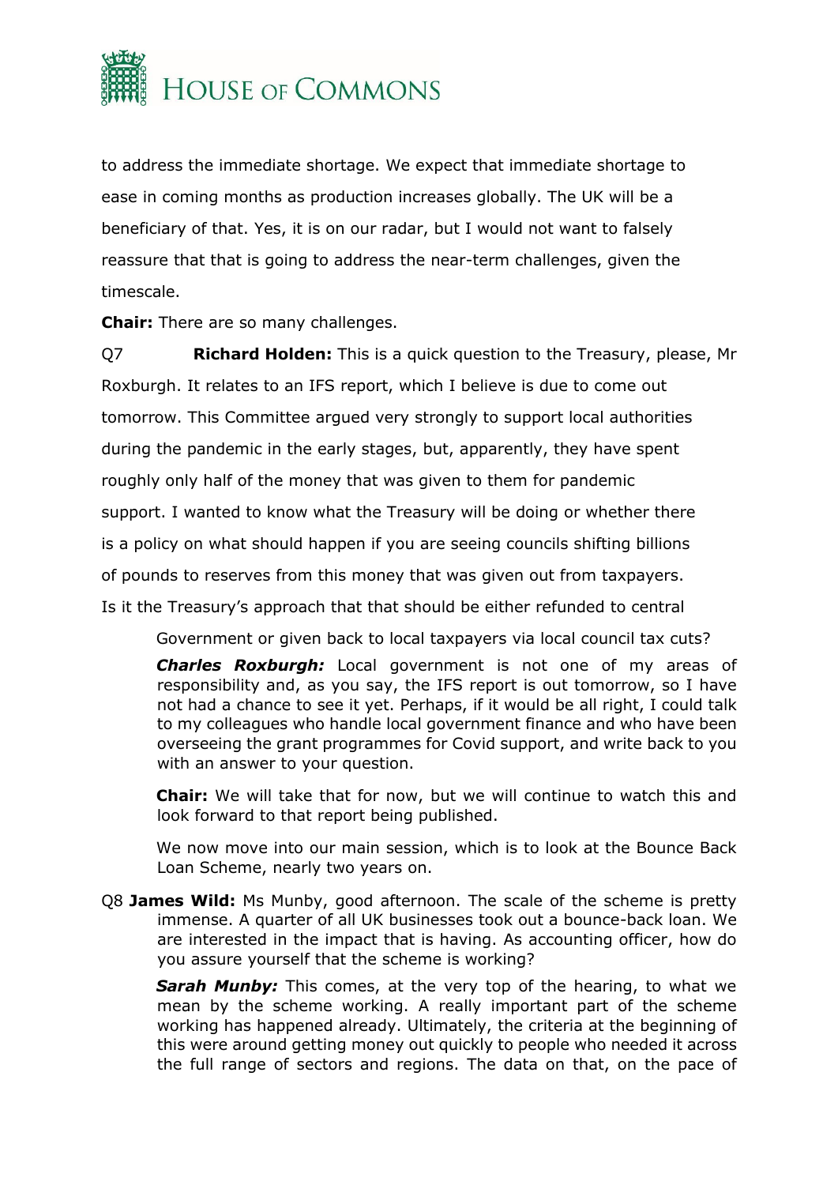to address the immediate shortage. We expect that immediate shortage to ease in coming months as production increases globally. The UK will be a beneficiary of that. Yes, it is on our radar, but I would not want to falsely reassure that that is going to address the near-term challenges, given the timescale.

**Chair:** There are so many challenges.

Q7 **Richard Holden:** This is a quick question to the Treasury, please, Mr Roxburgh. It relates to an IFS report, which I believe is due to come out tomorrow. This Committee argued very strongly to support local authorities during the pandemic in the early stages, but, apparently, they have spent roughly only half of the money that was given to them for pandemic support. I wanted to know what the Treasury will be doing or whether there is a policy on what should happen if you are seeing councils shifting billions of pounds to reserves from this money that was given out from taxpayers. Is it the Treasury's approach that that should be either refunded to central Government or given back to local taxpayers via local council tax cuts?

***Charles Roxburgh:*** Local government is not one of my areas of responsibility and, as you say, the IFS report is out tomorrow, so I have not had a chance to see it yet. Perhaps, if it would be all right, I could talk to my colleagues who handle local government finance and who have been overseeing the grant programmes for Covid support, and write back to you with an answer to your question.

**Chair:** We will take that for now, but we will continue to watch this and look forward to that report being published.

We now move into our main session, which is to look at the Bounce Back Loan Scheme, nearly two years on.

Q8 **James Wild:** Ms Munby, good afternoon. The scale of the scheme is pretty immense. A quarter of all UK businesses took out a bounce-back loan. We are interested in the impact that is having. As accounting officer, how do you assure yourself that the scheme is working?

***Sarah Munby:*** This comes, at the very top of the hearing, to what we mean by the scheme working. A really important part of the scheme working has happened already. Ultimately, the criteria at the beginning of this were around getting money out quickly to people who needed it across the full range of sectors and regions. The data on that, on the pace of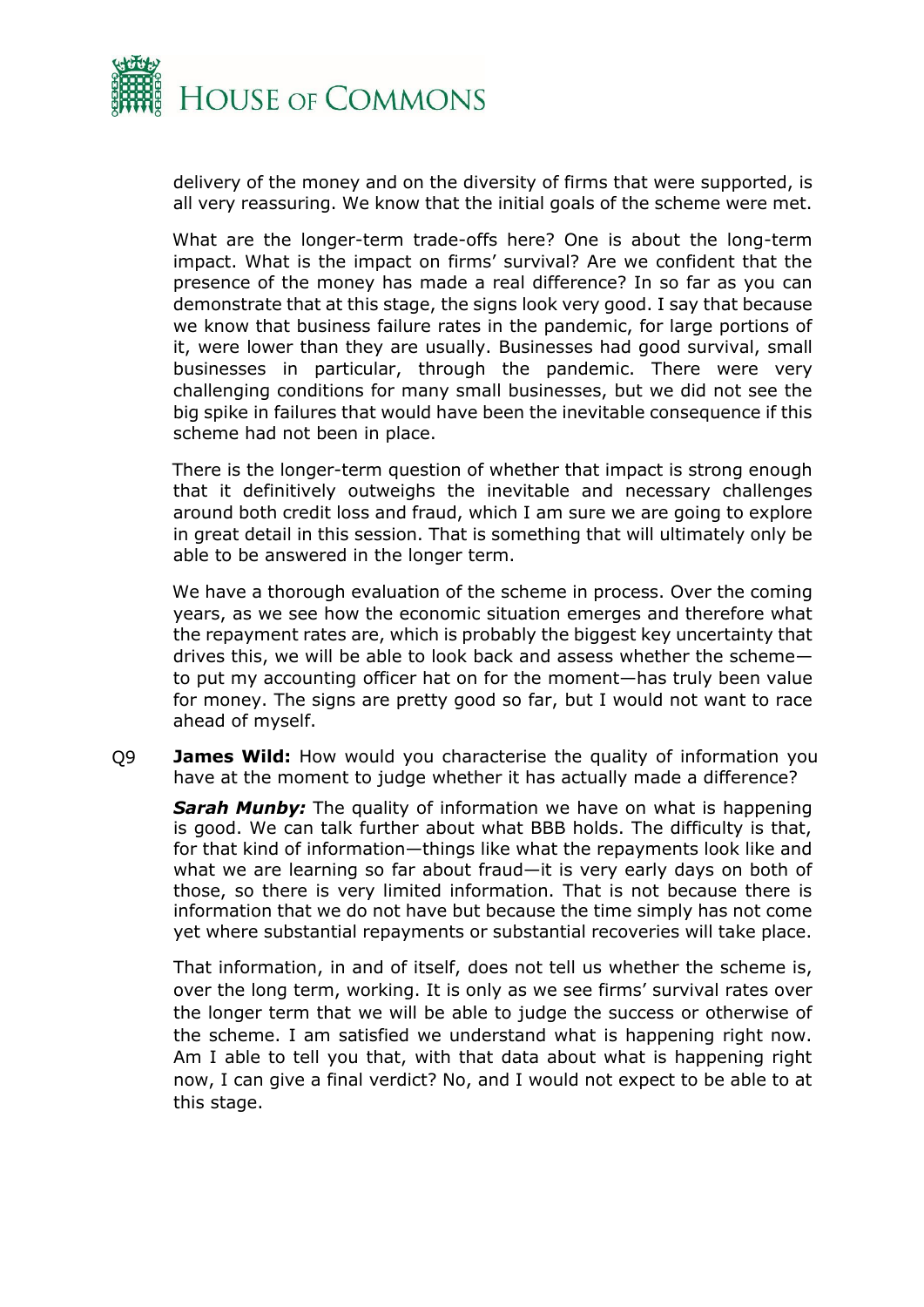delivery of the money and on the diversity of firms that were supported, is all very reassuring. We know that the initial goals of the scheme were met.

What are the longer-term trade-offs here? One is about the long-term impact. What is the impact on firms' survival? Are we confident that the presence of the money has made a real difference? In so far as you can demonstrate that at this stage, the signs look very good. I say that because we know that business failure rates in the pandemic, for large portions of it, were lower than they are usually. Businesses had good survival, small businesses in particular, through the pandemic. There were very challenging conditions for many small businesses, but we did not see the big spike in failures that would have been the inevitable consequence if this scheme had not been in place.

There is the longer-term question of whether that impact is strong enough that it definitively outweighs the inevitable and necessary challenges around both credit loss and fraud, which I am sure we are going to explore in great detail in this session. That is something that will ultimately only be able to be answered in the longer term.

We have a thorough evaluation of the scheme in process. Over the coming years, as we see how the economic situation emerges and therefore what the repayment rates are, which is probably the biggest key uncertainty that drives this, we will be able to look back and assess whether the scheme—to put my accounting officer hat on for the moment—has truly been value for money. The signs are pretty good so far, but I would not want to race ahead of myself.

Q9 **James Wild:** How would you characterise the quality of information you have at the moment to judge whether it has actually made a difference?

***Sarah Munby:*** The quality of information we have on what is happening is good. We can talk further about what BBB holds. The difficulty is that, for that kind of information—things like what the repayments look like and what we are learning so far about fraud—it is very early days on both of those, so there is very limited information. That is not because there is information that we do not have but because the time simply has not come yet where substantial repayments or substantial recoveries will take place.

That information, in and of itself, does not tell us whether the scheme is, over the long term, working. It is only as we see firms' survival rates over the longer term that we will be able to judge the success or otherwise of the scheme. I am satisfied we understand what is happening right now. Am I able to tell you that, with that data about what is happening right now, I can give a final verdict? No, and I would not expect to be able to at this stage.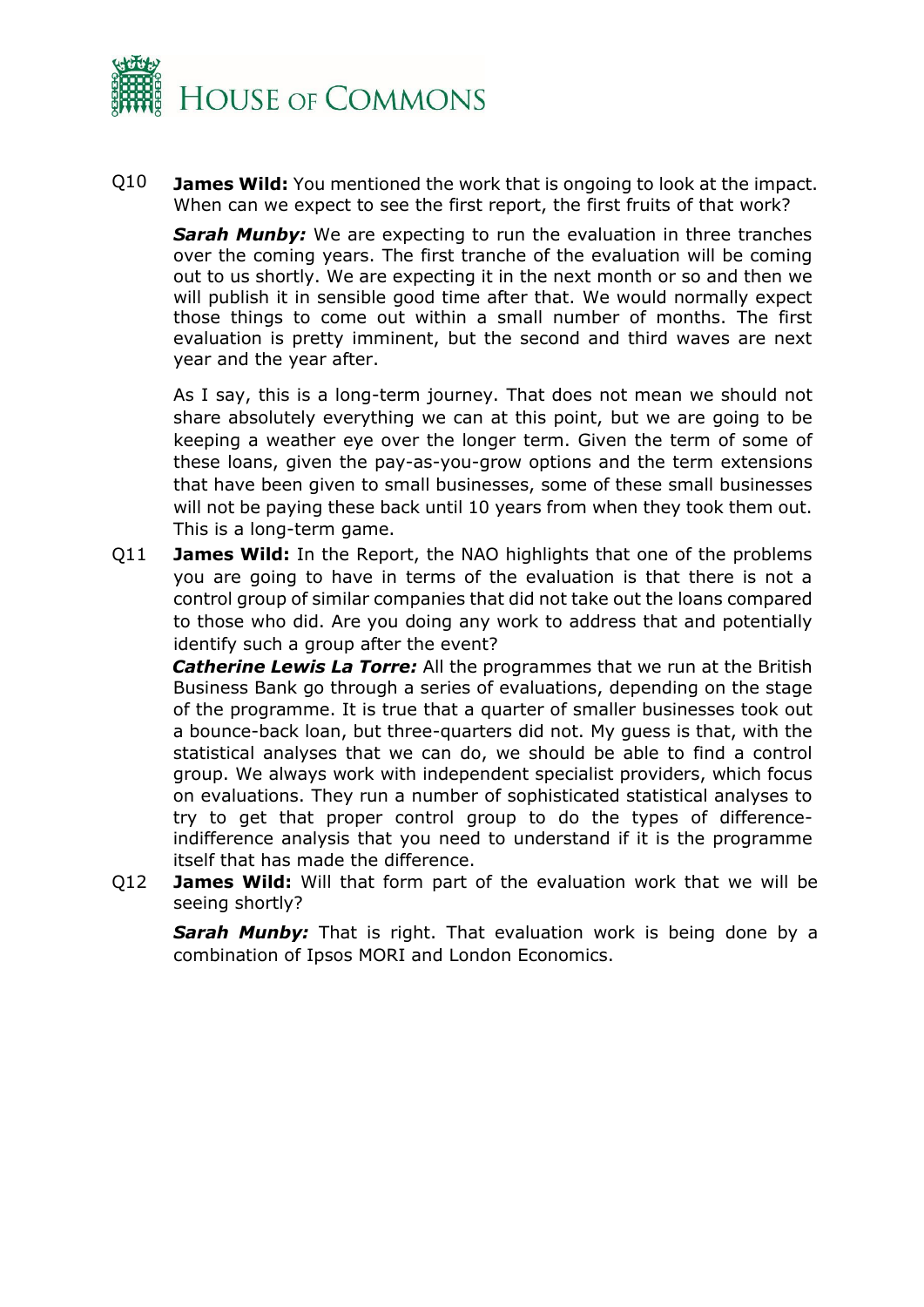Q10 **James Wild:** You mentioned the work that is ongoing to look at the impact. When can we expect to see the first report, the first fruits of that work?

***Sarah Munby:*** We are expecting to run the evaluation in three tranches over the coming years. The first tranche of the evaluation will be coming out to us shortly. We are expecting it in the next month or so and then we will publish it in sensible good time after that. We would normally expect those things to come out within a small number of months. The first evaluation is pretty imminent, but the second and third waves are next year and the year after.

As I say, this is a long-term journey. That does not mean we should not share absolutely everything we can at this point, but we are going to be keeping a weather eye over the longer term. Given the term of some of these loans, given the pay-as-you-grow options and the term extensions that have been given to small businesses, some of these small businesses will not be paying these back until 10 years from when they took them out. This is a long-term game.

Q11 **James Wild:** In the Report, the NAO highlights that one of the problems you are going to have in terms of the evaluation is that there is not a control group of similar companies that did not take out the loans compared to those who did. Are you doing any work to address that and potentially identify such a group after the event?

***Catherine Lewis La Torre:*** All the programmes that we run at the British Business Bank go through a series of evaluations, depending on the stage of the programme. It is true that a quarter of smaller businesses took out a bounce-back loan, but three-quarters did not. My guess is that, with the statistical analyses that we can do, we should be able to find a control group. We always work with independent specialist providers, which focus on evaluations. They run a number of sophisticated statistical analyses to try to get that proper control group to do the types of difference-indifference analysis that you need to understand if it is the programme itself that has made the difference.

Q12 **James Wild:** Will that form part of the evaluation work that we will be seeing shortly?

***Sarah Munby:*** That is right. That evaluation work is being done by a combination of Ipsos MORI and London Economics.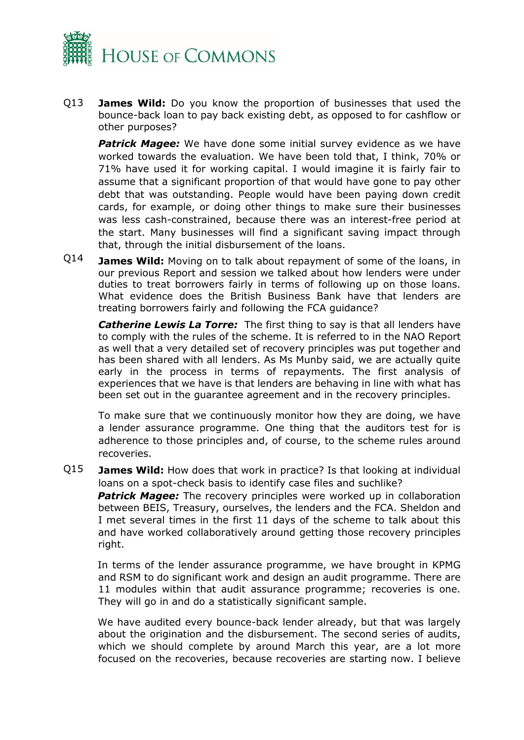Q13 **James Wild:** Do you know the proportion of businesses that used the bounce-back loan to pay back existing debt, as opposed to for cashflow or other purposes?

***Patrick Magee:*** We have done some initial survey evidence as we have worked towards the evaluation. We have been told that, I think, 70% or 71% have used it for working capital. I would imagine it is fairly fair to assume that a significant proportion of that would have gone to pay other debt that was outstanding. People would have been paying down credit cards, for example, or doing other things to make sure their businesses was less cash-constrained, because there was an interest-free period at the start. Many businesses will find a significant saving impact through that, through the initial disbursement of the loans.

Q14 **James Wild:** Moving on to talk about repayment of some of the loans, in our previous Report and session we talked about how lenders were under duties to treat borrowers fairly in terms of following up on those loans. What evidence does the British Business Bank have that lenders are treating borrowers fairly and following the FCA guidance?

***Catherine Lewis La Torre:*** The first thing to say is that all lenders have to comply with the rules of the scheme. It is referred to in the NAO Report as well that a very detailed set of recovery principles was put together and has been shared with all lenders. As Ms Munby said, we are actually quite early in the process in terms of repayments. The first analysis of experiences that we have is that lenders are behaving in line with what has been set out in the guarantee agreement and in the recovery principles.

To make sure that we continuously monitor how they are doing, we have a lender assurance programme. One thing that the auditors test for is adherence to those principles and, of course, to the scheme rules around recoveries.

Q15 **James Wild:** How does that work in practice? Is that looking at individual loans on a spot-check basis to identify case files and suchlike?

***Patrick Magee:*** The recovery principles were worked up in collaboration between BEIS, Treasury, ourselves, the lenders and the FCA. Sheldon and I met several times in the first 11 days of the scheme to talk about this and have worked collaboratively around getting those recovery principles right.

In terms of the lender assurance programme, we have brought in KPMG and RSM to do significant work and design an audit programme. There are 11 modules within that audit assurance programme; recoveries is one. They will go in and do a statistically significant sample.

We have audited every bounce-back lender already, but that was largely about the origination and the disbursement. The second series of audits, which we should complete by around March this year, are a lot more focused on the recoveries, because recoveries are starting now. I believe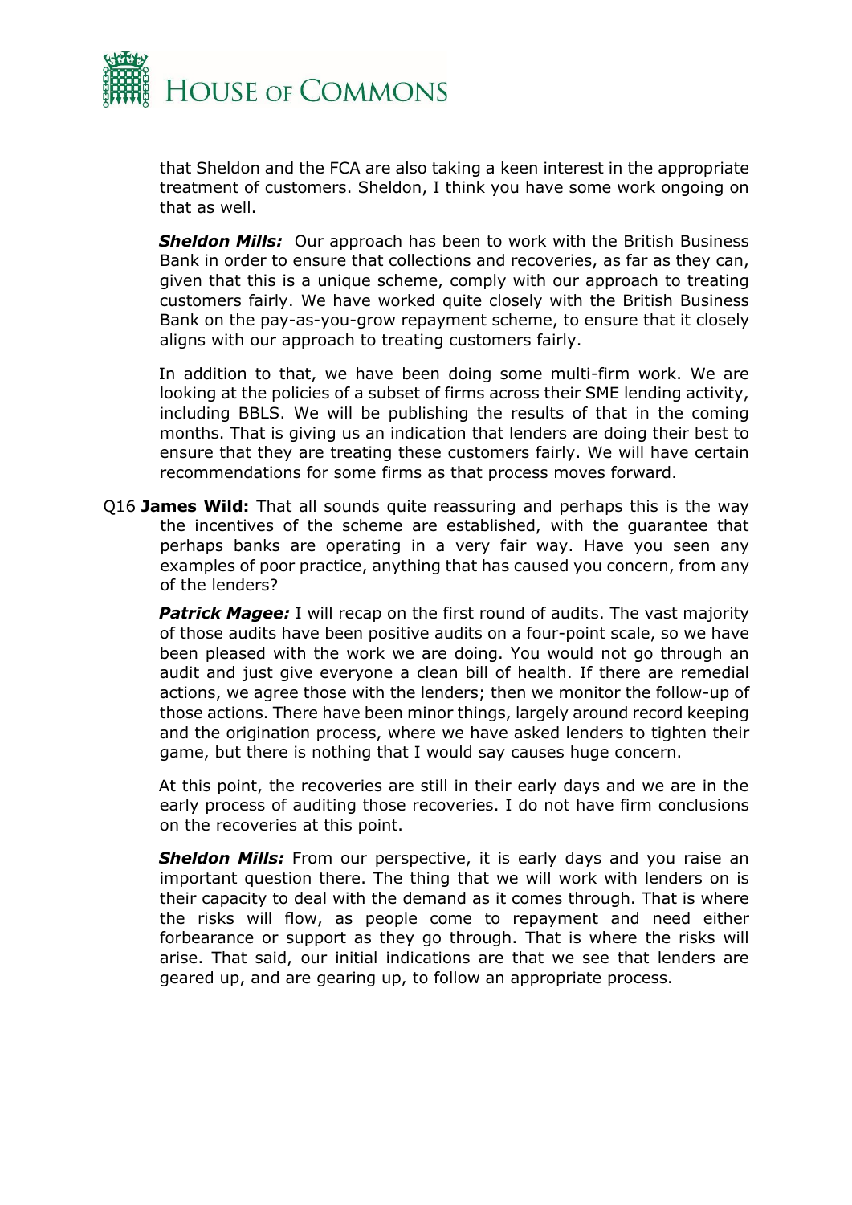that Sheldon and the FCA are also taking a keen interest in the appropriate treatment of customers. Sheldon, I think you have some work ongoing on that as well.

***Sheldon Mills:*** Our approach has been to work with the British Business Bank in order to ensure that collections and recoveries, as far as they can, given that this is a unique scheme, comply with our approach to treating customers fairly. We have worked quite closely with the British Business Bank on the pay-as-you-grow repayment scheme, to ensure that it closely aligns with our approach to treating customers fairly.

In addition to that, we have been doing some multi-firm work. We are looking at the policies of a subset of firms across their SME lending activity, including BBLS. We will be publishing the results of that in the coming months. That is giving us an indication that lenders are doing their best to ensure that they are treating these customers fairly. We will have certain recommendations for some firms as that process moves forward.

Q16 **James Wild:** That all sounds quite reassuring and perhaps this is the way the incentives of the scheme are established, with the guarantee that perhaps banks are operating in a very fair way. Have you seen any examples of poor practice, anything that has caused you concern, from any of the lenders?

***Patrick Magee:*** I will recap on the first round of audits. The vast majority of those audits have been positive audits on a four-point scale, so we have been pleased with the work we are doing. You would not go through an audit and just give everyone a clean bill of health. If there are remedial actions, we agree those with the lenders; then we monitor the follow-up of those actions. There have been minor things, largely around record keeping and the origination process, where we have asked lenders to tighten their game, but there is nothing that I would say causes huge concern.

At this point, the recoveries are still in their early days and we are in the early process of auditing those recoveries. I do not have firm conclusions on the recoveries at this point.

***Sheldon Mills:*** From our perspective, it is early days and you raise an important question there. The thing that we will work with lenders on is their capacity to deal with the demand as it comes through. That is where the risks will flow, as people come to repayment and need either forbearance or support as they go through. That is where the risks will arise. That said, our initial indications are that we see that lenders are geared up, and are gearing up, to follow an appropriate process.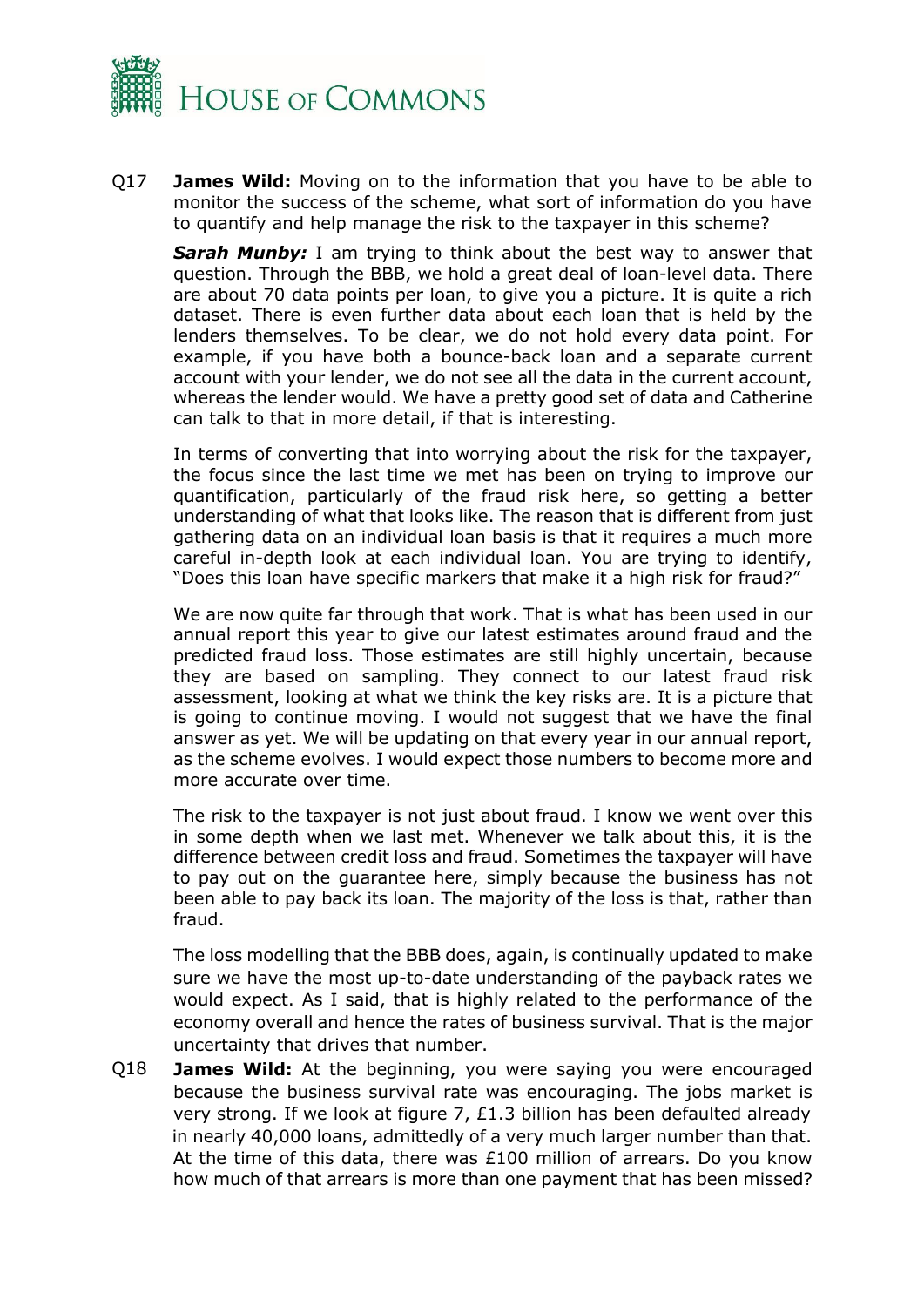Q17 **James Wild:** Moving on to the information that you have to be able to monitor the success of the scheme, what sort of information do you have to quantify and help manage the risk to the taxpayer in this scheme?

***Sarah Munby:*** I am trying to think about the best way to answer that question. Through the BBB, we hold a great deal of loan-level data. There are about 70 data points per loan, to give you a picture. It is quite a rich dataset. There is even further data about each loan that is held by the lenders themselves. To be clear, we do not hold every data point. For example, if you have both a bounce-back loan and a separate current account with your lender, we do not see all the data in the current account, whereas the lender would. We have a pretty good set of data and Catherine can talk to that in more detail, if that is interesting.

In terms of converting that into worrying about the risk for the taxpayer, the focus since the last time we met has been on trying to improve our quantification, particularly of the fraud risk here, so getting a better understanding of what that looks like. The reason that is different from just gathering data on an individual loan basis is that it requires a much more careful in-depth look at each individual loan. You are trying to identify, "Does this loan have specific markers that make it a high risk for fraud?"

We are now quite far through that work. That is what has been used in our annual report this year to give our latest estimates around fraud and the predicted fraud loss. Those estimates are still highly uncertain, because they are based on sampling. They connect to our latest fraud risk assessment, looking at what we think the key risks are. It is a picture that is going to continue moving. I would not suggest that we have the final answer as yet. We will be updating on that every year in our annual report, as the scheme evolves. I would expect those numbers to become more and more accurate over time.

The risk to the taxpayer is not just about fraud. I know we went over this in some depth when we last met. Whenever we talk about this, it is the difference between credit loss and fraud. Sometimes the taxpayer will have to pay out on the guarantee here, simply because the business has not been able to pay back its loan. The majority of the loss is that, rather than fraud.

The loss modelling that the BBB does, again, is continually updated to make sure we have the most up-to-date understanding of the payback rates we would expect. As I said, that is highly related to the performance of the economy overall and hence the rates of business survival. That is the major uncertainty that drives that number.

Q18 **James Wild:** At the beginning, you were saying you were encouraged because the business survival rate was encouraging. The jobs market is very strong. If we look at figure 7, £1.3 billion has been defaulted already in nearly 40,000 loans, admittedly of a very much larger number than that. At the time of this data, there was £100 million of arrears. Do you know how much of that arrears is more than one payment that has been missed?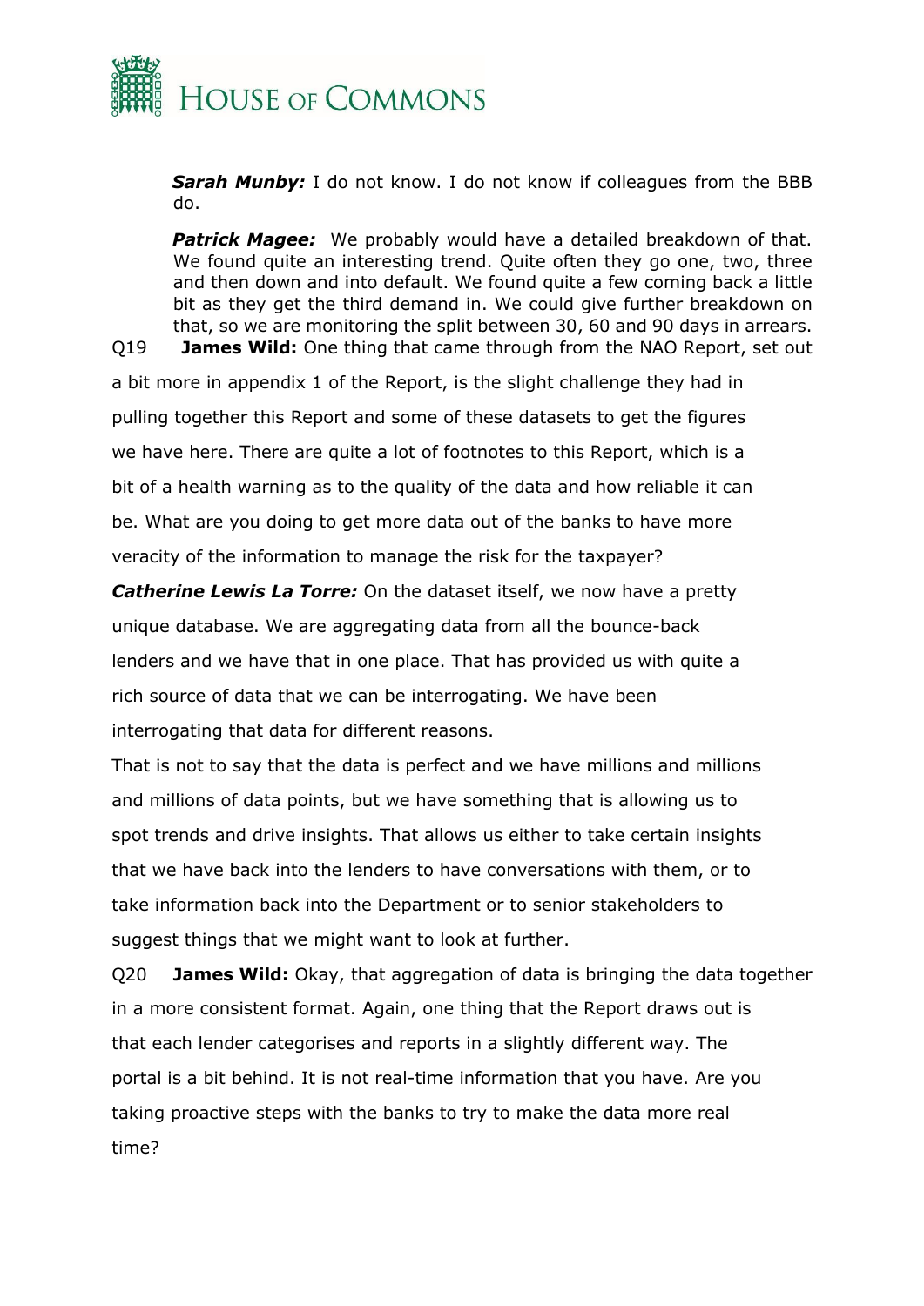***Sarah Munby:*** I do not know. I do not know if colleagues from the BBB do.

***Patrick Magee:*** We probably would have a detailed breakdown of that. We found quite an interesting trend. Quite often they go one, two, three and then down and into default. We found quite a few coming back a little bit as they get the third demand in. We could give further breakdown on that, so we are monitoring the split between 30, 60 and 90 days in arrears.

Q19 **James Wild:** One thing that came through from the NAO Report, set out a bit more in appendix 1 of the Report, is the slight challenge they had in pulling together this Report and some of these datasets to get the figures we have here. There are quite a lot of footnotes to this Report, which is a bit of a health warning as to the quality of the data and how reliable it can be. What are you doing to get more data out of the banks to have more veracity of the information to manage the risk for the taxpayer?

***Catherine Lewis La Torre:*** On the dataset itself, we now have a pretty unique database. We are aggregating data from all the bounce-back lenders and we have that in one place. That has provided us with quite a rich source of data that we can be interrogating. We have been interrogating that data for different reasons.

That is not to say that the data is perfect and we have millions and millions and millions of data points, but we have something that is allowing us to spot trends and drive insights. That allows us either to take certain insights that we have back into the lenders to have conversations with them, or to take information back into the Department or to senior stakeholders to suggest things that we might want to look at further.

Q20 **James Wild:** Okay, that aggregation of data is bringing the data together in a more consistent format. Again, one thing that the Report draws out is that each lender categorises and reports in a slightly different way. The portal is a bit behind. It is not real-time information that you have. Are you taking proactive steps with the banks to try to make the data more real time?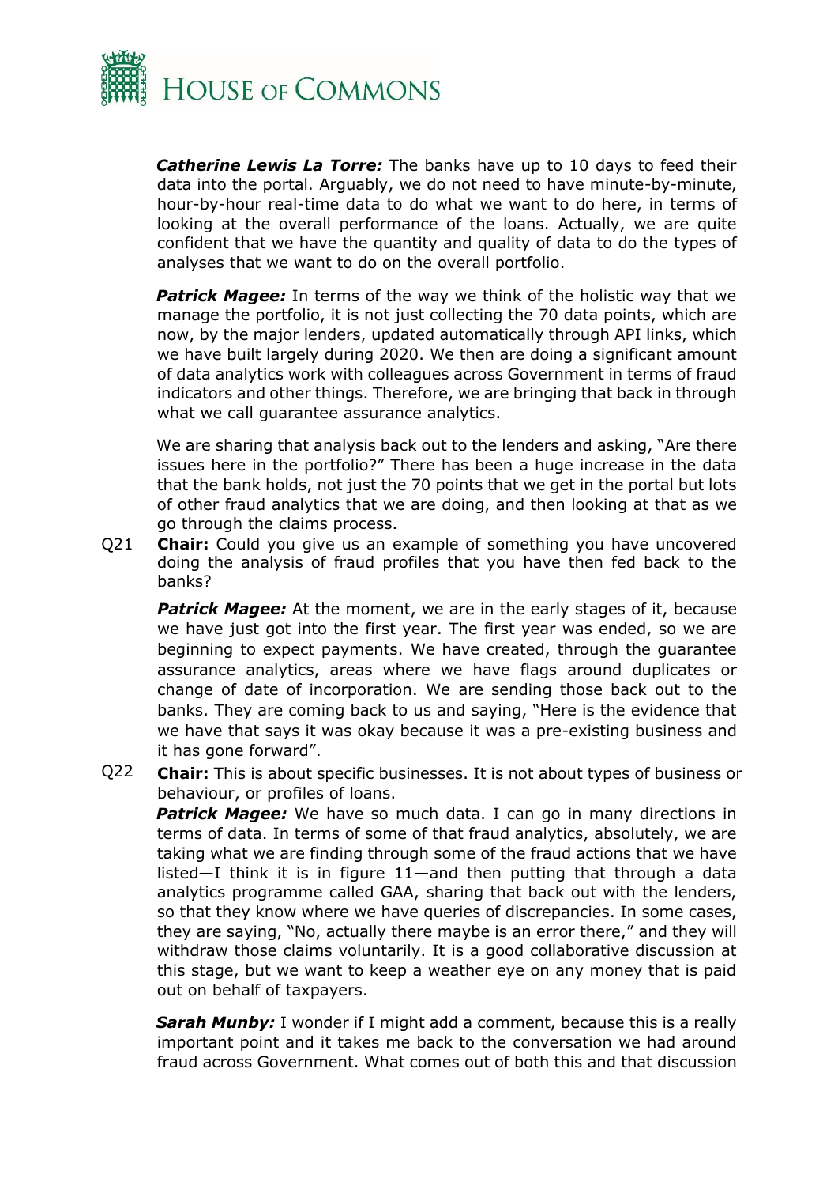***Catherine Lewis La Torre:*** The banks have up to 10 days to feed their data into the portal. Arguably, we do not need to have minute-by-minute, hour-by-hour real-time data to do what we want to do here, in terms of looking at the overall performance of the loans. Actually, we are quite confident that we have the quantity and quality of data to do the types of analyses that we want to do on the overall portfolio.

***Patrick Magee:*** In terms of the way we think of the holistic way that we manage the portfolio, it is not just collecting the 70 data points, which are now, by the major lenders, updated automatically through API links, which we have built largely during 2020. We then are doing a significant amount of data analytics work with colleagues across Government in terms of fraud indicators and other things. Therefore, we are bringing that back in through what we call guarantee assurance analytics.

We are sharing that analysis back out to the lenders and asking, "Are there issues here in the portfolio?" There has been a huge increase in the data that the bank holds, not just the 70 points that we get in the portal but lots of other fraud analytics that we are doing, and then looking at that as we go through the claims process.

Q21 **Chair:** Could you give us an example of something you have uncovered doing the analysis of fraud profiles that you have then fed back to the banks?

***Patrick Magee:*** At the moment, we are in the early stages of it, because we have just got into the first year. The first year was ended, so we are beginning to expect payments. We have created, through the guarantee assurance analytics, areas where we have flags around duplicates or change of date of incorporation. We are sending those back out to the banks. They are coming back to us and saying, "Here is the evidence that we have that says it was okay because it was a pre-existing business and it has gone forward".

Q22 **Chair:** This is about specific businesses. It is not about types of business or behaviour, or profiles of loans.

***Patrick Magee:*** We have so much data. I can go in many directions in terms of data. In terms of some of that fraud analytics, absolutely, we are taking what we are finding through some of the fraud actions that we have listed—I think it is in figure 11—and then putting that through a data analytics programme called GAA, sharing that back out with the lenders, so that they know where we have queries of discrepancies. In some cases, they are saying, "No, actually there maybe is an error there," and they will withdraw those claims voluntarily. It is a good collaborative discussion at this stage, but we want to keep a weather eye on any money that is paid out on behalf of taxpayers.

***Sarah Munby:*** I wonder if I might add a comment, because this is a really important point and it takes me back to the conversation we had around fraud across Government. What comes out of both this and that discussion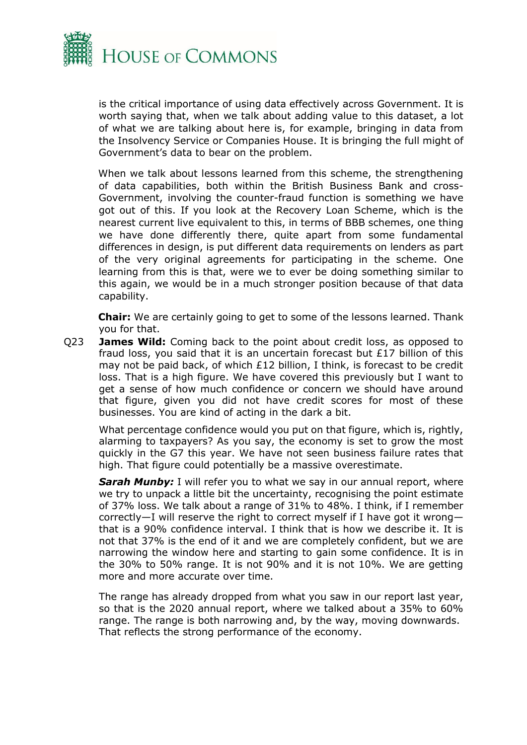is the critical importance of using data effectively across Government. It is worth saying that, when we talk about adding value to this dataset, a lot of what we are talking about here is, for example, bringing in data from the Insolvency Service or Companies House. It is bringing the full might of Government's data to bear on the problem.

When we talk about lessons learned from this scheme, the strengthening of data capabilities, both within the British Business Bank and cross-Government, involving the counter-fraud function is something we have got out of this. If you look at the Recovery Loan Scheme, which is the nearest current live equivalent to this, in terms of BBB schemes, one thing we have done differently there, quite apart from some fundamental differences in design, is put different data requirements on lenders as part of the very original agreements for participating in the scheme. One learning from this is that, were we to ever be doing something similar to this again, we would be in a much stronger position because of that data capability.

**Chair:** We are certainly going to get to some of the lessons learned. Thank you for that.

Q23 **James Wild:** Coming back to the point about credit loss, as opposed to fraud loss, you said that it is an uncertain forecast but £17 billion of this may not be paid back, of which £12 billion, I think, is forecast to be credit loss. That is a high figure. We have covered this previously but I want to get a sense of how much confidence or concern we should have around that figure, given you did not have credit scores for most of these businesses. You are kind of acting in the dark a bit.

What percentage confidence would you put on that figure, which is, rightly, alarming to taxpayers? As you say, the economy is set to grow the most quickly in the G7 this year. We have not seen business failure rates that high. That figure could potentially be a massive overestimate.

***Sarah Munby:*** I will refer you to what we say in our annual report, where we try to unpack a little bit the uncertainty, recognising the point estimate of 37% loss. We talk about a range of 31% to 48%. I think, if I remember correctly—I will reserve the right to correct myself if I have got it wrong—that is a 90% confidence interval. I think that is how we describe it. It is not that 37% is the end of it and we are completely confident, but we are narrowing the window here and starting to gain some confidence. It is in the 30% to 50% range. It is not 90% and it is not 10%. We are getting more and more accurate over time.

The range has already dropped from what you saw in our report last year, so that is the 2020 annual report, where we talked about a 35% to 60% range. The range is both narrowing and, by the way, moving downwards. That reflects the strong performance of the economy.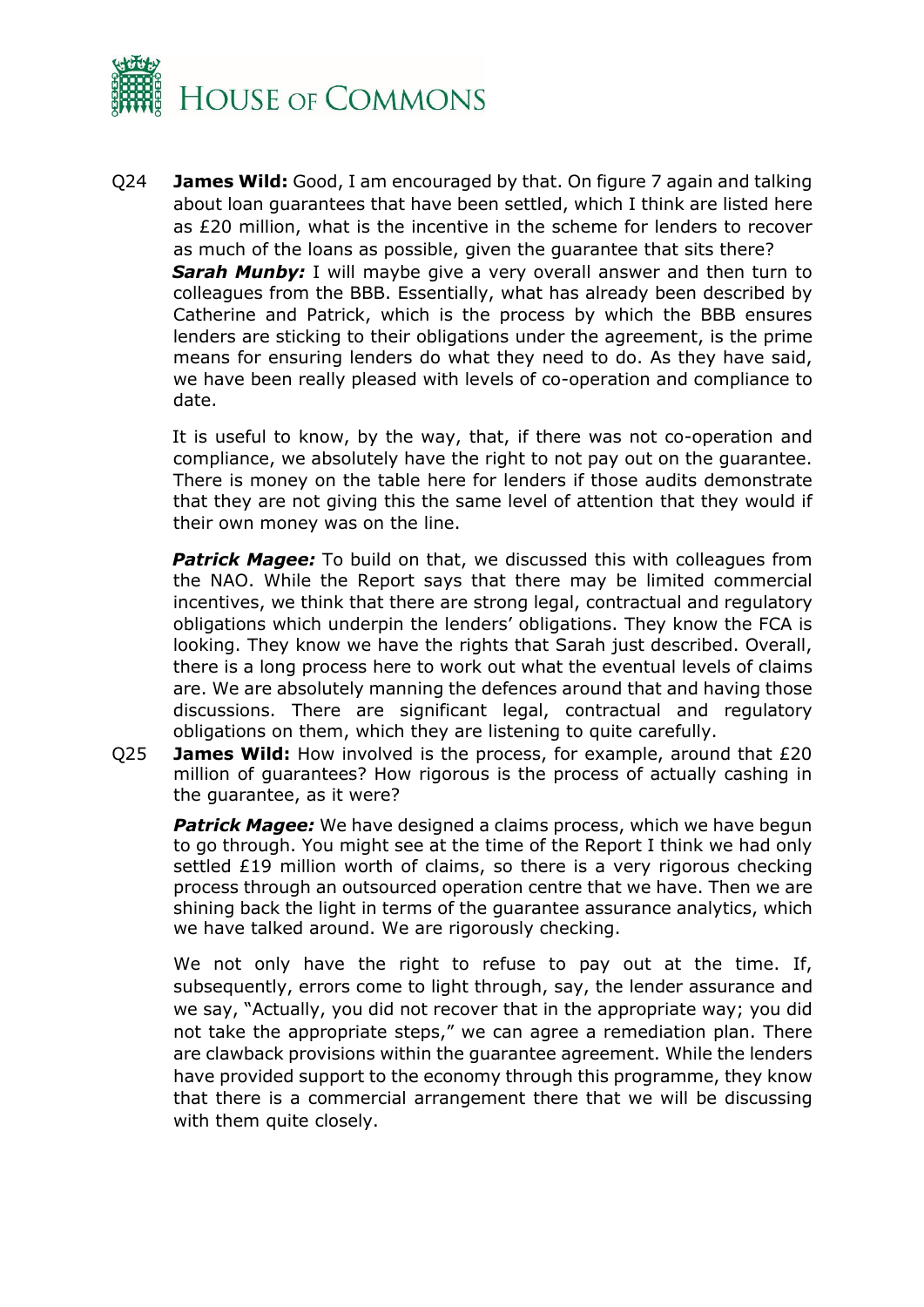Q24 **James Wild:** Good, I am encouraged by that. On figure 7 again and talking about loan guarantees that have been settled, which I think are listed here as £20 million, what is the incentive in the scheme for lenders to recover as much of the loans as possible, given the guarantee that sits there?

***Sarah Munby:*** I will maybe give a very overall answer and then turn to colleagues from the BBB. Essentially, what has already been described by Catherine and Patrick, which is the process by which the BBB ensures lenders are sticking to their obligations under the agreement, is the prime means for ensuring lenders do what they need to do. As they have said, we have been really pleased with levels of co-operation and compliance to date.

It is useful to know, by the way, that, if there was not co-operation and compliance, we absolutely have the right to not pay out on the guarantee. There is money on the table here for lenders if those audits demonstrate that they are not giving this the same level of attention that they would if their own money was on the line.

***Patrick Magee:*** To build on that, we discussed this with colleagues from the NAO. While the Report says that there may be limited commercial incentives, we think that there are strong legal, contractual and regulatory obligations which underpin the lenders' obligations. They know the FCA is looking. They know we have the rights that Sarah just described. Overall, there is a long process here to work out what the eventual levels of claims are. We are absolutely manning the defences around that and having those discussions. There are significant legal, contractual and regulatory obligations on them, which they are listening to quite carefully.

Q25 **James Wild:** How involved is the process, for example, around that £20 million of guarantees? How rigorous is the process of actually cashing in the guarantee, as it were?

***Patrick Magee:*** We have designed a claims process, which we have begun to go through. You might see at the time of the Report I think we had only settled £19 million worth of claims, so there is a very rigorous checking process through an outsourced operation centre that we have. Then we are shining back the light in terms of the guarantee assurance analytics, which we have talked around. We are rigorously checking.

We not only have the right to refuse to pay out at the time. If, subsequently, errors come to light through, say, the lender assurance and we say, "Actually, you did not recover that in the appropriate way; you did not take the appropriate steps," we can agree a remediation plan. There are clawback provisions within the guarantee agreement. While the lenders have provided support to the economy through this programme, they know that there is a commercial arrangement there that we will be discussing with them quite closely.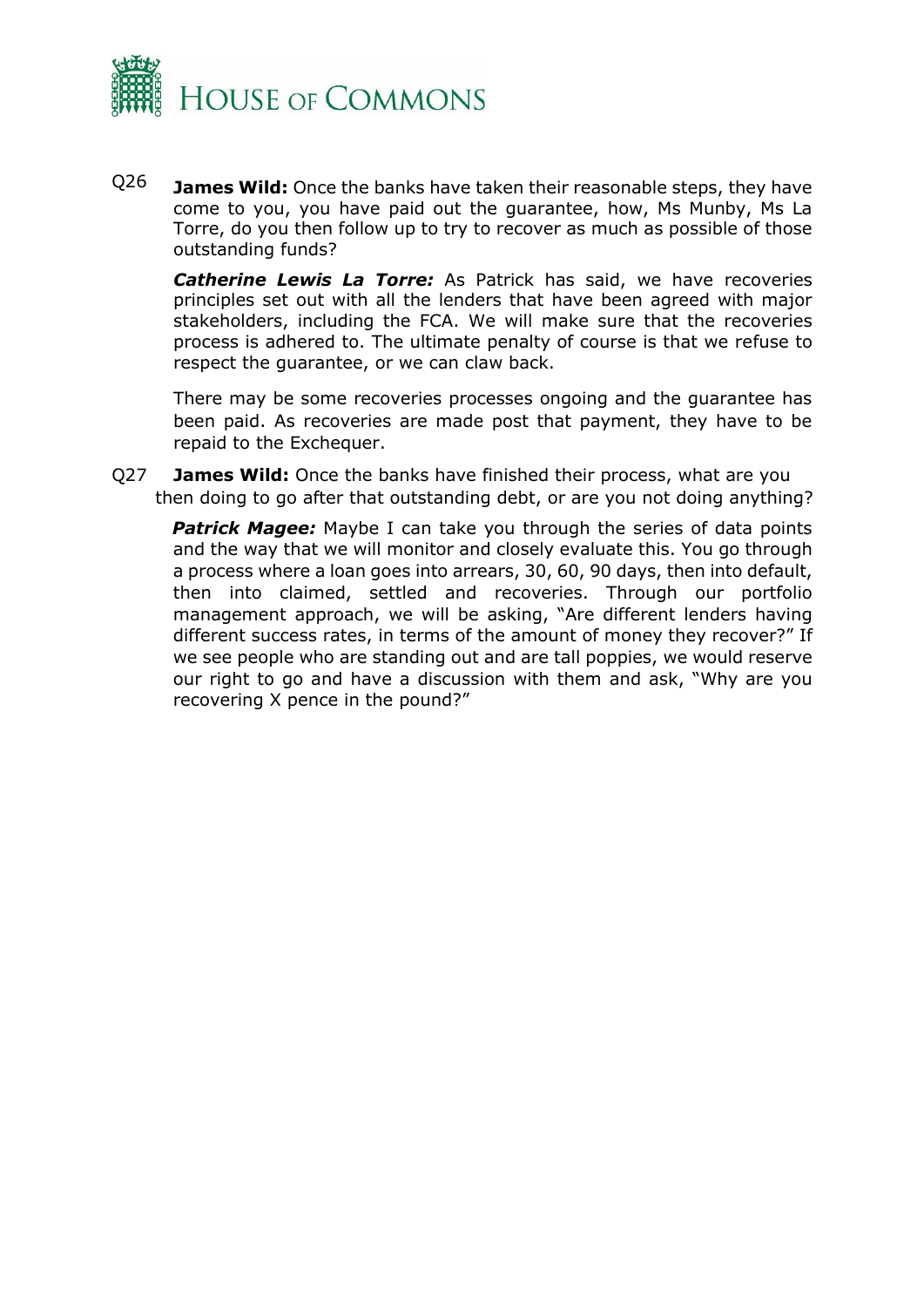Q26 **James Wild:** Once the banks have taken their reasonable steps, they have come to you, you have paid out the guarantee, how, Ms Munby, Ms La Torre, do you then follow up to try to recover as much as possible of those outstanding funds?

***Catherine Lewis La Torre:*** As Patrick has said, we have recoveries principles set out with all the lenders that have been agreed with major stakeholders, including the FCA. We will make sure that the recoveries process is adhered to. The ultimate penalty of course is that we refuse to respect the guarantee, or we can claw back.

There may be some recoveries processes ongoing and the guarantee has been paid. As recoveries are made post that payment, they have to be repaid to the Exchequer.

Q27 **James Wild:** Once the banks have finished their process, what are you then doing to go after that outstanding debt, or are you not doing anything?

***Patrick Magee:*** Maybe I can take you through the series of data points and the way that we will monitor and closely evaluate this. You go through a process where a loan goes into arrears, 30, 60, 90 days, then into default, then into claimed, settled and recoveries. Through our portfolio management approach, we will be asking, "Are different lenders having different success rates, in terms of the amount of money they recover?" If we see people who are standing out and are tall poppies, we would reserve our right to go and have a discussion with them and ask, "Why are you recovering X pence in the pound?"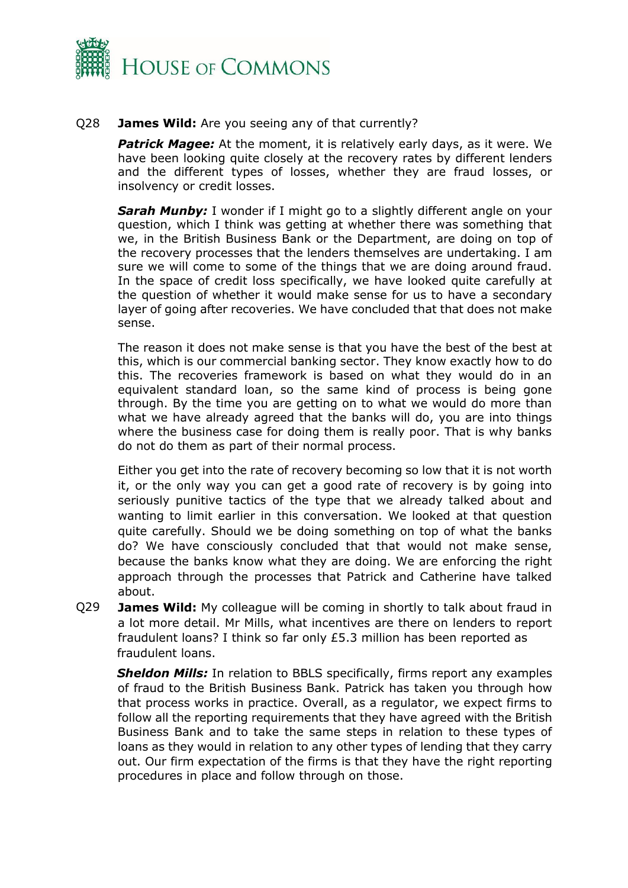Q28 **James Wild:** Are you seeing any of that currently?

***Patrick Magee:*** At the moment, it is relatively early days, as it were. We have been looking quite closely at the recovery rates by different lenders and the different types of losses, whether they are fraud losses, or insolvency or credit losses.

***Sarah Munby:*** I wonder if I might go to a slightly different angle on your question, which I think was getting at whether there was something that we, in the British Business Bank or the Department, are doing on top of the recovery processes that the lenders themselves are undertaking. I am sure we will come to some of the things that we are doing around fraud. In the space of credit loss specifically, we have looked quite carefully at the question of whether it would make sense for us to have a secondary layer of going after recoveries. We have concluded that that does not make sense.

The reason it does not make sense is that you have the best of the best at this, which is our commercial banking sector. They know exactly how to do this. The recoveries framework is based on what they would do in an equivalent standard loan, so the same kind of process is being gone through. By the time you are getting on to what we would do more than what we have already agreed that the banks will do, you are into things where the business case for doing them is really poor. That is why banks do not do them as part of their normal process.

Either you get into the rate of recovery becoming so low that it is not worth it, or the only way you can get a good rate of recovery is by going into seriously punitive tactics of the type that we already talked about and wanting to limit earlier in this conversation. We looked at that question quite carefully. Should we be doing something on top of what the banks do? We have consciously concluded that that would not make sense, because the banks know what they are doing. We are enforcing the right approach through the processes that Patrick and Catherine have talked about.

Q29 **James Wild:** My colleague will be coming in shortly to talk about fraud in a lot more detail. Mr Mills, what incentives are there on lenders to report fraudulent loans? I think so far only £5.3 million has been reported as fraudulent loans.

***Sheldon Mills:*** In relation to BBLS specifically, firms report any examples of fraud to the British Business Bank. Patrick has taken you through how that process works in practice. Overall, as a regulator, we expect firms to follow all the reporting requirements that they have agreed with the British Business Bank and to take the same steps in relation to these types of loans as they would in relation to any other types of lending that they carry out. Our firm expectation of the firms is that they have the right reporting procedures in place and follow through on those.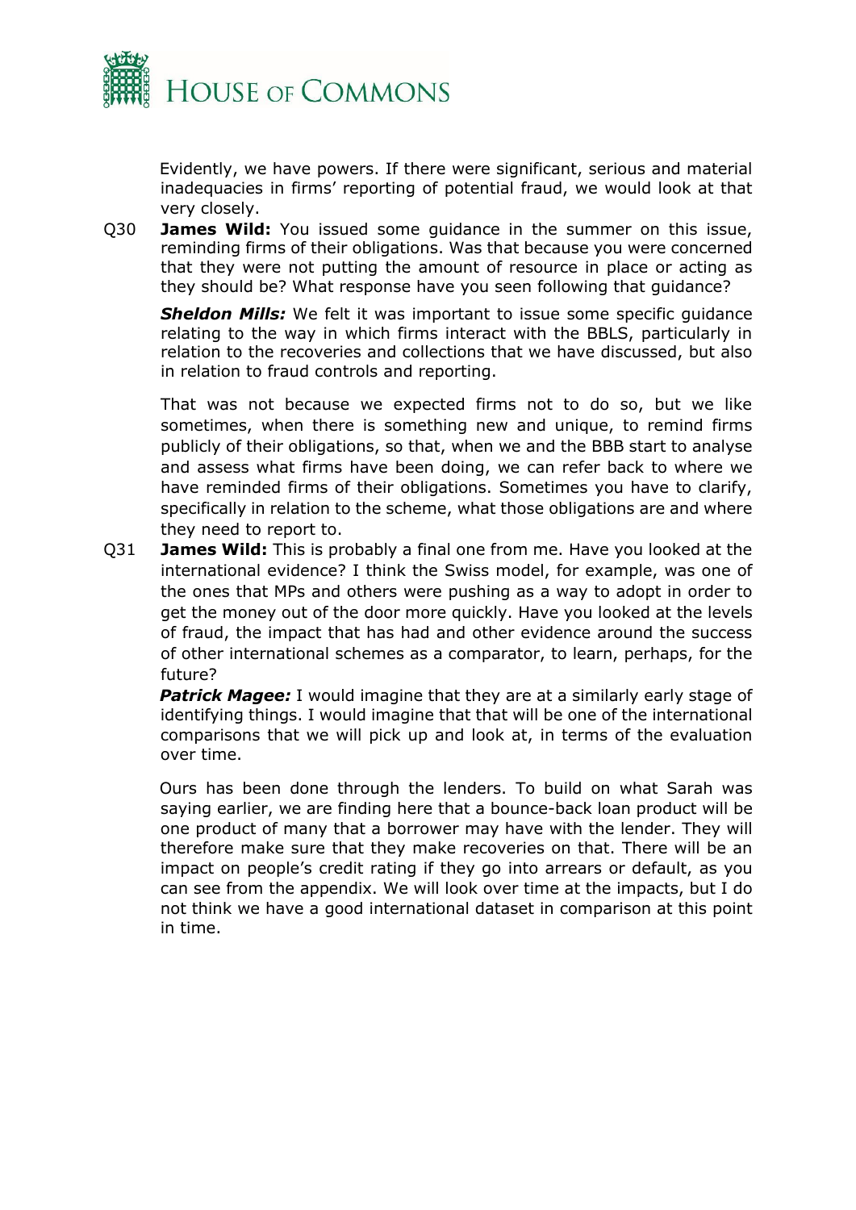Evidently, we have powers. If there were significant, serious and material inadequacies in firms' reporting of potential fraud, we would look at that very closely.

Q30 **James Wild:** You issued some guidance in the summer on this issue, reminding firms of their obligations. Was that because you were concerned that they were not putting the amount of resource in place or acting as they should be? What response have you seen following that guidance?

***Sheldon Mills:*** We felt it was important to issue some specific guidance relating to the way in which firms interact with the BBLS, particularly in relation to the recoveries and collections that we have discussed, but also in relation to fraud controls and reporting.

That was not because we expected firms not to do so, but we like sometimes, when there is something new and unique, to remind firms publicly of their obligations, so that, when we and the BBB start to analyse and assess what firms have been doing, we can refer back to where we have reminded firms of their obligations. Sometimes you have to clarify, specifically in relation to the scheme, what those obligations are and where they need to report to.

Q31 **James Wild:** This is probably a final one from me. Have you looked at the international evidence? I think the Swiss model, for example, was one of the ones that MPs and others were pushing as a way to adopt in order to get the money out of the door more quickly. Have you looked at the levels of fraud, the impact that has had and other evidence around the success of other international schemes as a comparator, to learn, perhaps, for the future?

***Patrick Magee:*** I would imagine that they are at a similarly early stage of identifying things. I would imagine that that will be one of the international comparisons that we will pick up and look at, in terms of the evaluation over time.

Ours has been done through the lenders. To build on what Sarah was saying earlier, we are finding here that a bounce-back loan product will be one product of many that a borrower may have with the lender. They will therefore make sure that they make recoveries on that. There will be an impact on people's credit rating if they go into arrears or default, as you can see from the appendix. We will look over time at the impacts, but I do not think we have a good international dataset in comparison at this point in time.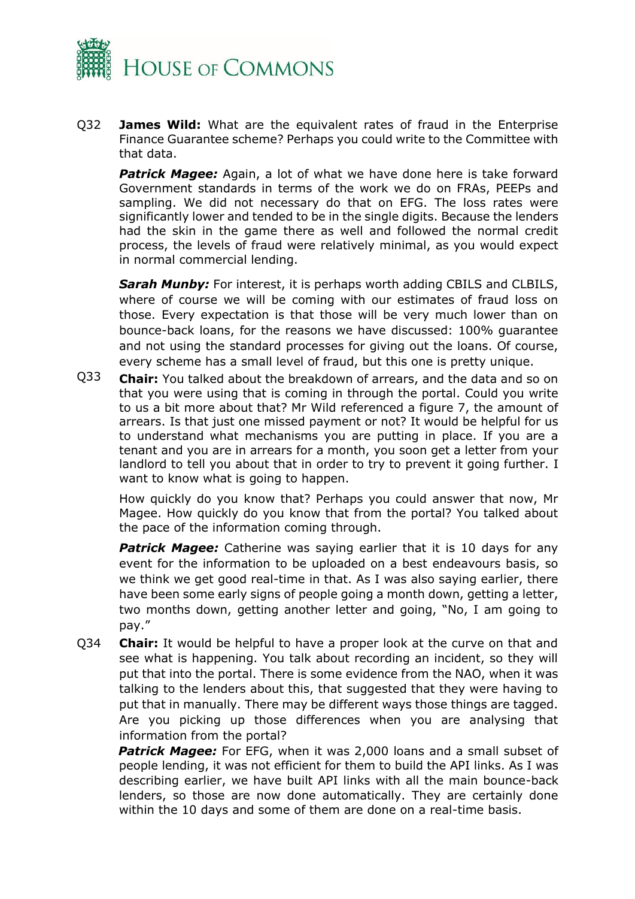Q32 **James Wild:** What are the equivalent rates of fraud in the Enterprise Finance Guarantee scheme? Perhaps you could write to the Committee with that data.

***Patrick Magee:*** Again, a lot of what we have done here is take forward Government standards in terms of the work we do on FRAs, PEEPs and sampling. We did not necessary do that on EFG. The loss rates were significantly lower and tended to be in the single digits. Because the lenders had the skin in the game there as well and followed the normal credit process, the levels of fraud were relatively minimal, as you would expect in normal commercial lending.

***Sarah Munby:*** For interest, it is perhaps worth adding CBILS and CLBILS, where of course we will be coming with our estimates of fraud loss on those. Every expectation is that those will be very much lower than on bounce-back loans, for the reasons we have discussed: 100% guarantee and not using the standard processes for giving out the loans. Of course, every scheme has a small level of fraud, but this one is pretty unique.

Q33 **Chair:** You talked about the breakdown of arrears, and the data and so on that you were using that is coming in through the portal. Could you write to us a bit more about that? Mr Wild referenced a figure 7, the amount of arrears. Is that just one missed payment or not? It would be helpful for us to understand what mechanisms you are putting in place. If you are a tenant and you are in arrears for a month, you soon get a letter from your landlord to tell you about that in order to try to prevent it going further. I want to know what is going to happen.

How quickly do you know that? Perhaps you could answer that now, Mr Magee. How quickly do you know that from the portal? You talked about the pace of the information coming through.

***Patrick Magee:*** Catherine was saying earlier that it is 10 days for any event for the information to be uploaded on a best endeavours basis, so we think we get good real-time in that. As I was also saying earlier, there have been some early signs of people going a month down, getting a letter, two months down, getting another letter and going, "No, I am going to pay."

Q34 **Chair:** It would be helpful to have a proper look at the curve on that and see what is happening. You talk about recording an incident, so they will put that into the portal. There is some evidence from the NAO, when it was talking to the lenders about this, that suggested that they were having to put that in manually. There may be different ways those things are tagged. Are you picking up those differences when you are analysing that information from the portal?

***Patrick Magee:*** For EFG, when it was 2,000 loans and a small subset of people lending, it was not efficient for them to build the API links. As I was describing earlier, we have built API links with all the main bounce-back lenders, so those are now done automatically. They are certainly done within the 10 days and some of them are done on a real-time basis.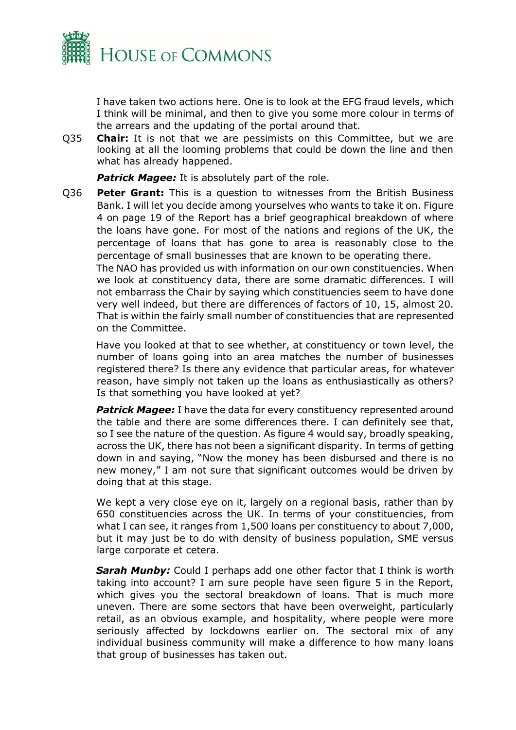I have taken two actions here. One is to look at the EFG fraud levels, which I think will be minimal, and then to give you some more colour in terms of the arrears and the updating of the portal around that.

Q35 **Chair:** It is not that we are pessimists on this Committee, but we are looking at all the looming problems that could be down the line and then what has already happened.

***Patrick Magee:*** It is absolutely part of the role.

Q36 **Peter Grant:** This is a question to witnesses from the British Business Bank. I will let you decide among yourselves who wants to take it on. Figure 4 on page 19 of the Report has a brief geographical breakdown of where the loans have gone. For most of the nations and regions of the UK, the percentage of loans that has gone to area is reasonably close to the percentage of small businesses that are known to be operating there.

The NAO has provided us with information on our own constituencies. When we look at constituency data, there are some dramatic differences. I will not embarrass the Chair by saying which constituencies seem to have done very well indeed, but there are differences of factors of 10, 15, almost 20. That is within the fairly small number of constituencies that are represented on the Committee.

Have you looked at that to see whether, at constituency or town level, the number of loans going into an area matches the number of businesses registered there? Is there any evidence that particular areas, for whatever reason, have simply not taken up the loans as enthusiastically as others? Is that something you have looked at yet?

***Patrick Magee:*** I have the data for every constituency represented around the table and there are some differences there. I can definitely see that, so I see the nature of the question. As figure 4 would say, broadly speaking, across the UK, there has not been a significant disparity. In terms of getting down in and saying, "Now the money has been disbursed and there is no new money," I am not sure that significant outcomes would be driven by doing that at this stage.

We kept a very close eye on it, largely on a regional basis, rather than by 650 constituencies across the UK. In terms of your constituencies, from what I can see, it ranges from 1,500 loans per constituency to about 7,000, but it may just be to do with density of business population, SME versus large corporate et cetera.

***Sarah Munby:*** Could I perhaps add one other factor that I think is worth taking into account? I am sure people have seen figure 5 in the Report, which gives you the sectoral breakdown of loans. That is much more uneven. There are some sectors that have been overweight, particularly retail, as an obvious example, and hospitality, where people were more seriously affected by lockdowns earlier on. The sectoral mix of any individual business community will make a difference to how many loans that group of businesses has taken out.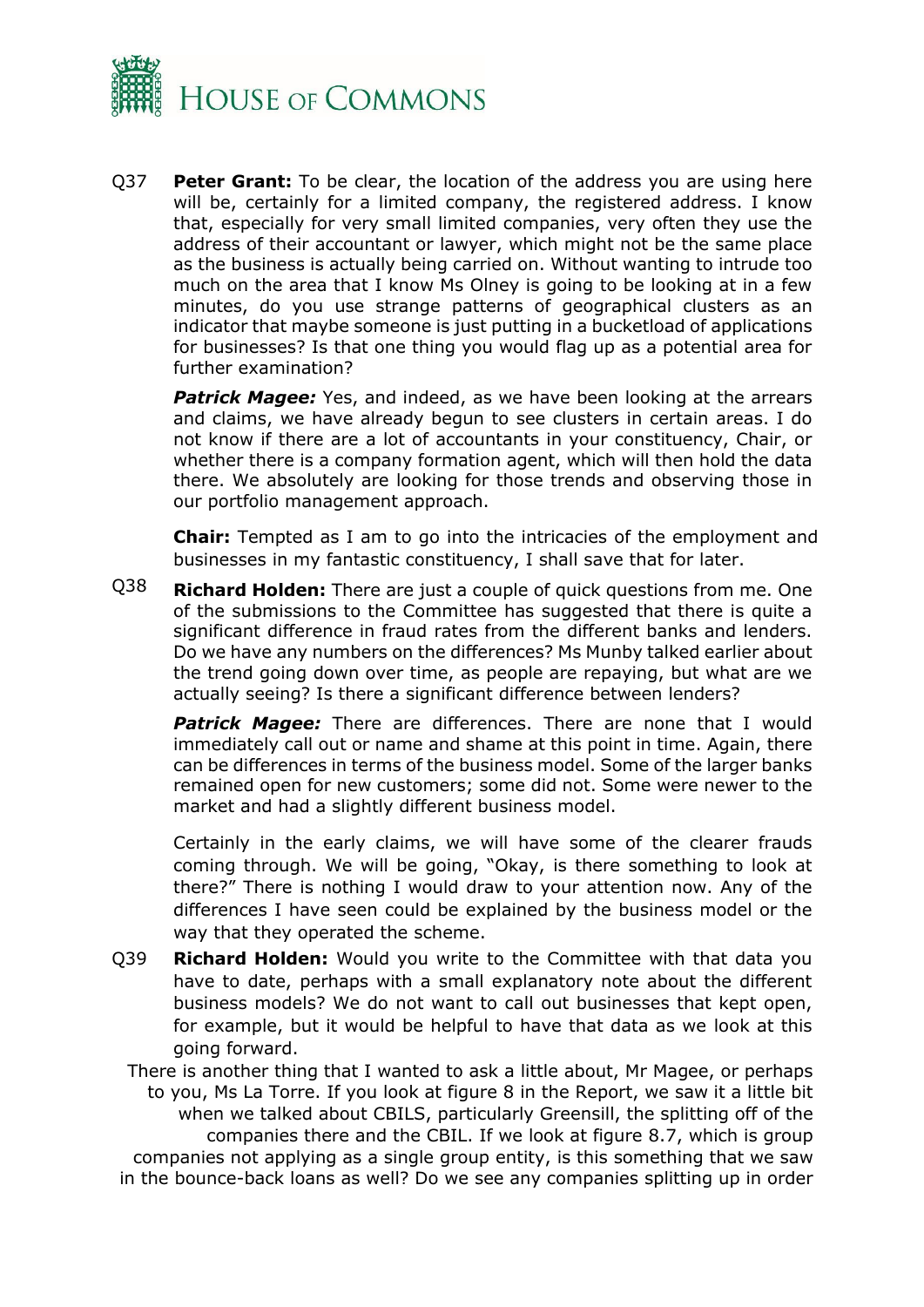Q37 **Peter Grant:** To be clear, the location of the address you are using here will be, certainly for a limited company, the registered address. I know that, especially for very small limited companies, very often they use the address of their accountant or lawyer, which might not be the same place as the business is actually being carried on. Without wanting to intrude too much on the area that I know Ms Olney is going to be looking at in a few minutes, do you use strange patterns of geographical clusters as an indicator that maybe someone is just putting in a bucketload of applications for businesses? Is that one thing you would flag up as a potential area for further examination?

***Patrick Magee:*** Yes, and indeed, as we have been looking at the arrears and claims, we have already begun to see clusters in certain areas. I do not know if there are a lot of accountants in your constituency, Chair, or whether there is a company formation agent, which will then hold the data there. We absolutely are looking for those trends and observing those in our portfolio management approach.

**Chair:** Tempted as I am to go into the intricacies of the employment and businesses in my fantastic constituency, I shall save that for later.

Q38 **Richard Holden:** There are just a couple of quick questions from me. One of the submissions to the Committee has suggested that there is quite a significant difference in fraud rates from the different banks and lenders. Do we have any numbers on the differences? Ms Munby talked earlier about the trend going down over time, as people are repaying, but what are we actually seeing? Is there a significant difference between lenders?

***Patrick Magee:*** There are differences. There are none that I would immediately call out or name and shame at this point in time. Again, there can be differences in terms of the business model. Some of the larger banks remained open for new customers; some did not. Some were newer to the market and had a slightly different business model.

Certainly in the early claims, we will have some of the clearer frauds coming through. We will be going, "Okay, is there something to look at there?" There is nothing I would draw to your attention now. Any of the differences I have seen could be explained by the business model or the way that they operated the scheme.

Q39 **Richard Holden:** Would you write to the Committee with that data you have to date, perhaps with a small explanatory note about the different business models? We do not want to call out businesses that kept open, for example, but it would be helpful to have that data as we look at this going forward.

There is another thing that I wanted to ask a little about, Mr Magee, or perhaps to you, Ms La Torre. If you look at figure 8 in the Report, we saw it a little bit when we talked about CBILS, particularly Greensill, the splitting off of the companies there and the CBIL. If we look at figure 8.7, which is group companies not applying as a single group entity, is this something that we saw in the bounce-back loans as well? Do we see any companies splitting up in order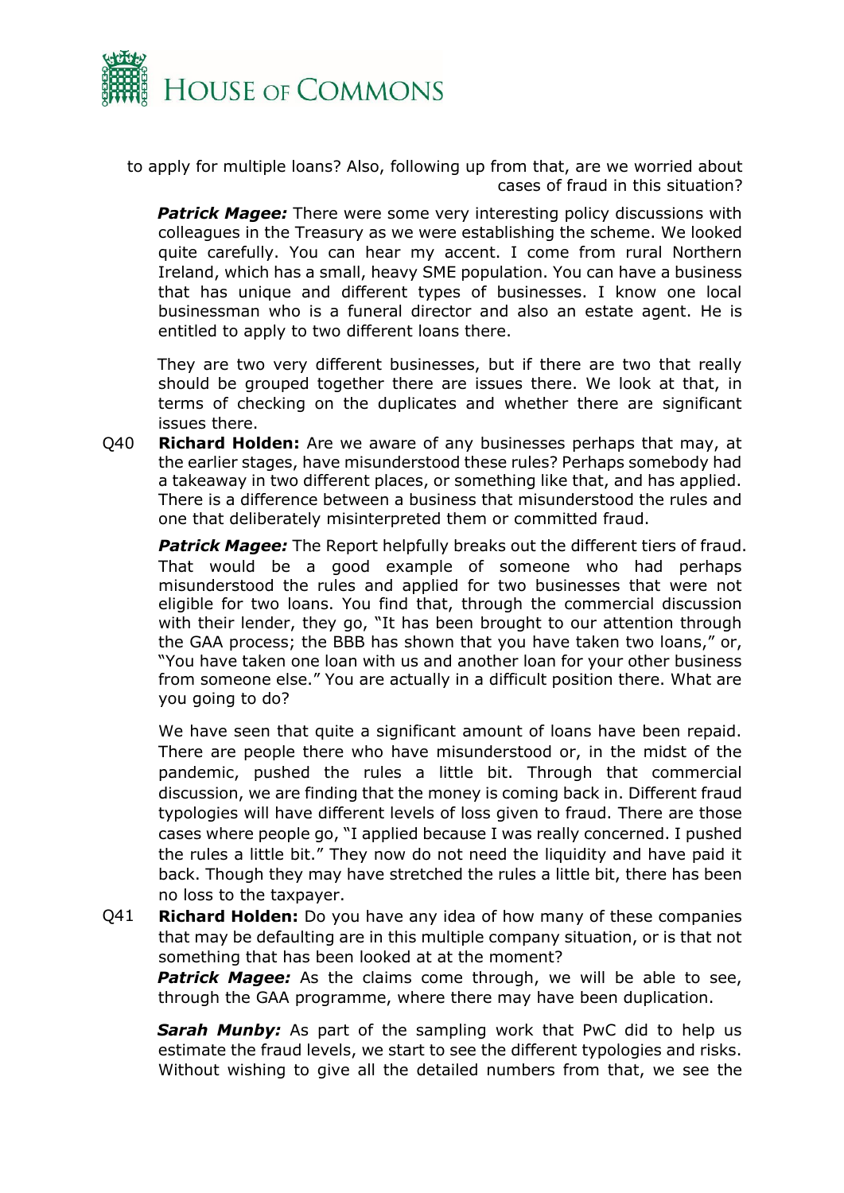to apply for multiple loans? Also, following up from that, are we worried about cases of fraud in this situation?

***Patrick Magee:*** There were some very interesting policy discussions with colleagues in the Treasury as we were establishing the scheme. We looked quite carefully. You can hear my accent. I come from rural Northern Ireland, which has a small, heavy SME population. You can have a business that has unique and different types of businesses. I know one local businessman who is a funeral director and also an estate agent. He is entitled to apply to two different loans there.

They are two very different businesses, but if there are two that really should be grouped together there are issues there. We look at that, in terms of checking on the duplicates and whether there are significant issues there.

Q40 **Richard Holden:** Are we aware of any businesses perhaps that may, at the earlier stages, have misunderstood these rules? Perhaps somebody had a takeaway in two different places, or something like that, and has applied. There is a difference between a business that misunderstood the rules and one that deliberately misinterpreted them or committed fraud.

***Patrick Magee:*** The Report helpfully breaks out the different tiers of fraud. That would be a good example of someone who had perhaps misunderstood the rules and applied for two businesses that were not eligible for two loans. You find that, through the commercial discussion with their lender, they go, "It has been brought to our attention through the GAA process; the BBB has shown that you have taken two loans," or, "You have taken one loan with us and another loan for your other business from someone else." You are actually in a difficult position there. What are you going to do?

We have seen that quite a significant amount of loans have been repaid. There are people there who have misunderstood or, in the midst of the pandemic, pushed the rules a little bit. Through that commercial discussion, we are finding that the money is coming back in. Different fraud typologies will have different levels of loss given to fraud. There are those cases where people go, "I applied because I was really concerned. I pushed the rules a little bit." They now do not need the liquidity and have paid it back. Though they may have stretched the rules a little bit, there has been no loss to the taxpayer.

Q41 **Richard Holden:** Do you have any idea of how many of these companies that may be defaulting are in this multiple company situation, or is that not something that has been looked at at the moment?

***Patrick Magee:*** As the claims come through, we will be able to see, through the GAA programme, where there may have been duplication.

***Sarah Munby:*** As part of the sampling work that PwC did to help us estimate the fraud levels, we start to see the different typologies and risks. Without wishing to give all the detailed numbers from that, we see the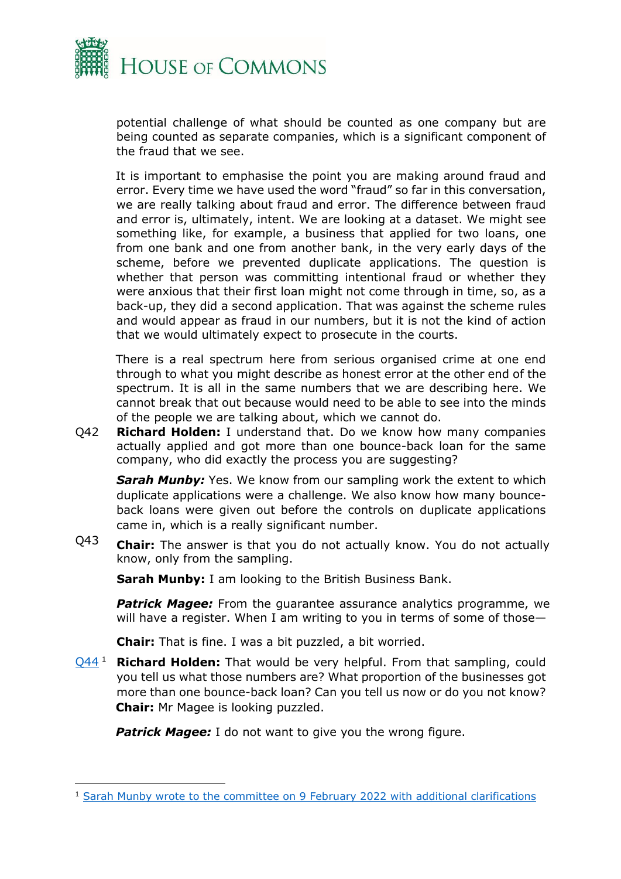potential challenge of what should be counted as one company but are being counted as separate companies, which is a significant component of the fraud that we see.

It is important to emphasise the point you are making around fraud and error. Every time we have used the word "fraud" so far in this conversation, we are really talking about fraud and error. The difference between fraud and error is, ultimately, intent. We are looking at a dataset. We might see something like, for example, a business that applied for two loans, one from one bank and one from another bank, in the very early days of the scheme, before we prevented duplicate applications. The question is whether that person was committing intentional fraud or whether they were anxious that their first loan might not come through in time, so, as a back-up, they did a second application. That was against the scheme rules and would appear as fraud in our numbers, but it is not the kind of action that we would ultimately expect to prosecute in the courts.

There is a real spectrum here from serious organised crime at one end through to what you might describe as honest error at the other end of the spectrum. It is all in the same numbers that we are describing here. We cannot break that out because would need to be able to see into the minds of the people we are talking about, which we cannot do.

Q42 **Richard Holden:** I understand that. Do we know how many companies actually applied and got more than one bounce-back loan for the same company, who did exactly the process you are suggesting?

***Sarah Munby:*** Yes. We know from our sampling work the extent to which duplicate applications were a challenge. We also know how many bounce-back loans were given out before the controls on duplicate applications came in, which is a really significant number.

Q43 **Chair:** The answer is that you do not actually know. You do not actually know, only from the sampling.

**Sarah Munby:** I am looking to the British Business Bank.

***Patrick Magee:*** From the guarantee assurance analytics programme, we will have a register. When I am writing to you in terms of some of those—

**Chair:** That is fine. I was a bit puzzled, a bit worried.

Q44[1] **Richard Holden:** That would be very helpful. From that sampling, could you tell us what those numbers are? What proportion of the businesses got more than one bounce-back loan? Can you tell us now or do you not know?

**Chair:** Mr Magee is looking puzzled.

***Patrick Magee:*** I do not want to give you the wrong figure.

[1] Sarah Munby wrote to the committee on 9 February 2022 with additional clarifications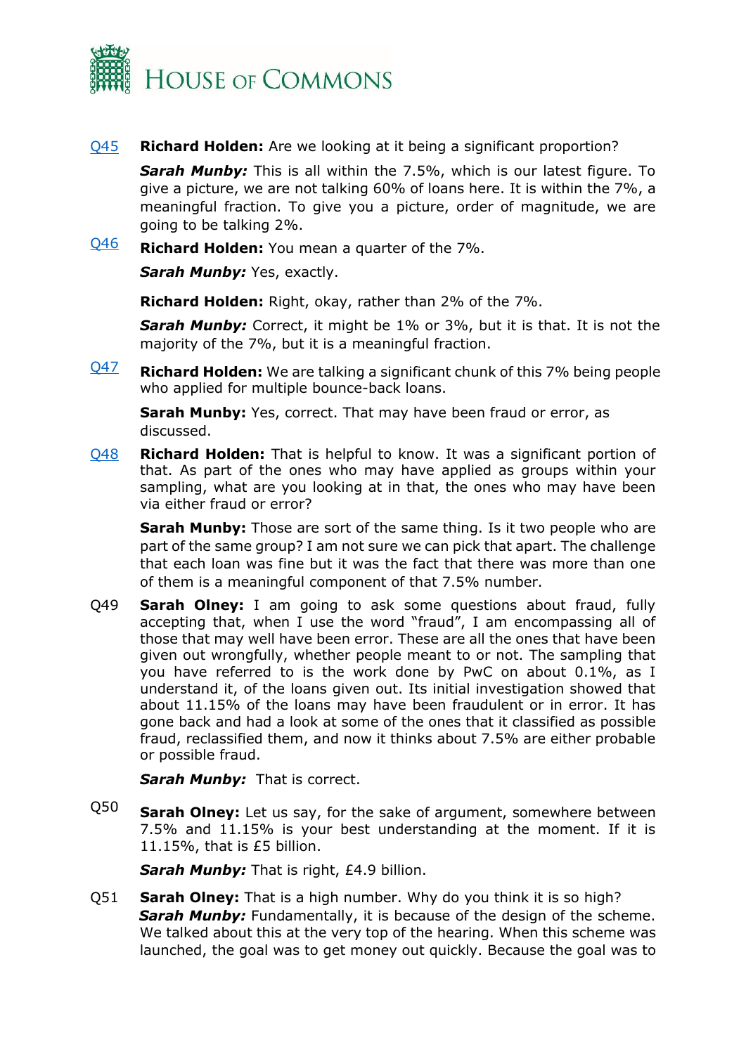[Q45](#) **Richard Holden:** Are we looking at it being a significant proportion?

***Sarah Munby:*** This is all within the 7.5%, which is our latest figure. To give a picture, we are not talking 60% of loans here. It is within the 7%, a meaningful fraction. To give you a picture, order of magnitude, we are going to be talking 2%.

[Q46](#) **Richard Holden:** You mean a quarter of the 7%.

***Sarah Munby:*** Yes, exactly.

**Richard Holden:** Right, okay, rather than 2% of the 7%.

***Sarah Munby:*** Correct, it might be 1% or 3%, but it is that. It is not the majority of the 7%, but it is a meaningful fraction.

[Q47](#) **Richard Holden:** We are talking a significant chunk of this 7% being people who applied for multiple bounce-back loans.

**Sarah Munby:** Yes, correct. That may have been fraud or error, as discussed.

[Q48](#) **Richard Holden:** That is helpful to know. It was a significant portion of that. As part of the ones who may have applied as groups within your sampling, what are you looking at in that, the ones who may have been via either fraud or error?

**Sarah Munby:** Those are sort of the same thing. Is it two people who are part of the same group? I am not sure we can pick that apart. The challenge that each loan was fine but it was the fact that there was more than one of them is a meaningful component of that 7.5% number.

Q49 **Sarah Olney:** I am going to ask some questions about fraud, fully accepting that, when I use the word "fraud", I am encompassing all of those that may well have been error. These are all the ones that have been given out wrongfully, whether people meant to or not. The sampling that you have referred to is the work done by PwC on about 0.1%, as I understand it, of the loans given out. Its initial investigation showed that about 11.15% of the loans may have been fraudulent or in error. It has gone back and had a look at some of the ones that it classified as possible fraud, reclassified them, and now it thinks about 7.5% are either probable or possible fraud.

***Sarah Munby:*** That is correct.

Q50 **Sarah Olney:** Let us say, for the sake of argument, somewhere between 7.5% and 11.15% is your best understanding at the moment. If it is 11.15%, that is £5 billion.

***Sarah Munby:*** That is right, £4.9 billion.

Q51 **Sarah Olney:** That is a high number. Why do you think it is so high?

***Sarah Munby:*** Fundamentally, it is because of the design of the scheme. We talked about this at the very top of the hearing. When this scheme was launched, the goal was to get money out quickly. Because the goal was to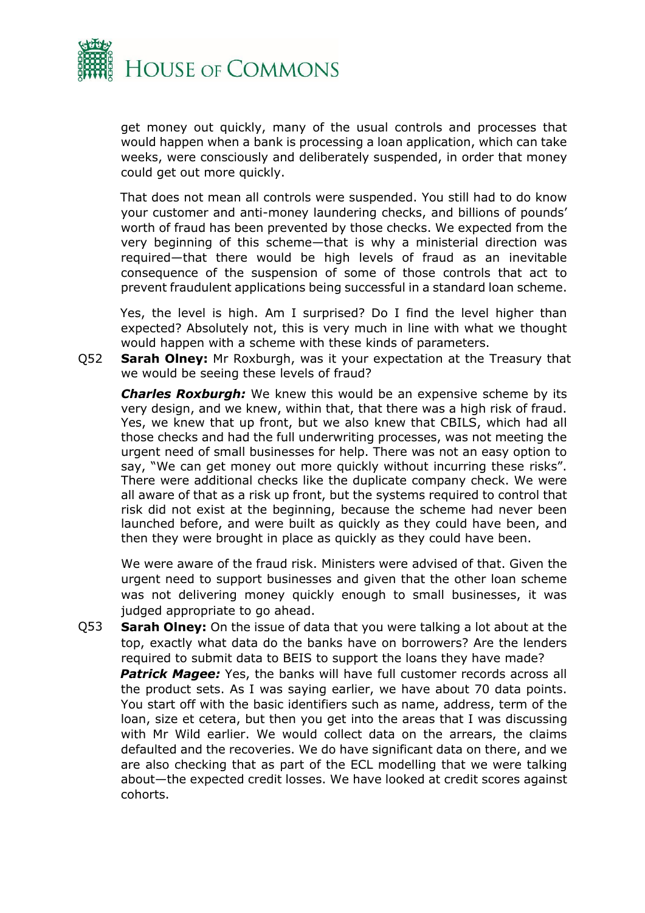get money out quickly, many of the usual controls and processes that would happen when a bank is processing a loan application, which can take weeks, were consciously and deliberately suspended, in order that money could get out more quickly.

That does not mean all controls were suspended. You still had to do know your customer and anti-money laundering checks, and billions of pounds' worth of fraud has been prevented by those checks. We expected from the very beginning of this scheme—that is why a ministerial direction was required—that there would be high levels of fraud as an inevitable consequence of the suspension of some of those controls that act to prevent fraudulent applications being successful in a standard loan scheme.

Yes, the level is high. Am I surprised? Do I find the level higher than expected? Absolutely not, this is very much in line with what we thought would happen with a scheme with these kinds of parameters.

Q52 **Sarah Olney:** Mr Roxburgh, was it your expectation at the Treasury that we would be seeing these levels of fraud?

***Charles Roxburgh:*** We knew this would be an expensive scheme by its very design, and we knew, within that, that there was a high risk of fraud. Yes, we knew that up front, but we also knew that CBILS, which had all those checks and had the full underwriting processes, was not meeting the urgent need of small businesses for help. There was not an easy option to say, "We can get money out more quickly without incurring these risks". There were additional checks like the duplicate company check. We were all aware of that as a risk up front, but the systems required to control that risk did not exist at the beginning, because the scheme had never been launched before, and were built as quickly as they could have been, and then they were brought in place as quickly as they could have been.

We were aware of the fraud risk. Ministers were advised of that. Given the urgent need to support businesses and given that the other loan scheme was not delivering money quickly enough to small businesses, it was judged appropriate to go ahead.

Q53 **Sarah Olney:** On the issue of data that you were talking a lot about at the top, exactly what data do the banks have on borrowers? Are the lenders required to submit data to BEIS to support the loans they have made?

***Patrick Magee:*** Yes, the banks will have full customer records across all the product sets. As I was saying earlier, we have about 70 data points. You start off with the basic identifiers such as name, address, term of the loan, size et cetera, but then you get into the areas that I was discussing with Mr Wild earlier. We would collect data on the arrears, the claims defaulted and the recoveries. We do have significant data on there, and we are also checking that as part of the ECL modelling that we were talking about—the expected credit losses. We have looked at credit scores against cohorts.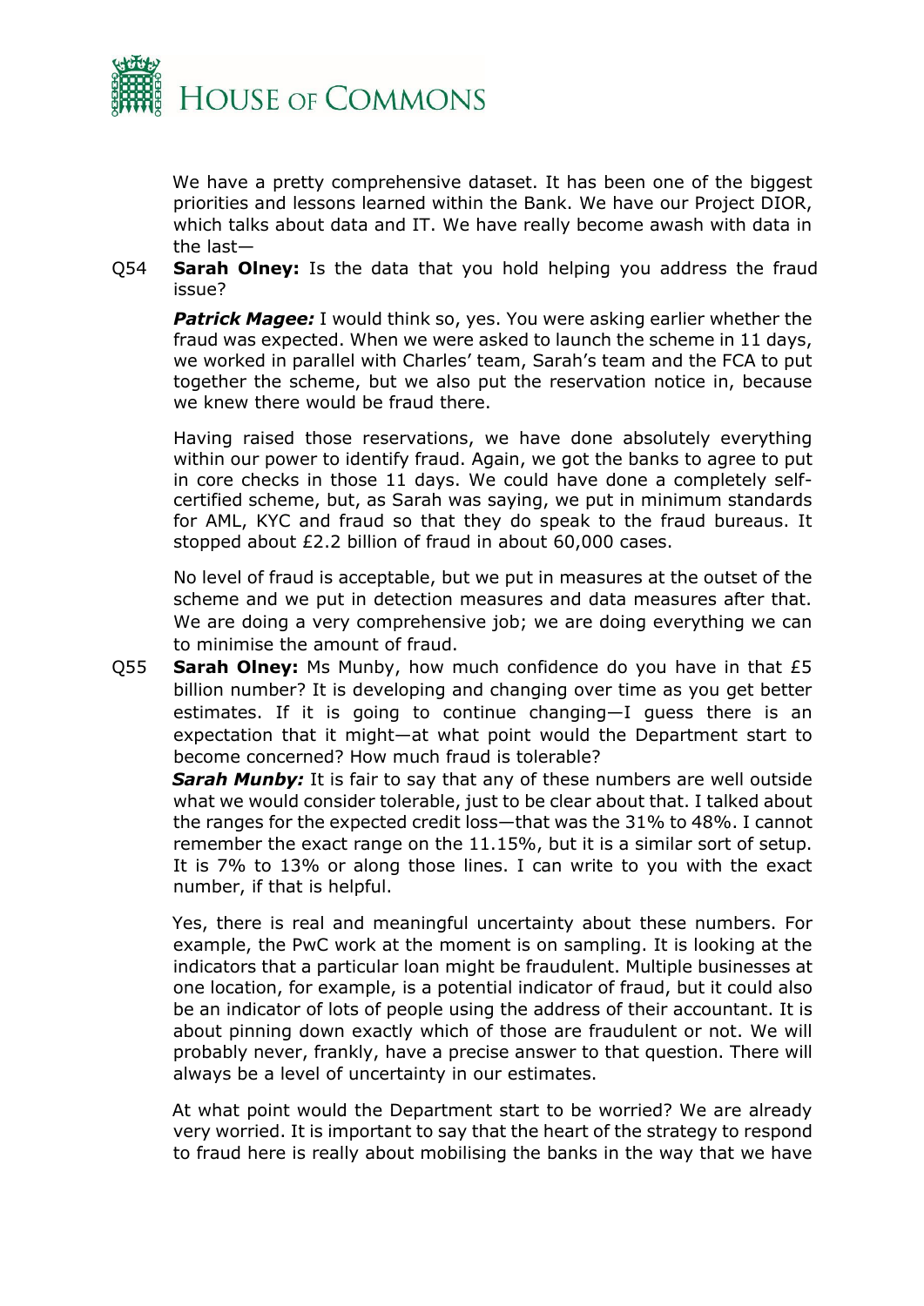We have a pretty comprehensive dataset. It has been one of the biggest priorities and lessons learned within the Bank. We have our Project DIOR, which talks about data and IT. We have really become awash with data in the last—

Q54 **Sarah Olney:** Is the data that you hold helping you address the fraud issue?

***Patrick Magee:*** I would think so, yes. You were asking earlier whether the fraud was expected. When we were asked to launch the scheme in 11 days, we worked in parallel with Charles' team, Sarah's team and the FCA to put together the scheme, but we also put the reservation notice in, because we knew there would be fraud there.

Having raised those reservations, we have done absolutely everything within our power to identify fraud. Again, we got the banks to agree to put in core checks in those 11 days. We could have done a completely self-certified scheme, but, as Sarah was saying, we put in minimum standards for AML, KYC and fraud so that they do speak to the fraud bureaus. It stopped about £2.2 billion of fraud in about 60,000 cases.

No level of fraud is acceptable, but we put in measures at the outset of the scheme and we put in detection measures and data measures after that. We are doing a very comprehensive job; we are doing everything we can to minimise the amount of fraud.

Q55 **Sarah Olney:** Ms Munby, how much confidence do you have in that £5 billion number? It is developing and changing over time as you get better estimates. If it is going to continue changing—I guess there is an expectation that it might—at what point would the Department start to become concerned? How much fraud is tolerable?

***Sarah Munby:*** It is fair to say that any of these numbers are well outside what we would consider tolerable, just to be clear about that. I talked about the ranges for the expected credit loss—that was the 31% to 48%. I cannot remember the exact range on the 11.15%, but it is a similar sort of setup. It is 7% to 13% or along those lines. I can write to you with the exact number, if that is helpful.

Yes, there is real and meaningful uncertainty about these numbers. For example, the PwC work at the moment is on sampling. It is looking at the indicators that a particular loan might be fraudulent. Multiple businesses at one location, for example, is a potential indicator of fraud, but it could also be an indicator of lots of people using the address of their accountant. It is about pinning down exactly which of those are fraudulent or not. We will probably never, frankly, have a precise answer to that question. There will always be a level of uncertainty in our estimates.

At what point would the Department start to be worried? We are already very worried. It is important to say that the heart of the strategy to respond to fraud here is really about mobilising the banks in the way that we have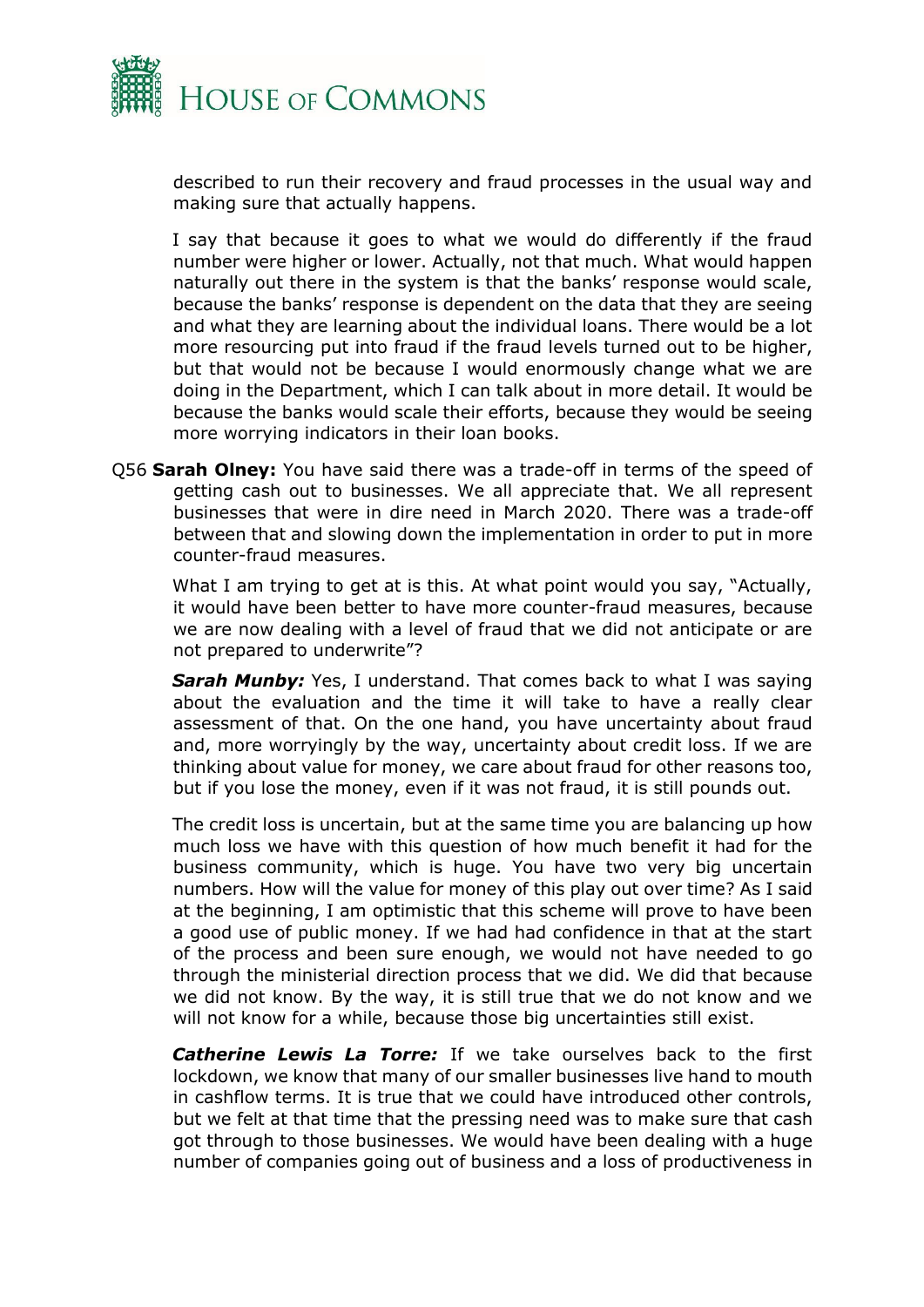described to run their recovery and fraud processes in the usual way and making sure that actually happens.

I say that because it goes to what we would do differently if the fraud number were higher or lower. Actually, not that much. What would happen naturally out there in the system is that the banks' response would scale, because the banks' response is dependent on the data that they are seeing and what they are learning about the individual loans. There would be a lot more resourcing put into fraud if the fraud levels turned out to be higher, but that would not be because I would enormously change what we are doing in the Department, which I can talk about in more detail. It would be because the banks would scale their efforts, because they would be seeing more worrying indicators in their loan books.

Q56 **Sarah Olney:** You have said there was a trade-off in terms of the speed of getting cash out to businesses. We all appreciate that. We all represent businesses that were in dire need in March 2020. There was a trade-off between that and slowing down the implementation in order to put in more counter-fraud measures.

What I am trying to get at is this. At what point would you say, "Actually, it would have been better to have more counter-fraud measures, because we are now dealing with a level of fraud that we did not anticipate or are not prepared to underwrite"?

***Sarah Munby:*** Yes, I understand. That comes back to what I was saying about the evaluation and the time it will take to have a really clear assessment of that. On the one hand, you have uncertainty about fraud and, more worryingly by the way, uncertainty about credit loss. If we are thinking about value for money, we care about fraud for other reasons too, but if you lose the money, even if it was not fraud, it is still pounds out.

The credit loss is uncertain, but at the same time you are balancing up how much loss we have with this question of how much benefit it had for the business community, which is huge. You have two very big uncertain numbers. How will the value for money of this play out over time? As I said at the beginning, I am optimistic that this scheme will prove to have been a good use of public money. If we had had confidence in that at the start of the process and been sure enough, we would not have needed to go through the ministerial direction process that we did. We did that because we did not know. By the way, it is still true that we do not know and we will not know for a while, because those big uncertainties still exist.

***Catherine Lewis La Torre:*** If we take ourselves back to the first lockdown, we know that many of our smaller businesses live hand to mouth in cashflow terms. It is true that we could have introduced other controls, but we felt at that time that the pressing need was to make sure that cash got through to those businesses. We would have been dealing with a huge number of companies going out of business and a loss of productiveness in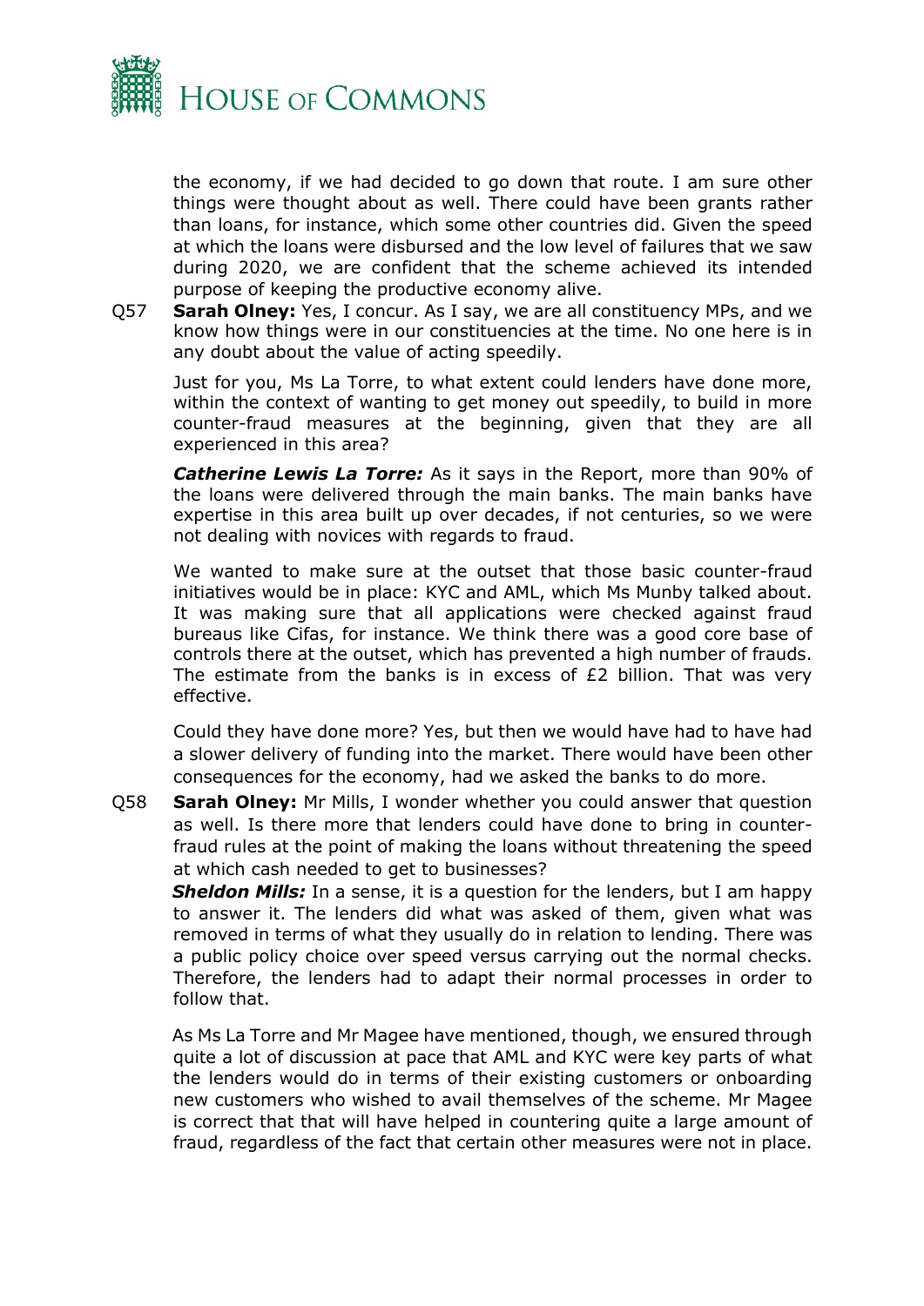the economy, if we had decided to go down that route. I am sure other things were thought about as well. There could have been grants rather than loans, for instance, which some other countries did. Given the speed at which the loans were disbursed and the low level of failures that we saw during 2020, we are confident that the scheme achieved its intended purpose of keeping the productive economy alive.

Q57 **Sarah Olney:** Yes, I concur. As I say, we are all constituency MPs, and we know how things were in our constituencies at the time. No one here is in any doubt about the value of acting speedily.

Just for you, Ms La Torre, to what extent could lenders have done more, within the context of wanting to get money out speedily, to build in more counter-fraud measures at the beginning, given that they are all experienced in this area?

***Catherine Lewis La Torre:*** As it says in the Report, more than 90% of the loans were delivered through the main banks. The main banks have expertise in this area built up over decades, if not centuries, so we were not dealing with novices with regards to fraud.

We wanted to make sure at the outset that those basic counter-fraud initiatives would be in place: KYC and AML, which Ms Munby talked about. It was making sure that all applications were checked against fraud bureaus like Cifas, for instance. We think there was a good core base of controls there at the outset, which has prevented a high number of frauds. The estimate from the banks is in excess of £2 billion. That was very effective.

Could they have done more? Yes, but then we would have had to have had a slower delivery of funding into the market. There would have been other consequences for the economy, had we asked the banks to do more.

Q58 **Sarah Olney:** Mr Mills, I wonder whether you could answer that question as well. Is there more that lenders could have done to bring in counter-fraud rules at the point of making the loans without threatening the speed at which cash needed to get to businesses?

***Sheldon Mills:*** In a sense, it is a question for the lenders, but I am happy to answer it. The lenders did what was asked of them, given what was removed in terms of what they usually do in relation to lending. There was a public policy choice over speed versus carrying out the normal checks. Therefore, the lenders had to adapt their normal processes in order to follow that.

As Ms La Torre and Mr Magee have mentioned, though, we ensured through quite a lot of discussion at pace that AML and KYC were key parts of what the lenders would do in terms of their existing customers or onboarding new customers who wished to avail themselves of the scheme. Mr Magee is correct that that will have helped in countering quite a large amount of fraud, regardless of the fact that certain other measures were not in place.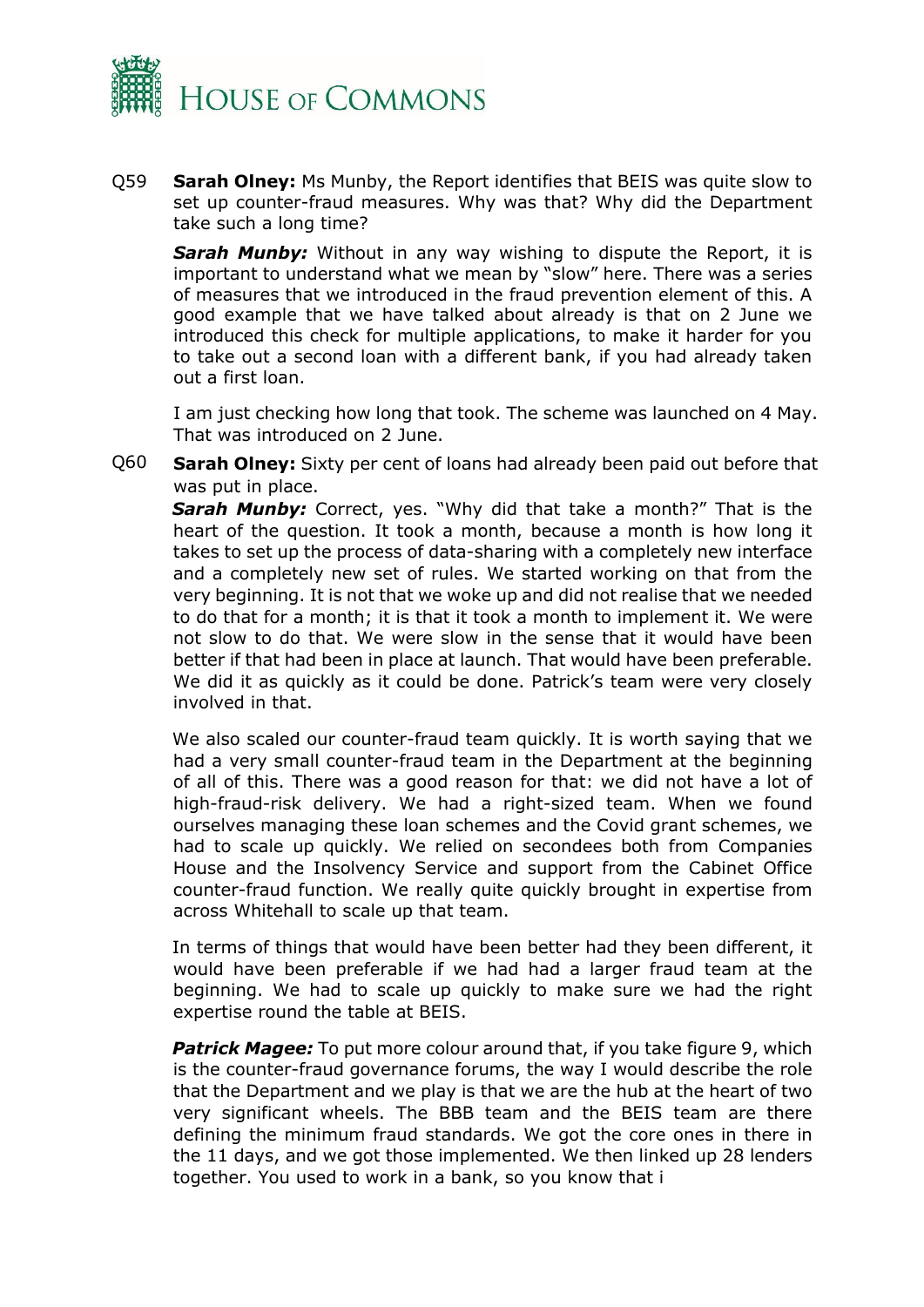Q59 **Sarah Olney:** Ms Munby, the Report identifies that BEIS was quite slow to set up counter-fraud measures. Why was that? Why did the Department take such a long time?

***Sarah Munby:*** Without in any way wishing to dispute the Report, it is important to understand what we mean by "slow" here. There was a series of measures that we introduced in the fraud prevention element of this. A good example that we have talked about already is that on 2 June we introduced this check for multiple applications, to make it harder for you to take out a second loan with a different bank, if you had already taken out a first loan.

I am just checking how long that took. The scheme was launched on 4 May. That was introduced on 2 June.

Q60 **Sarah Olney:** Sixty per cent of loans had already been paid out before that was put in place.

***Sarah Munby:*** Correct, yes. "Why did that take a month?" That is the heart of the question. It took a month, because a month is how long it takes to set up the process of data-sharing with a completely new interface and a completely new set of rules. We started working on that from the very beginning. It is not that we woke up and did not realise that we needed to do that for a month; it is that it took a month to implement it. We were not slow to do that. We were slow in the sense that it would have been better if that had been in place at launch. That would have been preferable. We did it as quickly as it could be done. Patrick's team were very closely involved in that.

We also scaled our counter-fraud team quickly. It is worth saying that we had a very small counter-fraud team in the Department at the beginning of all of this. There was a good reason for that: we did not have a lot of high-fraud-risk delivery. We had a right-sized team. When we found ourselves managing these loan schemes and the Covid grant schemes, we had to scale up quickly. We relied on secondees both from Companies House and the Insolvency Service and support from the Cabinet Office counter-fraud function. We really quite quickly brought in expertise from across Whitehall to scale up that team.

In terms of things that would have been better had they been different, it would have been preferable if we had had a larger fraud team at the beginning. We had to scale up quickly to make sure we had the right expertise round the table at BEIS.

***Patrick Magee:*** To put more colour around that, if you take figure 9, which is the counter-fraud governance forums, the way I would describe the role that the Department and we play is that we are the hub at the heart of two very significant wheels. The BBB team and the BEIS team are there defining the minimum fraud standards. We got the core ones in there in the 11 days, and we got those implemented. We then linked up 28 lenders together. You used to work in a bank, so you know that i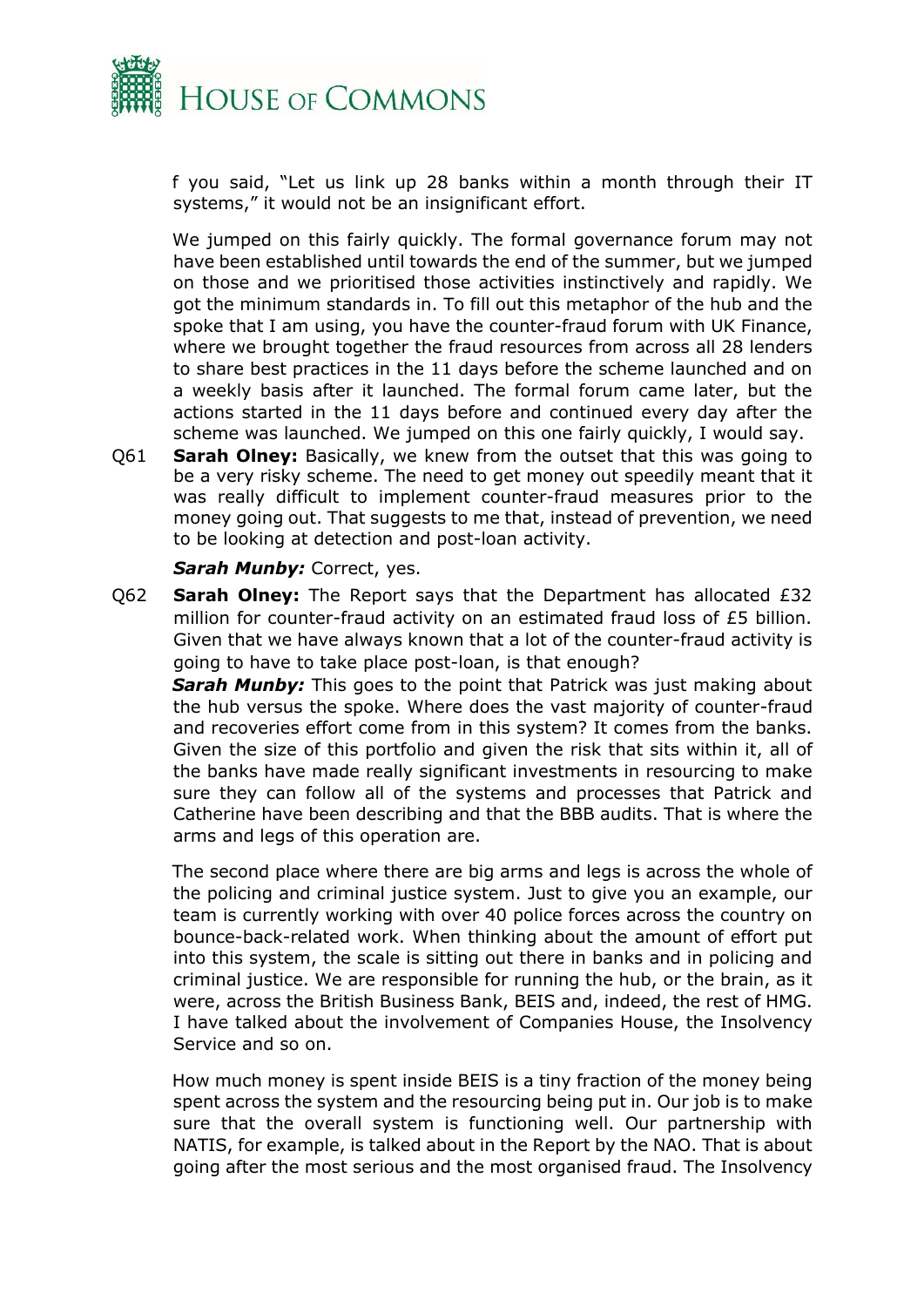f you said, "Let us link up 28 banks within a month through their IT systems," it would not be an insignificant effort.

We jumped on this fairly quickly. The formal governance forum may not have been established until towards the end of the summer, but we jumped on those and we prioritised those activities instinctively and rapidly. We got the minimum standards in. To fill out this metaphor of the hub and the spoke that I am using, you have the counter-fraud forum with UK Finance, where we brought together the fraud resources from across all 28 lenders to share best practices in the 11 days before the scheme launched and on a weekly basis after it launched. The formal forum came later, but the actions started in the 11 days before and continued every day after the scheme was launched. We jumped on this one fairly quickly, I would say.

Q61 **Sarah Olney:** Basically, we knew from the outset that this was going to be a very risky scheme. The need to get money out speedily meant that it was really difficult to implement counter-fraud measures prior to the money going out. That suggests to me that, instead of prevention, we need to be looking at detection and post-loan activity.

***Sarah Munby:*** Correct, yes.

Q62 **Sarah Olney:** The Report says that the Department has allocated £32 million for counter-fraud activity on an estimated fraud loss of £5 billion. Given that we have always known that a lot of the counter-fraud activity is going to have to take place post-loan, is that enough?

***Sarah Munby:*** This goes to the point that Patrick was just making about the hub versus the spoke. Where does the vast majority of counter-fraud and recoveries effort come from in this system? It comes from the banks. Given the size of this portfolio and given the risk that sits within it, all of the banks have made really significant investments in resourcing to make sure they can follow all of the systems and processes that Patrick and Catherine have been describing and that the BBB audits. That is where the arms and legs of this operation are.

The second place where there are big arms and legs is across the whole of the policing and criminal justice system. Just to give you an example, our team is currently working with over 40 police forces across the country on bounce-back-related work. When thinking about the amount of effort put into this system, the scale is sitting out there in banks and in policing and criminal justice. We are responsible for running the hub, or the brain, as it were, across the British Business Bank, BEIS and, indeed, the rest of HMG. I have talked about the involvement of Companies House, the Insolvency Service and so on.

How much money is spent inside BEIS is a tiny fraction of the money being spent across the system and the resourcing being put in. Our job is to make sure that the overall system is functioning well. Our partnership with NATIS, for example, is talked about in the Report by the NAO. That is about going after the most serious and the most organised fraud. The Insolvency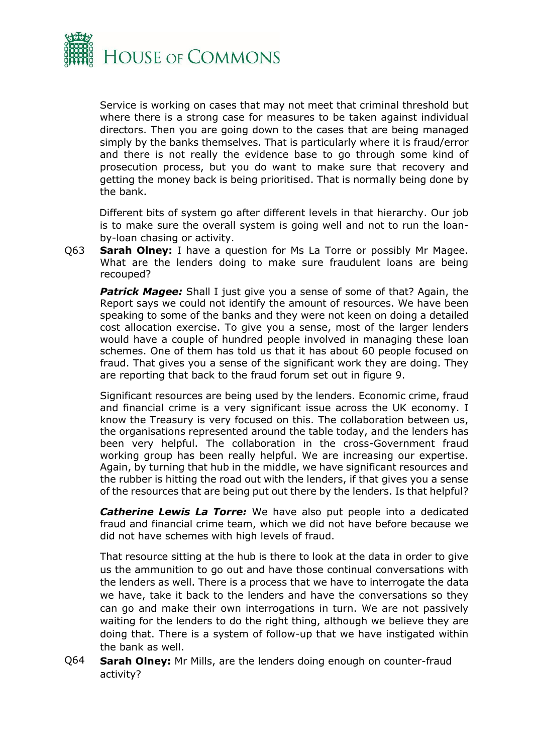Service is working on cases that may not meet that criminal threshold but where there is a strong case for measures to be taken against individual directors. Then you are going down to the cases that are being managed simply by the banks themselves. That is particularly where it is fraud/error and there is not really the evidence base to go through some kind of prosecution process, but you do want to make sure that recovery and getting the money back is being prioritised. That is normally being done by the bank.

Different bits of system go after different levels in that hierarchy. Our job is to make sure the overall system is going well and not to run the loan-by-loan chasing or activity.

Q63 **Sarah Olney:** I have a question for Ms La Torre or possibly Mr Magee. What are the lenders doing to make sure fraudulent loans are being recouped?

***Patrick Magee:*** Shall I just give you a sense of some of that? Again, the Report says we could not identify the amount of resources. We have been speaking to some of the banks and they were not keen on doing a detailed cost allocation exercise. To give you a sense, most of the larger lenders would have a couple of hundred people involved in managing these loan schemes. One of them has told us that it has about 60 people focused on fraud. That gives you a sense of the significant work they are doing. They are reporting that back to the fraud forum set out in figure 9.

Significant resources are being used by the lenders. Economic crime, fraud and financial crime is a very significant issue across the UK economy. I know the Treasury is very focused on this. The collaboration between us, the organisations represented around the table today, and the lenders has been very helpful. The collaboration in the cross-Government fraud working group has been really helpful. We are increasing our expertise. Again, by turning that hub in the middle, we have significant resources and the rubber is hitting the road out with the lenders, if that gives you a sense of the resources that are being put out there by the lenders. Is that helpful?

***Catherine Lewis La Torre:*** We have also put people into a dedicated fraud and financial crime team, which we did not have before because we did not have schemes with high levels of fraud.

That resource sitting at the hub is there to look at the data in order to give us the ammunition to go out and have those continual conversations with the lenders as well. There is a process that we have to interrogate the data we have, take it back to the lenders and have the conversations so they can go and make their own interrogations in turn. We are not passively waiting for the lenders to do the right thing, although we believe they are doing that. There is a system of follow-up that we have instigated within the bank as well.

Q64 **Sarah Olney:** Mr Mills, are the lenders doing enough on counter-fraud activity?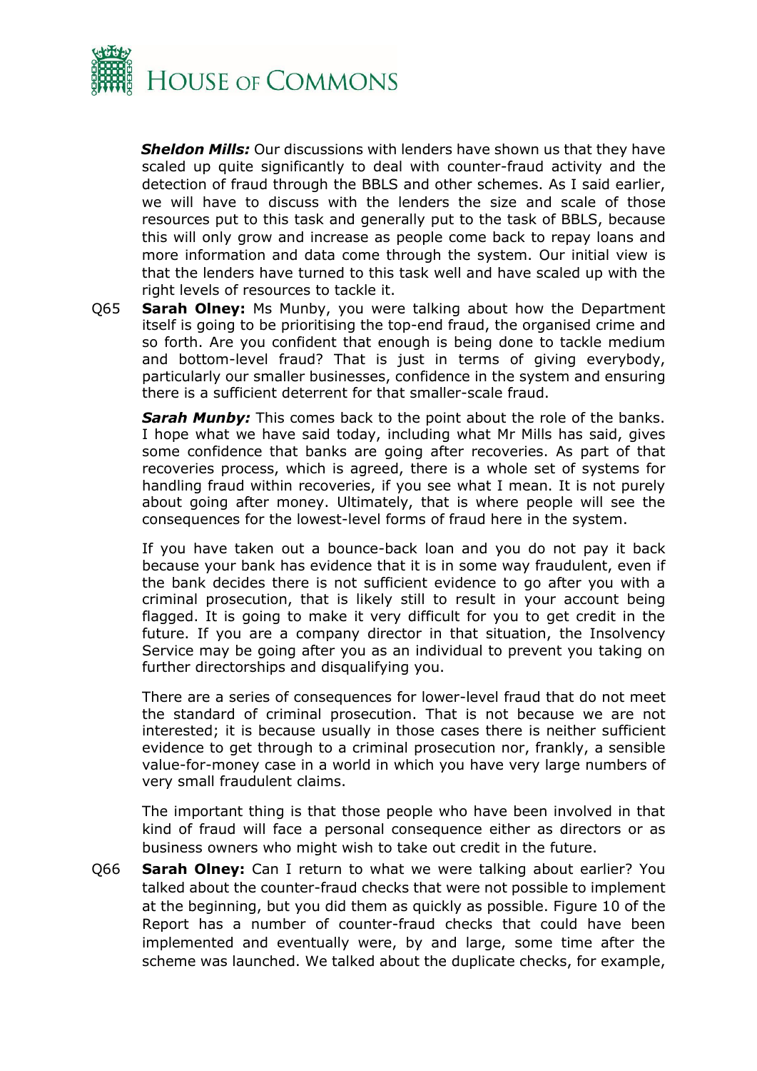***Sheldon Mills:*** Our discussions with lenders have shown us that they have scaled up quite significantly to deal with counter-fraud activity and the detection of fraud through the BBLS and other schemes. As I said earlier, we will have to discuss with the lenders the size and scale of those resources put to this task and generally put to the task of BBLS, because this will only grow and increase as people come back to repay loans and more information and data come through the system. Our initial view is that the lenders have turned to this task well and have scaled up with the right levels of resources to tackle it.

Q65 **Sarah Olney:** Ms Munby, you were talking about how the Department itself is going to be prioritising the top-end fraud, the organised crime and so forth. Are you confident that enough is being done to tackle medium and bottom-level fraud? That is just in terms of giving everybody, particularly our smaller businesses, confidence in the system and ensuring there is a sufficient deterrent for that smaller-scale fraud.

***Sarah Munby:*** This comes back to the point about the role of the banks. I hope what we have said today, including what Mr Mills has said, gives some confidence that banks are going after recoveries. As part of that recoveries process, which is agreed, there is a whole set of systems for handling fraud within recoveries, if you see what I mean. It is not purely about going after money. Ultimately, that is where people will see the consequences for the lowest-level forms of fraud here in the system.

If you have taken out a bounce-back loan and you do not pay it back because your bank has evidence that it is in some way fraudulent, even if the bank decides there is not sufficient evidence to go after you with a criminal prosecution, that is likely still to result in your account being flagged. It is going to make it very difficult for you to get credit in the future. If you are a company director in that situation, the Insolvency Service may be going after you as an individual to prevent you taking on further directorships and disqualifying you.

There are a series of consequences for lower-level fraud that do not meet the standard of criminal prosecution. That is not because we are not interested; it is because usually in those cases there is neither sufficient evidence to get through to a criminal prosecution nor, frankly, a sensible value-for-money case in a world in which you have very large numbers of very small fraudulent claims.

The important thing is that those people who have been involved in that kind of fraud will face a personal consequence either as directors or as business owners who might wish to take out credit in the future.

Q66 **Sarah Olney:** Can I return to what we were talking about earlier? You talked about the counter-fraud checks that were not possible to implement at the beginning, but you did them as quickly as possible. Figure 10 of the Report has a number of counter-fraud checks that could have been implemented and eventually were, by and large, some time after the scheme was launched. We talked about the duplicate checks, for example,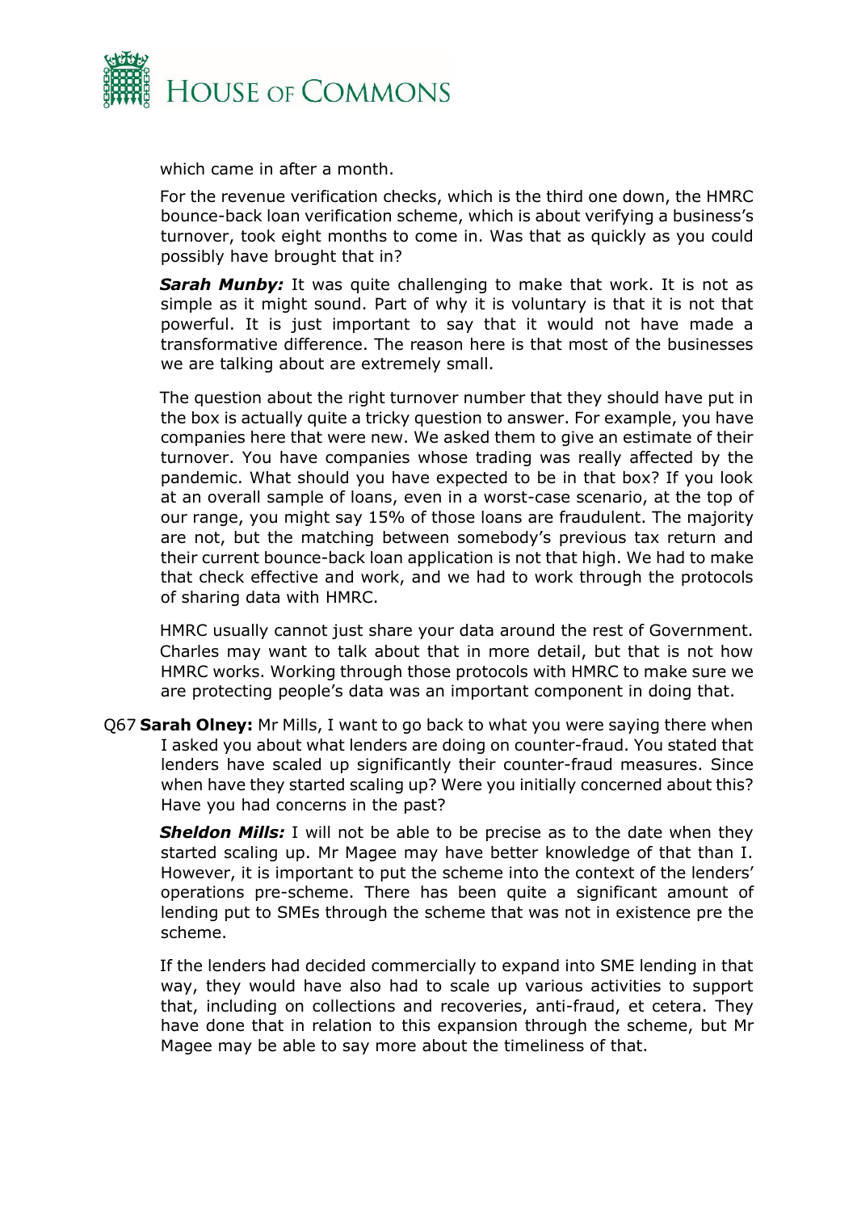which came in after a month.

For the revenue verification checks, which is the third one down, the HMRC bounce-back loan verification scheme, which is about verifying a business's turnover, took eight months to come in. Was that as quickly as you could possibly have brought that in?

***Sarah Munby:*** It was quite challenging to make that work. It is not as simple as it might sound. Part of why it is voluntary is that it is not that powerful. It is just important to say that it would not have made a transformative difference. The reason here is that most of the businesses we are talking about are extremely small.

The question about the right turnover number that they should have put in the box is actually quite a tricky question to answer. For example, you have companies here that were new. We asked them to give an estimate of their turnover. You have companies whose trading was really affected by the pandemic. What should you have expected to be in that box? If you look at an overall sample of loans, even in a worst-case scenario, at the top of our range, you might say 15% of those loans are fraudulent. The majority are not, but the matching between somebody's previous tax return and their current bounce-back loan application is not that high. We had to make that check effective and work, and we had to work through the protocols of sharing data with HMRC.

HMRC usually cannot just share your data around the rest of Government. Charles may want to talk about that in more detail, but that is not how HMRC works. Working through those protocols with HMRC to make sure we are protecting people's data was an important component in doing that.

Q67 **Sarah Olney:** Mr Mills, I want to go back to what you were saying there when I asked you about what lenders are doing on counter-fraud. You stated that lenders have scaled up significantly their counter-fraud measures. Since when have they started scaling up? Were you initially concerned about this? Have you had concerns in the past?

***Sheldon Mills:*** I will not be able to be precise as to the date when they started scaling up. Mr Magee may have better knowledge of that than I. However, it is important to put the scheme into the context of the lenders' operations pre-scheme. There has been quite a significant amount of lending put to SMEs through the scheme that was not in existence pre the scheme.

If the lenders had decided commercially to expand into SME lending in that way, they would have also had to scale up various activities to support that, including on collections and recoveries, anti-fraud, et cetera. They have done that in relation to this expansion through the scheme, but Mr Magee may be able to say more about the timeliness of that.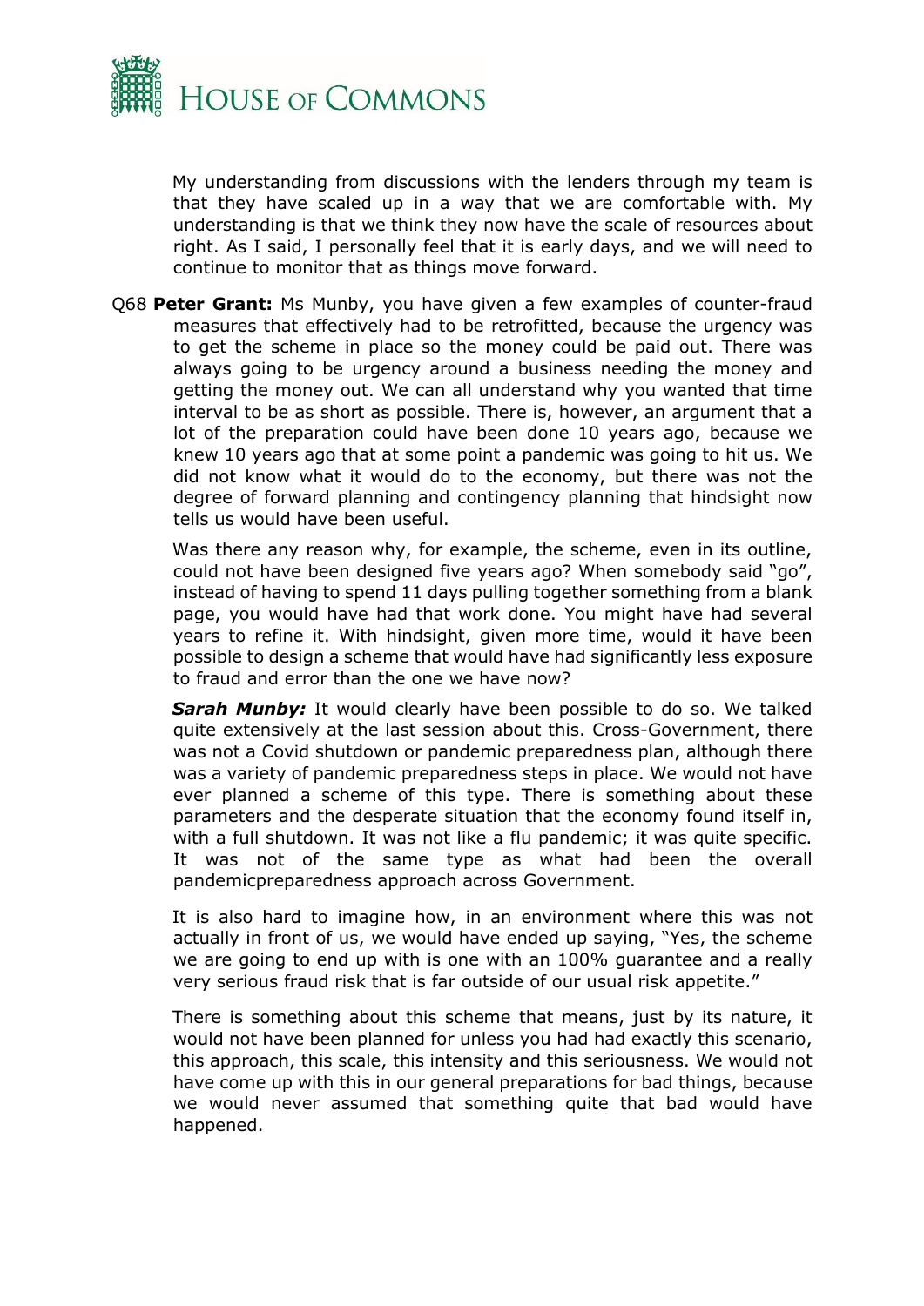My understanding from discussions with the lenders through my team is that they have scaled up in a way that we are comfortable with. My understanding is that we think they now have the scale of resources about right. As I said, I personally feel that it is early days, and we will need to continue to monitor that as things move forward.

Q68 **Peter Grant:** Ms Munby, you have given a few examples of counter-fraud measures that effectively had to be retrofitted, because the urgency was to get the scheme in place so the money could be paid out. There was always going to be urgency around a business needing the money and getting the money out. We can all understand why you wanted that time interval to be as short as possible. There is, however, an argument that a lot of the preparation could have been done 10 years ago, because we knew 10 years ago that at some point a pandemic was going to hit us. We did not know what it would do to the economy, but there was not the degree of forward planning and contingency planning that hindsight now tells us would have been useful.

Was there any reason why, for example, the scheme, even in its outline, could not have been designed five years ago? When somebody said "go", instead of having to spend 11 days pulling together something from a blank page, you would have had that work done. You might have had several years to refine it. With hindsight, given more time, would it have been possible to design a scheme that would have had significantly less exposure to fraud and error than the one we have now?

***Sarah Munby:*** It would clearly have been possible to do so. We talked quite extensively at the last session about this. Cross-Government, there was not a Covid shutdown or pandemic preparedness plan, although there was a variety of pandemic preparedness steps in place. We would not have ever planned a scheme of this type. There is something about these parameters and the desperate situation that the economy found itself in, with a full shutdown. It was not like a flu pandemic; it was quite specific. It was not of the same type as what had been the overall pandemicpreparedness approach across Government.

It is also hard to imagine how, in an environment where this was not actually in front of us, we would have ended up saying, "Yes, the scheme we are going to end up with is one with an 100% guarantee and a really very serious fraud risk that is far outside of our usual risk appetite."

There is something about this scheme that means, just by its nature, it would not have been planned for unless you had had exactly this scenario, this approach, this scale, this intensity and this seriousness. We would not have come up with this in our general preparations for bad things, because we would never assumed that something quite that bad would have happened.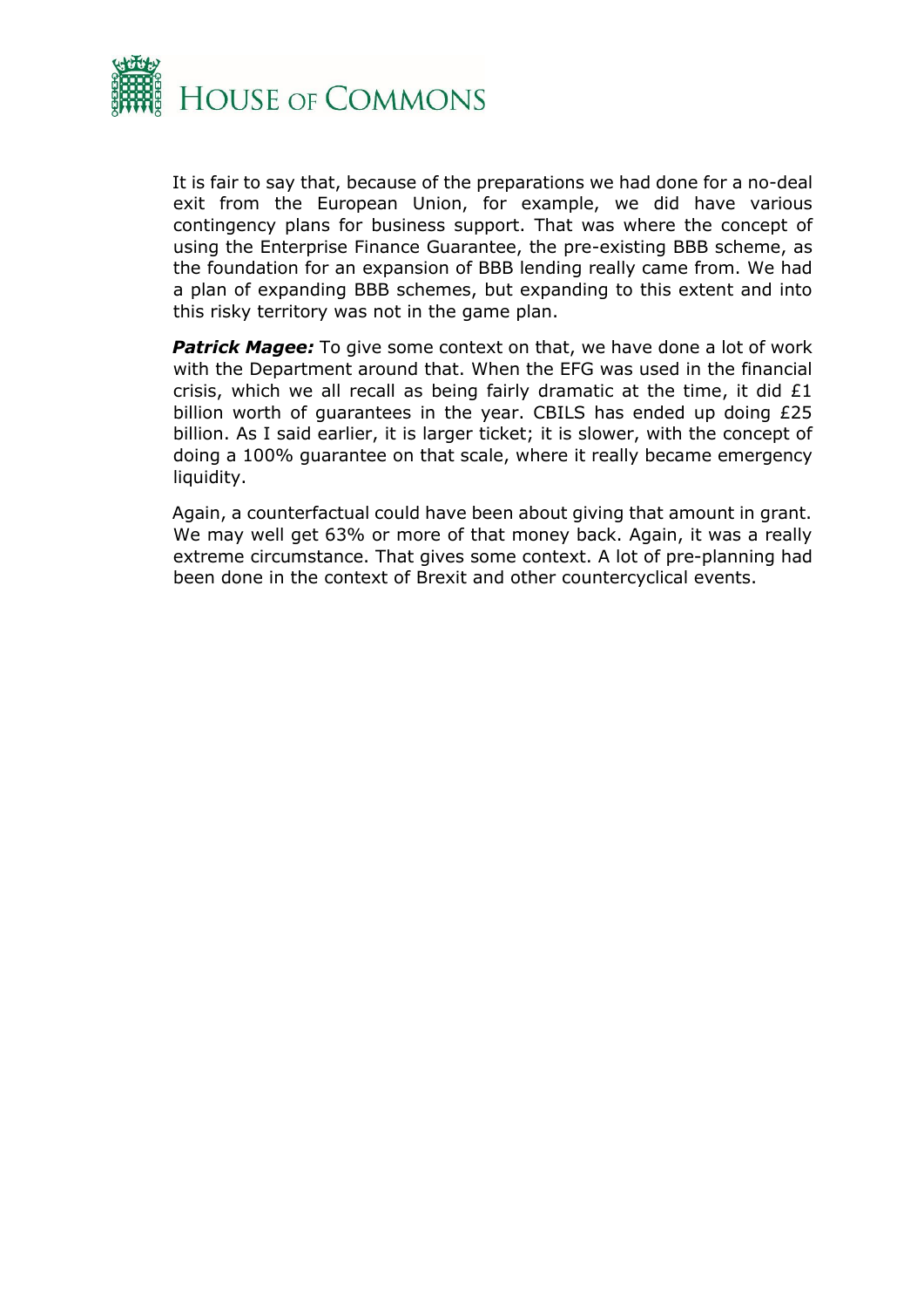It is fair to say that, because of the preparations we had done for a no-deal exit from the European Union, for example, we did have various contingency plans for business support. That was where the concept of using the Enterprise Finance Guarantee, the pre-existing BBB scheme, as the foundation for an expansion of BBB lending really came from. We had a plan of expanding BBB schemes, but expanding to this extent and into this risky territory was not in the game plan.

***Patrick Magee:*** To give some context on that, we have done a lot of work with the Department around that. When the EFG was used in the financial crisis, which we all recall as being fairly dramatic at the time, it did £1 billion worth of guarantees in the year. CBILS has ended up doing £25 billion. As I said earlier, it is larger ticket; it is slower, with the concept of doing a 100% guarantee on that scale, where it really became emergency liquidity.

Again, a counterfactual could have been about giving that amount in grant. We may well get 63% or more of that money back. Again, it was a really extreme circumstance. That gives some context. A lot of pre-planning had been done in the context of Brexit and other countercyclical events.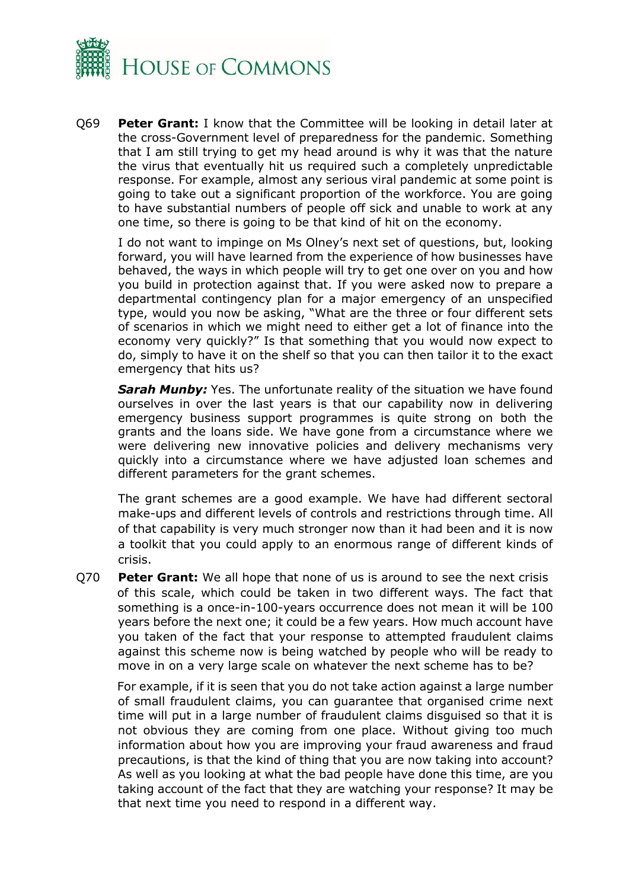Q69 **Peter Grant:** I know that the Committee will be looking in detail later at the cross-Government level of preparedness for the pandemic. Something that I am still trying to get my head around is why it was that the nature the virus that eventually hit us required such a completely unpredictable response. For example, almost any serious viral pandemic at some point is going to take out a significant proportion of the workforce. You are going to have substantial numbers of people off sick and unable to work at any one time, so there is going to be that kind of hit on the economy.

I do not want to impinge on Ms Olney's next set of questions, but, looking forward, you will have learned from the experience of how businesses have behaved, the ways in which people will try to get one over on you and how you build in protection against that. If you were asked now to prepare a departmental contingency plan for a major emergency of an unspecified type, would you now be asking, "What are the three or four different sets of scenarios in which we might need to either get a lot of finance into the economy very quickly?" Is that something that you would now expect to do, simply to have it on the shelf so that you can then tailor it to the exact emergency that hits us?

***Sarah Munby:*** Yes. The unfortunate reality of the situation we have found ourselves in over the last years is that our capability now in delivering emergency business support programmes is quite strong on both the grants and the loans side. We have gone from a circumstance where we were delivering new innovative policies and delivery mechanisms very quickly into a circumstance where we have adjusted loan schemes and different parameters for the grant schemes.

The grant schemes are a good example. We have had different sectoral make-ups and different levels of controls and restrictions through time. All of that capability is very much stronger now than it had been and it is now a toolkit that you could apply to an enormous range of different kinds of crisis.

Q70 **Peter Grant:** We all hope that none of us is around to see the next crisis of this scale, which could be taken in two different ways. The fact that something is a once-in-100-years occurrence does not mean it will be 100 years before the next one; it could be a few years. How much account have you taken of the fact that your response to attempted fraudulent claims against this scheme now is being watched by people who will be ready to move in on a very large scale on whatever the next scheme has to be?

For example, if it is seen that you do not take action against a large number of small fraudulent claims, you can guarantee that organised crime next time will put in a large number of fraudulent claims disguised so that it is not obvious they are coming from one place. Without giving too much information about how you are improving your fraud awareness and fraud precautions, is that the kind of thing that you are now taking into account? As well as you looking at what the bad people have done this time, are you taking account of the fact that they are watching your response? It may be that next time you need to respond in a different way.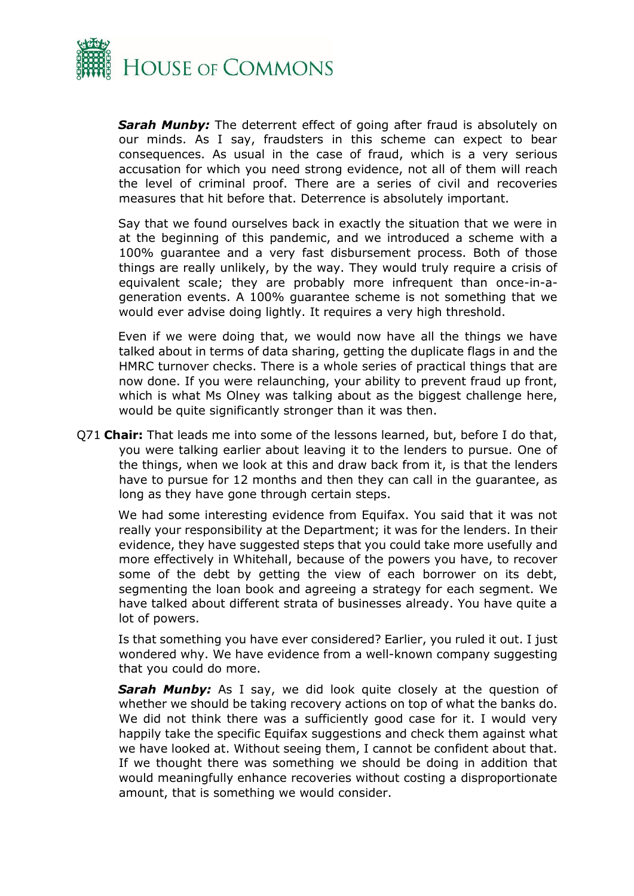***Sarah Munby:*** The deterrent effect of going after fraud is absolutely on our minds. As I say, fraudsters in this scheme can expect to bear consequences. As usual in the case of fraud, which is a very serious accusation for which you need strong evidence, not all of them will reach the level of criminal proof. There are a series of civil and recoveries measures that hit before that. Deterrence is absolutely important.

Say that we found ourselves back in exactly the situation that we were in at the beginning of this pandemic, and we introduced a scheme with a 100% guarantee and a very fast disbursement process. Both of those things are really unlikely, by the way. They would truly require a crisis of equivalent scale; they are probably more infrequent than once-in-a-generation events. A 100% guarantee scheme is not something that we would ever advise doing lightly. It requires a very high threshold.

Even if we were doing that, we would now have all the things we have talked about in terms of data sharing, getting the duplicate flags in and the HMRC turnover checks. There is a whole series of practical things that are now done. If you were relaunching, your ability to prevent fraud up front, which is what Ms Olney was talking about as the biggest challenge here, would be quite significantly stronger than it was then.

Q71 **Chair:** That leads me into some of the lessons learned, but, before I do that, you were talking earlier about leaving it to the lenders to pursue. One of the things, when we look at this and draw back from it, is that the lenders have to pursue for 12 months and then they can call in the guarantee, as long as they have gone through certain steps.

We had some interesting evidence from Equifax. You said that it was not really your responsibility at the Department; it was for the lenders. In their evidence, they have suggested steps that you could take more usefully and more effectively in Whitehall, because of the powers you have, to recover some of the debt by getting the view of each borrower on its debt, segmenting the loan book and agreeing a strategy for each segment. We have talked about different strata of businesses already. You have quite a lot of powers.

Is that something you have ever considered? Earlier, you ruled it out. I just wondered why. We have evidence from a well-known company suggesting that you could do more.

***Sarah Munby:*** As I say, we did look quite closely at the question of whether we should be taking recovery actions on top of what the banks do. We did not think there was a sufficiently good case for it. I would very happily take the specific Equifax suggestions and check them against what we have looked at. Without seeing them, I cannot be confident about that. If we thought there was something we should be doing in addition that would meaningfully enhance recoveries without costing a disproportionate amount, that is something we would consider.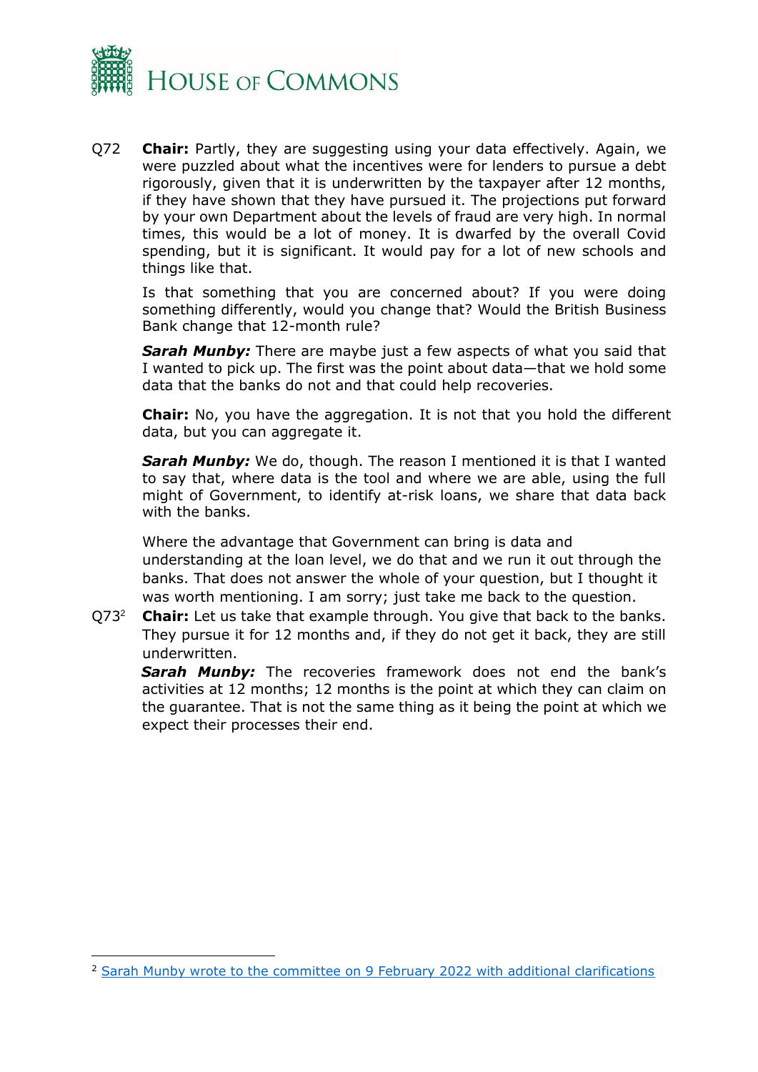Q72 **Chair:** Partly, they are suggesting using your data effectively. Again, we were puzzled about what the incentives were for lenders to pursue a debt rigorously, given that it is underwritten by the taxpayer after 12 months, if they have shown that they have pursued it. The projections put forward by your own Department about the levels of fraud are very high. In normal times, this would be a lot of money. It is dwarfed by the overall Covid spending, but it is significant. It would pay for a lot of new schools and things like that.

Is that something that you are concerned about? If you were doing something differently, would you change that? Would the British Business Bank change that 12-month rule?

***Sarah Munby:*** There are maybe just a few aspects of what you said that I wanted to pick up. The first was the point about data—that we hold some data that the banks do not and that could help recoveries.

**Chair:** No, you have the aggregation. It is not that you hold the different data, but you can aggregate it.

***Sarah Munby:*** We do, though. The reason I mentioned it is that I wanted to say that, where data is the tool and where we are able, using the full might of Government, to identify at-risk loans, we share that data back with the banks.

Where the advantage that Government can bring is data and understanding at the loan level, we do that and we run it out through the banks. That does not answer the whole of your question, but I thought it was worth mentioning. I am sorry; just take me back to the question.

Q73[2] **Chair:** Let us take that example through. You give that back to the banks. They pursue it for 12 months and, if they do not get it back, they are still underwritten.

***Sarah Munby:*** The recoveries framework does not end the bank's activities at 12 months; 12 months is the point at which they can claim on the guarantee. That is not the same thing as it being the point at which we expect their processes their end.

---

[2] Sarah Munby wrote to the committee on 9 February 2022 with additional clarifications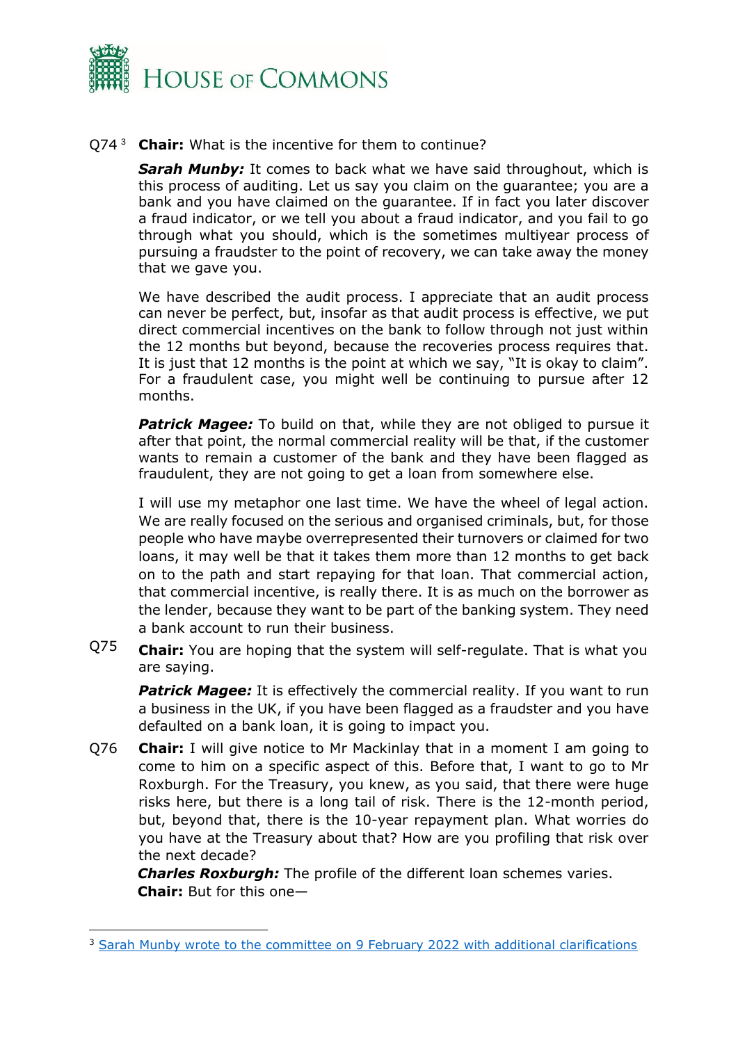Q74 [3] **Chair:** What is the incentive for them to continue?

***Sarah Munby:*** It comes to back what we have said throughout, which is this process of auditing. Let us say you claim on the guarantee; you are a bank and you have claimed on the guarantee. If in fact you later discover a fraud indicator, or we tell you about a fraud indicator, and you fail to go through what you should, which is the sometimes multiyear process of pursuing a fraudster to the point of recovery, we can take away the money that we gave you.

We have described the audit process. I appreciate that an audit process can never be perfect, but, insofar as that audit process is effective, we put direct commercial incentives on the bank to follow through not just within the 12 months but beyond, because the recoveries process requires that. It is just that 12 months is the point at which we say, "It is okay to claim". For a fraudulent case, you might well be continuing to pursue after 12 months.

***Patrick Magee:*** To build on that, while they are not obliged to pursue it after that point, the normal commercial reality will be that, if the customer wants to remain a customer of the bank and they have been flagged as fraudulent, they are not going to get a loan from somewhere else.

I will use my metaphor one last time. We have the wheel of legal action. We are really focused on the serious and organised criminals, but, for those people who have maybe overrepresented their turnovers or claimed for two loans, it may well be that it takes them more than 12 months to get back on to the path and start repaying for that loan. That commercial action, that commercial incentive, is really there. It is as much on the borrower as the lender, because they want to be part of the banking system. They need a bank account to run their business.

Q75 **Chair:** You are hoping that the system will self-regulate. That is what you are saying.

***Patrick Magee:*** It is effectively the commercial reality. If you want to run a business in the UK, if you have been flagged as a fraudster and you have defaulted on a bank loan, it is going to impact you.

Q76 **Chair:** I will give notice to Mr Mackinlay that in a moment I am going to come to him on a specific aspect of this. Before that, I want to go to Mr Roxburgh. For the Treasury, you knew, as you said, that there were huge risks here, but there is a long tail of risk. There is the 12-month period, but, beyond that, there is the 10-year repayment plan. What worries do you have at the Treasury about that? How are you profiling that risk over the next decade?

***Charles Roxburgh:*** The profile of the different loan schemes varies.

**Chair:** But for this one—

---

[3] Sarah Munby wrote to the committee on 9 February 2022 with additional clarifications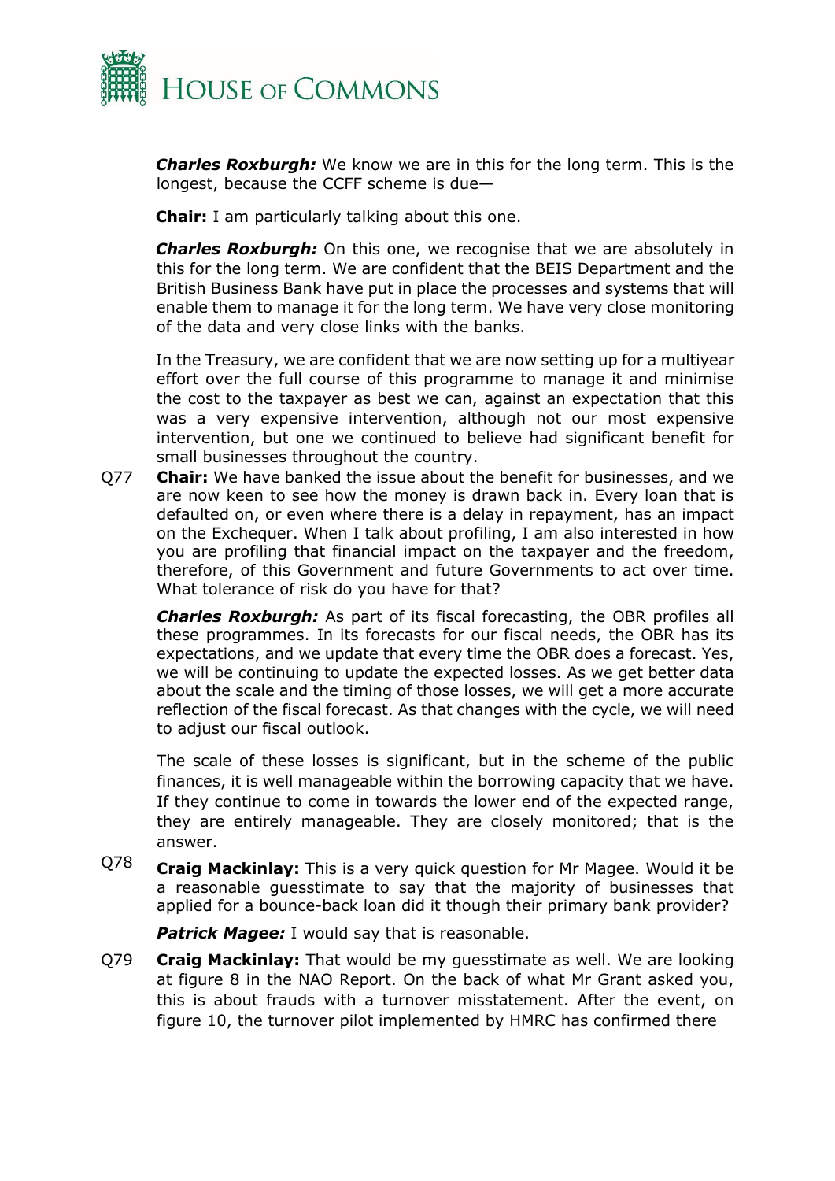***Charles Roxburgh:*** We know we are in this for the long term. This is the longest, because the CCFF scheme is due—

**Chair:** I am particularly talking about this one.

***Charles Roxburgh:*** On this one, we recognise that we are absolutely in this for the long term. We are confident that the BEIS Department and the British Business Bank have put in place the processes and systems that will enable them to manage it for the long term. We have very close monitoring of the data and very close links with the banks.

In the Treasury, we are confident that we are now setting up for a multiyear effort over the full course of this programme to manage it and minimise the cost to the taxpayer as best we can, against an expectation that this was a very expensive intervention, although not our most expensive intervention, but one we continued to believe had significant benefit for small businesses throughout the country.

Q77 **Chair:** We have banked the issue about the benefit for businesses, and we are now keen to see how the money is drawn back in. Every loan that is defaulted on, or even where there is a delay in repayment, has an impact on the Exchequer. When I talk about profiling, I am also interested in how you are profiling that financial impact on the taxpayer and the freedom, therefore, of this Government and future Governments to act over time. What tolerance of risk do you have for that?

***Charles Roxburgh:*** As part of its fiscal forecasting, the OBR profiles all these programmes. In its forecasts for our fiscal needs, the OBR has its expectations, and we update that every time the OBR does a forecast. Yes, we will be continuing to update the expected losses. As we get better data about the scale and the timing of those losses, we will get a more accurate reflection of the fiscal forecast. As that changes with the cycle, we will need to adjust our fiscal outlook.

The scale of these losses is significant, but in the scheme of the public finances, it is well manageable within the borrowing capacity that we have. If they continue to come in towards the lower end of the expected range, they are entirely manageable. They are closely monitored; that is the answer.

Q78 **Craig Mackinlay:** This is a very quick question for Mr Magee. Would it be a reasonable guesstimate to say that the majority of businesses that applied for a bounce-back loan did it though their primary bank provider?

***Patrick Magee:*** I would say that is reasonable.

Q79 **Craig Mackinlay:** That would be my guesstimate as well. We are looking at figure 8 in the NAO Report. On the back of what Mr Grant asked you, this is about frauds with a turnover misstatement. After the event, on figure 10, the turnover pilot implemented by HMRC has confirmed there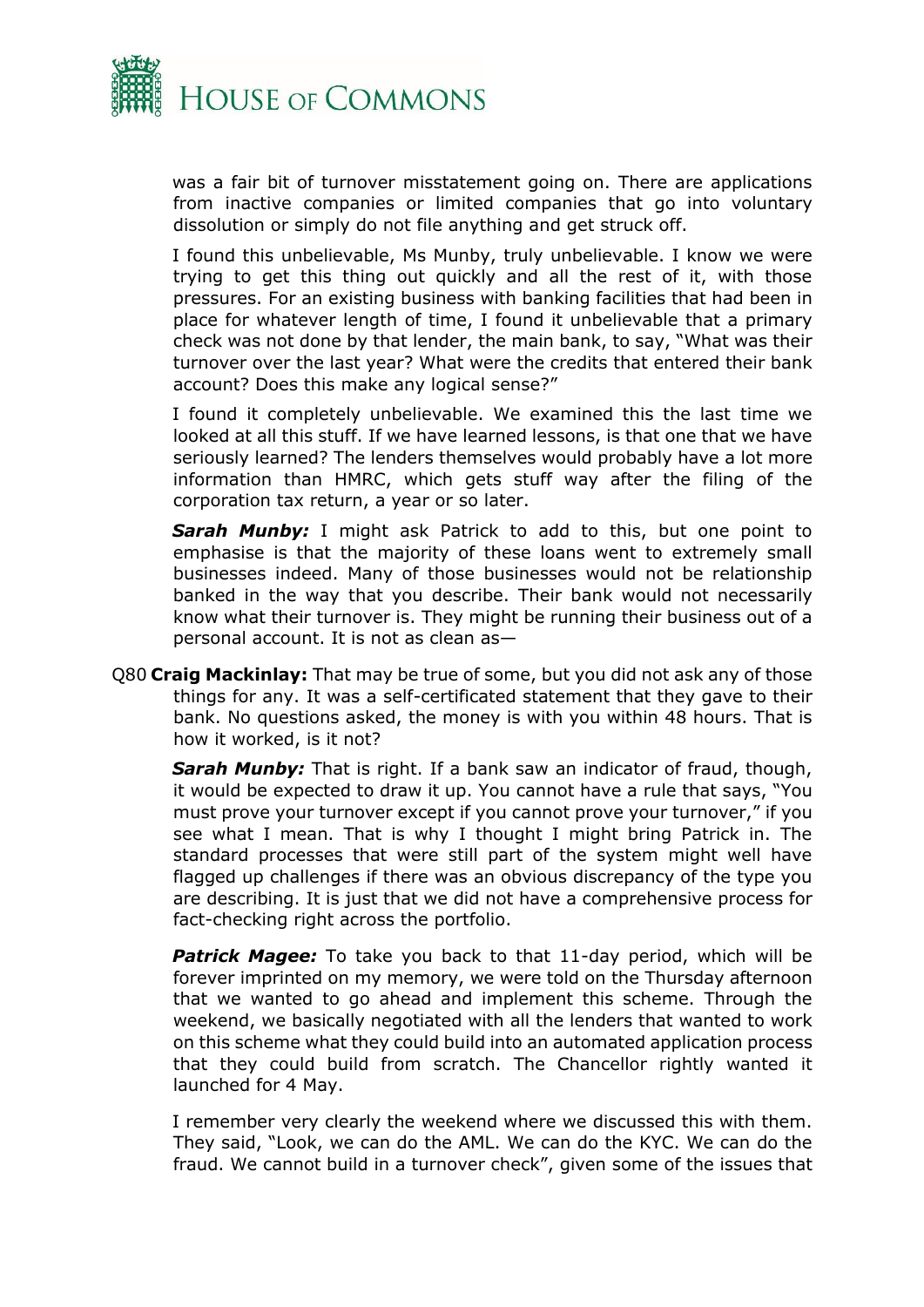was a fair bit of turnover misstatement going on. There are applications from inactive companies or limited companies that go into voluntary dissolution or simply do not file anything and get struck off.

I found this unbelievable, Ms Munby, truly unbelievable. I know we were trying to get this thing out quickly and all the rest of it, with those pressures. For an existing business with banking facilities that had been in place for whatever length of time, I found it unbelievable that a primary check was not done by that lender, the main bank, to say, "What was their turnover over the last year? What were the credits that entered their bank account? Does this make any logical sense?"

I found it completely unbelievable. We examined this the last time we looked at all this stuff. If we have learned lessons, is that one that we have seriously learned? The lenders themselves would probably have a lot more information than HMRC, which gets stuff way after the filing of the corporation tax return, a year or so later.

***Sarah Munby:*** I might ask Patrick to add to this, but one point to emphasise is that the majority of these loans went to extremely small businesses indeed. Many of those businesses would not be relationship banked in the way that you describe. Their bank would not necessarily know what their turnover is. They might be running their business out of a personal account. It is not as clean as—

Q80 **Craig Mackinlay:** That may be true of some, but you did not ask any of those things for any. It was a self-certificated statement that they gave to their bank. No questions asked, the money is with you within 48 hours. That is how it worked, is it not?

***Sarah Munby:*** That is right. If a bank saw an indicator of fraud, though, it would be expected to draw it up. You cannot have a rule that says, "You must prove your turnover except if you cannot prove your turnover," if you see what I mean. That is why I thought I might bring Patrick in. The standard processes that were still part of the system might well have flagged up challenges if there was an obvious discrepancy of the type you are describing. It is just that we did not have a comprehensive process for fact-checking right across the portfolio.

***Patrick Magee:*** To take you back to that 11-day period, which will be forever imprinted on my memory, we were told on the Thursday afternoon that we wanted to go ahead and implement this scheme. Through the weekend, we basically negotiated with all the lenders that wanted to work on this scheme what they could build into an automated application process that they could build from scratch. The Chancellor rightly wanted it launched for 4 May.

I remember very clearly the weekend where we discussed this with them. They said, "Look, we can do the AML. We can do the KYC. We can do the fraud. We cannot build in a turnover check", given some of the issues that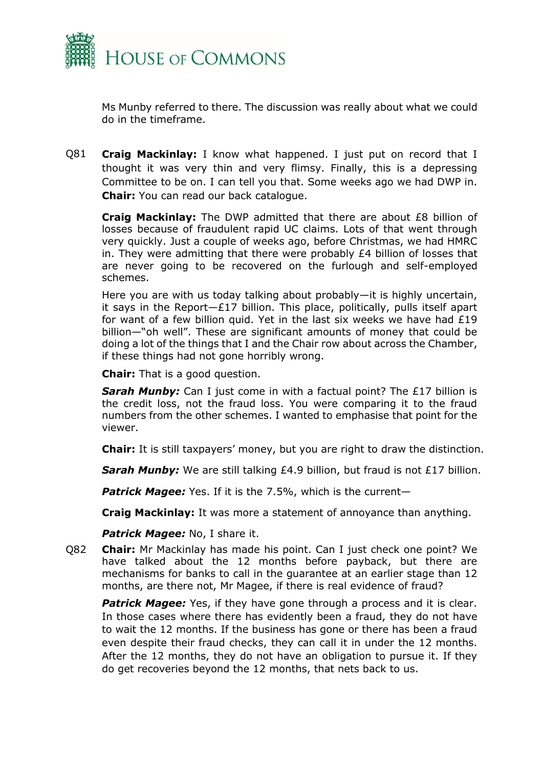Ms Munby referred to there. The discussion was really about what we could do in the timeframe.

Q81 **Craig Mackinlay:** I know what happened. I just put on record that I thought it was very thin and very flimsy. Finally, this is a depressing Committee to be on. I can tell you that. Some weeks ago we had DWP in.

**Chair:** You can read our back catalogue.

**Craig Mackinlay:** The DWP admitted that there are about £8 billion of losses because of fraudulent rapid UC claims. Lots of that went through very quickly. Just a couple of weeks ago, before Christmas, we had HMRC in. They were admitting that there were probably £4 billion of losses that are never going to be recovered on the furlough and self-employed schemes.

Here you are with us today talking about probably—it is highly uncertain, it says in the Report—£17 billion. This place, politically, pulls itself apart for want of a few billion quid. Yet in the last six weeks we have had £19 billion—"oh well". These are significant amounts of money that could be doing a lot of the things that I and the Chair row about across the Chamber, if these things had not gone horribly wrong.

**Chair:** That is a good question.

***Sarah Munby:*** Can I just come in with a factual point? The £17 billion is the credit loss, not the fraud loss. You were comparing it to the fraud numbers from the other schemes. I wanted to emphasise that point for the viewer.

**Chair:** It is still taxpayers' money, but you are right to draw the distinction.

***Sarah Munby:*** We are still talking £4.9 billion, but fraud is not £17 billion.

***Patrick Magee:*** Yes. If it is the 7.5%, which is the current—

**Craig Mackinlay:** It was more a statement of annoyance than anything.

***Patrick Magee:*** No, I share it.

Q82 **Chair:** Mr Mackinlay has made his point. Can I just check one point? We have talked about the 12 months before payback, but there are mechanisms for banks to call in the guarantee at an earlier stage than 12 months, are there not, Mr Magee, if there is real evidence of fraud?

***Patrick Magee:*** Yes, if they have gone through a process and it is clear. In those cases where there has evidently been a fraud, they do not have to wait the 12 months. If the business has gone or there has been a fraud even despite their fraud checks, they can call it in under the 12 months. After the 12 months, they do not have an obligation to pursue it. If they do get recoveries beyond the 12 months, that nets back to us.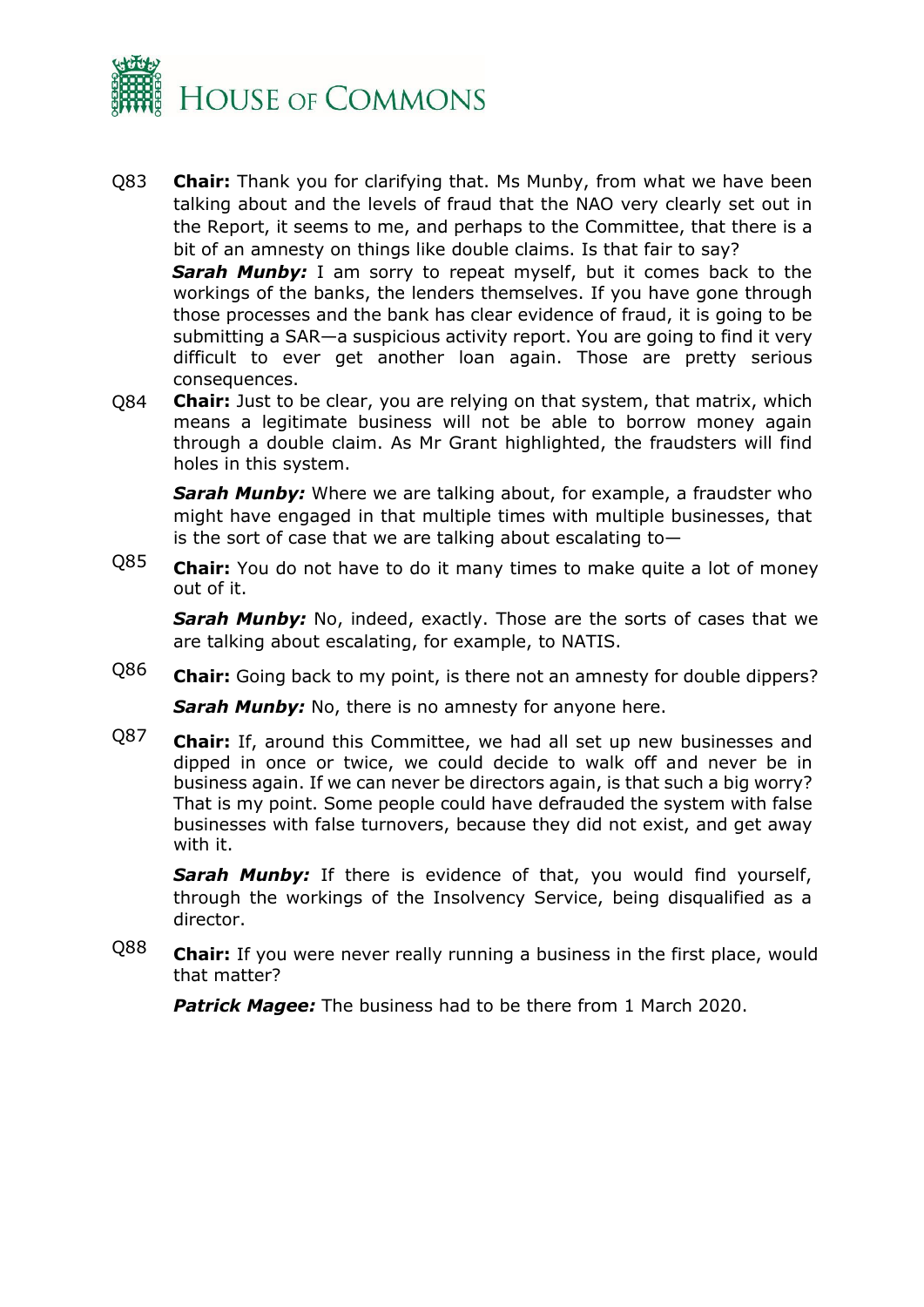Q83 **Chair:** Thank you for clarifying that. Ms Munby, from what we have been talking about and the levels of fraud that the NAO very clearly set out in the Report, it seems to me, and perhaps to the Committee, that there is a bit of an amnesty on things like double claims. Is that fair to say?

***Sarah Munby:*** I am sorry to repeat myself, but it comes back to the workings of the banks, the lenders themselves. If you have gone through those processes and the bank has clear evidence of fraud, it is going to be submitting a SAR—a suspicious activity report. You are going to find it very difficult to ever get another loan again. Those are pretty serious consequences.

Q84 **Chair:** Just to be clear, you are relying on that system, that matrix, which means a legitimate business will not be able to borrow money again through a double claim. As Mr Grant highlighted, the fraudsters will find holes in this system.

***Sarah Munby:*** Where we are talking about, for example, a fraudster who might have engaged in that multiple times with multiple businesses, that is the sort of case that we are talking about escalating to—

Q85 **Chair:** You do not have to do it many times to make quite a lot of money out of it.

***Sarah Munby:*** No, indeed, exactly. Those are the sorts of cases that we are talking about escalating, for example, to NATIS.

Q86 **Chair:** Going back to my point, is there not an amnesty for double dippers?

***Sarah Munby:*** No, there is no amnesty for anyone here.

Q87 **Chair:** If, around this Committee, we had all set up new businesses and dipped in once or twice, we could decide to walk off and never be in business again. If we can never be directors again, is that such a big worry? That is my point. Some people could have defrauded the system with false businesses with false turnovers, because they did not exist, and get away with it.

***Sarah Munby:*** If there is evidence of that, you would find yourself, through the workings of the Insolvency Service, being disqualified as a director.

Q88 **Chair:** If you were never really running a business in the first place, would that matter?

***Patrick Magee:*** The business had to be there from 1 March 2020.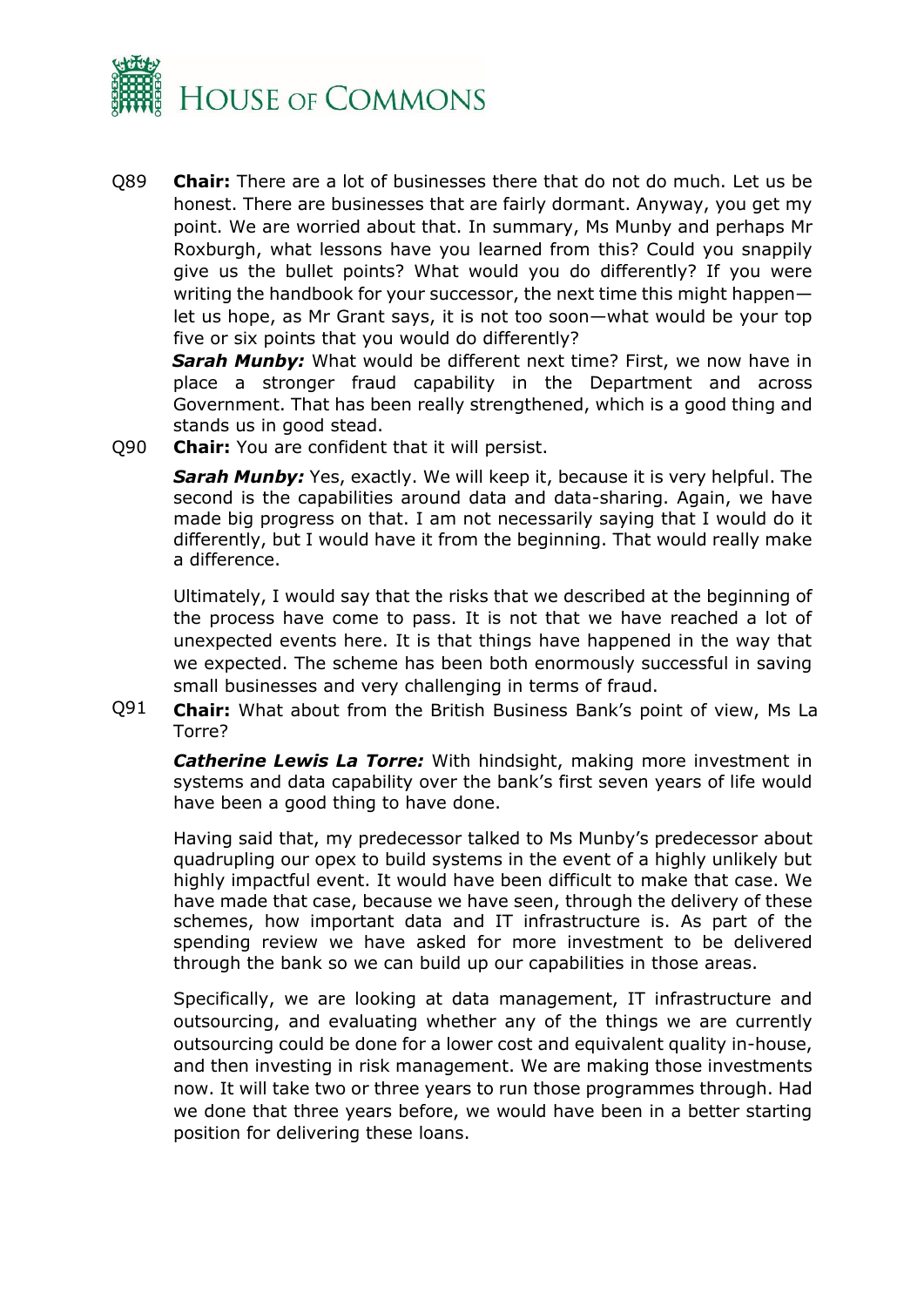Q89 **Chair:** There are a lot of businesses there that do not do much. Let us be honest. There are businesses that are fairly dormant. Anyway, you get my point. We are worried about that. In summary, Ms Munby and perhaps Mr Roxburgh, what lessons have you learned from this? Could you snappily give us the bullet points? What would you do differently? If you were writing the handbook for your successor, the next time this might happen—let us hope, as Mr Grant says, it is not too soon—what would be your top five or six points that you would do differently?

***Sarah Munby:*** What would be different next time? First, we now have in place a stronger fraud capability in the Department and across Government. That has been really strengthened, which is a good thing and stands us in good stead.

Q90 **Chair:** You are confident that it will persist.

***Sarah Munby:*** Yes, exactly. We will keep it, because it is very helpful. The second is the capabilities around data and data-sharing. Again, we have made big progress on that. I am not necessarily saying that I would do it differently, but I would have it from the beginning. That would really make a difference.

Ultimately, I would say that the risks that we described at the beginning of the process have come to pass. It is not that we have reached a lot of unexpected events here. It is that things have happened in the way that we expected. The scheme has been both enormously successful in saving small businesses and very challenging in terms of fraud.

Q91 **Chair:** What about from the British Business Bank's point of view, Ms La Torre?

***Catherine Lewis La Torre:*** With hindsight, making more investment in systems and data capability over the bank's first seven years of life would have been a good thing to have done.

Having said that, my predecessor talked to Ms Munby's predecessor about quadrupling our opex to build systems in the event of a highly unlikely but highly impactful event. It would have been difficult to make that case. We have made that case, because we have seen, through the delivery of these schemes, how important data and IT infrastructure is. As part of the spending review we have asked for more investment to be delivered through the bank so we can build up our capabilities in those areas.

Specifically, we are looking at data management, IT infrastructure and outsourcing, and evaluating whether any of the things we are currently outsourcing could be done for a lower cost and equivalent quality in-house, and then investing in risk management. We are making those investments now. It will take two or three years to run those programmes through. Had we done that three years before, we would have been in a better starting position for delivering these loans.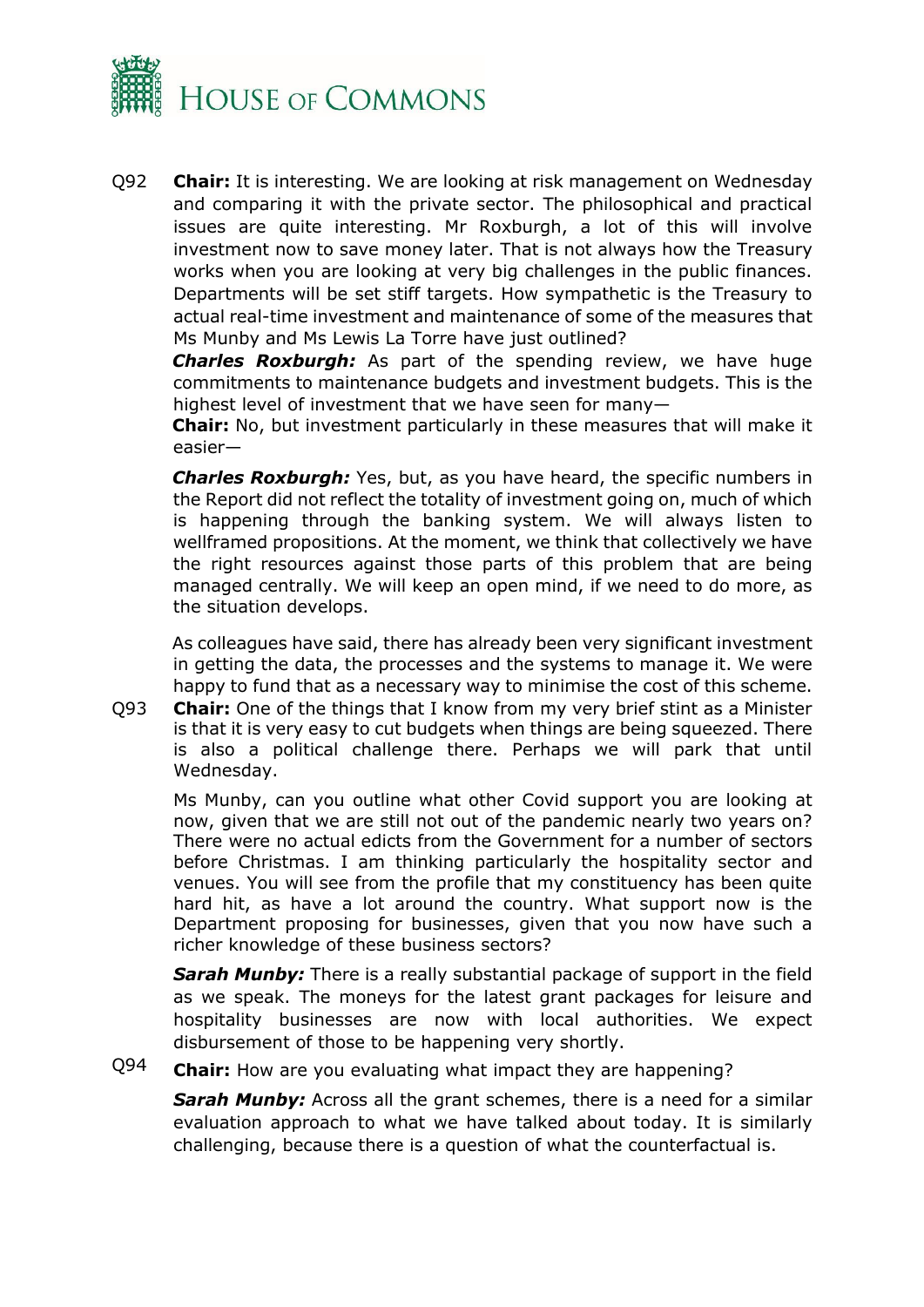Q92 **Chair:** It is interesting. We are looking at risk management on Wednesday and comparing it with the private sector. The philosophical and practical issues are quite interesting. Mr Roxburgh, a lot of this will involve investment now to save money later. That is not always how the Treasury works when you are looking at very big challenges in the public finances. Departments will be set stiff targets. How sympathetic is the Treasury to actual real-time investment and maintenance of some of the measures that Ms Munby and Ms Lewis La Torre have just outlined?

***Charles Roxburgh:*** As part of the spending review, we have huge commitments to maintenance budgets and investment budgets. This is the highest level of investment that we have seen for many—

**Chair:** No, but investment particularly in these measures that will make it easier—

***Charles Roxburgh:*** Yes, but, as you have heard, the specific numbers in the Report did not reflect the totality of investment going on, much of which is happening through the banking system. We will always listen to wellframed propositions. At the moment, we think that collectively we have the right resources against those parts of this problem that are being managed centrally. We will keep an open mind, if we need to do more, as the situation develops.

As colleagues have said, there has already been very significant investment in getting the data, the processes and the systems to manage it. We were happy to fund that as a necessary way to minimise the cost of this scheme.

Q93 **Chair:** One of the things that I know from my very brief stint as a Minister is that it is very easy to cut budgets when things are being squeezed. There is also a political challenge there. Perhaps we will park that until Wednesday.

Ms Munby, can you outline what other Covid support you are looking at now, given that we are still not out of the pandemic nearly two years on? There were no actual edicts from the Government for a number of sectors before Christmas. I am thinking particularly the hospitality sector and venues. You will see from the profile that my constituency has been quite hard hit, as have a lot around the country. What support now is the Department proposing for businesses, given that you now have such a richer knowledge of these business sectors?

***Sarah Munby:*** There is a really substantial package of support in the field as we speak. The moneys for the latest grant packages for leisure and hospitality businesses are now with local authorities. We expect disbursement of those to be happening very shortly.

Q94 **Chair:** How are you evaluating what impact they are happening?

***Sarah Munby:*** Across all the grant schemes, there is a need for a similar evaluation approach to what we have talked about today. It is similarly challenging, because there is a question of what the counterfactual is.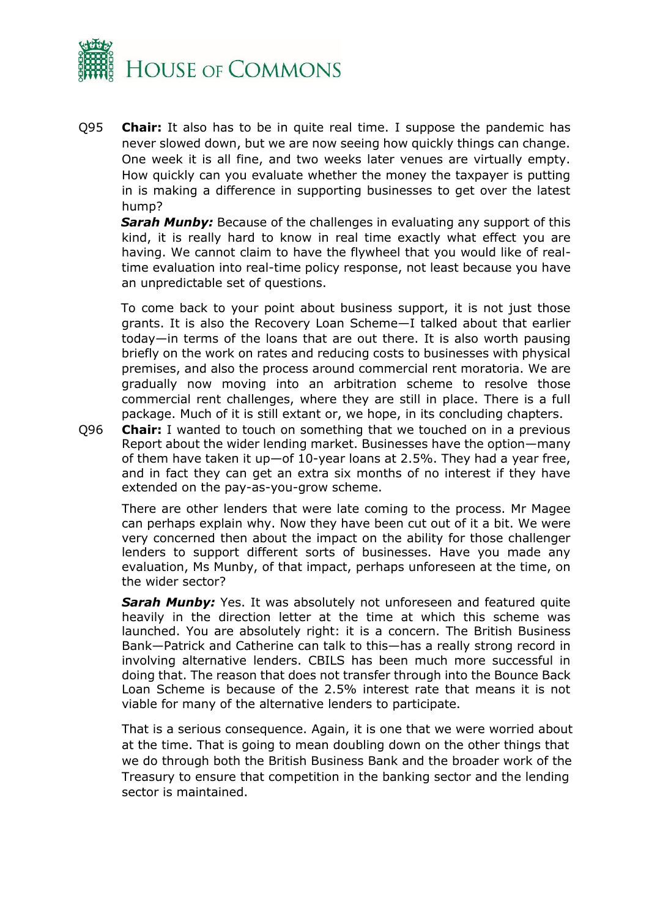Q95 **Chair:** It also has to be in quite real time. I suppose the pandemic has never slowed down, but we are now seeing how quickly things can change. One week it is all fine, and two weeks later venues are virtually empty. How quickly can you evaluate whether the money the taxpayer is putting in is making a difference in supporting businesses to get over the latest hump?

***Sarah Munby:*** Because of the challenges in evaluating any support of this kind, it is really hard to know in real time exactly what effect you are having. We cannot claim to have the flywheel that you would like of real-time evaluation into real-time policy response, not least because you have an unpredictable set of questions.

To come back to your point about business support, it is not just those grants. It is also the Recovery Loan Scheme—I talked about that earlier today—in terms of the loans that are out there. It is also worth pausing briefly on the work on rates and reducing costs to businesses with physical premises, and also the process around commercial rent moratoria. We are gradually now moving into an arbitration scheme to resolve those commercial rent challenges, where they are still in place. There is a full package. Much of it is still extant or, we hope, in its concluding chapters.

Q96 **Chair:** I wanted to touch on something that we touched on in a previous Report about the wider lending market. Businesses have the option—many of them have taken it up—of 10-year loans at 2.5%. They had a year free, and in fact they can get an extra six months of no interest if they have extended on the pay-as-you-grow scheme.

There are other lenders that were late coming to the process. Mr Magee can perhaps explain why. Now they have been cut out of it a bit. We were very concerned then about the impact on the ability for those challenger lenders to support different sorts of businesses. Have you made any evaluation, Ms Munby, of that impact, perhaps unforeseen at the time, on the wider sector?

***Sarah Munby:*** Yes. It was absolutely not unforeseen and featured quite heavily in the direction letter at the time at which this scheme was launched. You are absolutely right: it is a concern. The British Business Bank—Patrick and Catherine can talk to this—has a really strong record in involving alternative lenders. CBILS has been much more successful in doing that. The reason that does not transfer through into the Bounce Back Loan Scheme is because of the 2.5% interest rate that means it is not viable for many of the alternative lenders to participate.

That is a serious consequence. Again, it is one that we were worried about at the time. That is going to mean doubling down on the other things that we do through both the British Business Bank and the broader work of the Treasury to ensure that competition in the banking sector and the lending sector is maintained.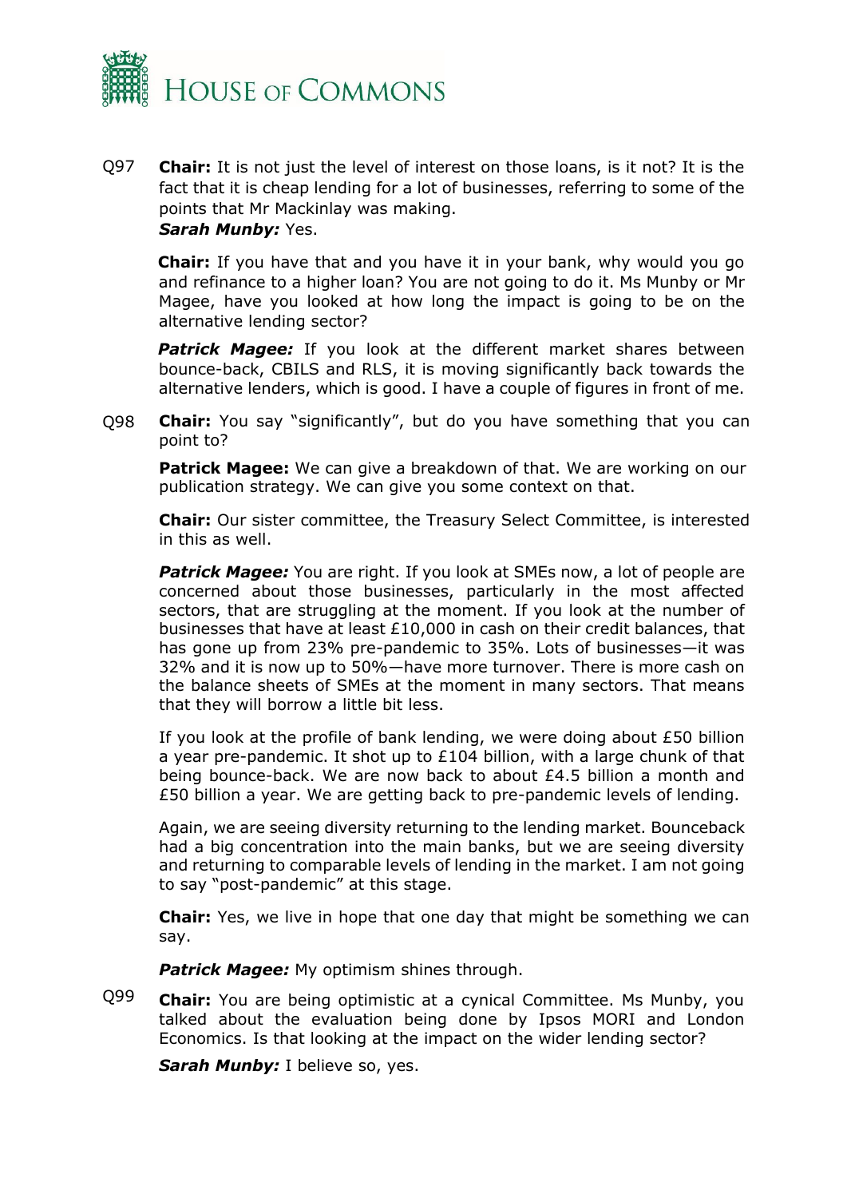Q97 **Chair:** It is not just the level of interest on those loans, is it not? It is the fact that it is cheap lending for a lot of businesses, referring to some of the points that Mr Mackinlay was making.

***Sarah Munby:*** Yes.

**Chair:** If you have that and you have it in your bank, why would you go and refinance to a higher loan? You are not going to do it. Ms Munby or Mr Magee, have you looked at how long the impact is going to be on the alternative lending sector?

***Patrick Magee:*** If you look at the different market shares between bounce-back, CBILS and RLS, it is moving significantly back towards the alternative lenders, which is good. I have a couple of figures in front of me.

Q98 **Chair:** You say "significantly", but do you have something that you can point to?

**Patrick Magee:** We can give a breakdown of that. We are working on our publication strategy. We can give you some context on that.

**Chair:** Our sister committee, the Treasury Select Committee, is interested in this as well.

***Patrick Magee:*** You are right. If you look at SMEs now, a lot of people are concerned about those businesses, particularly in the most affected sectors, that are struggling at the moment. If you look at the number of businesses that have at least £10,000 in cash on their credit balances, that has gone up from 23% pre-pandemic to 35%. Lots of businesses—it was 32% and it is now up to 50%—have more turnover. There is more cash on the balance sheets of SMEs at the moment in many sectors. That means that they will borrow a little bit less.

If you look at the profile of bank lending, we were doing about £50 billion a year pre-pandemic. It shot up to £104 billion, with a large chunk of that being bounce-back. We are now back to about £4.5 billion a month and £50 billion a year. We are getting back to pre-pandemic levels of lending.

Again, we are seeing diversity returning to the lending market. Bounceback had a big concentration into the main banks, but we are seeing diversity and returning to comparable levels of lending in the market. I am not going to say "post-pandemic" at this stage.

**Chair:** Yes, we live in hope that one day that might be something we can say.

***Patrick Magee:*** My optimism shines through.

Q99 **Chair:** You are being optimistic at a cynical Committee. Ms Munby, you talked about the evaluation being done by Ipsos MORI and London Economics. Is that looking at the impact on the wider lending sector?

***Sarah Munby:*** I believe so, yes.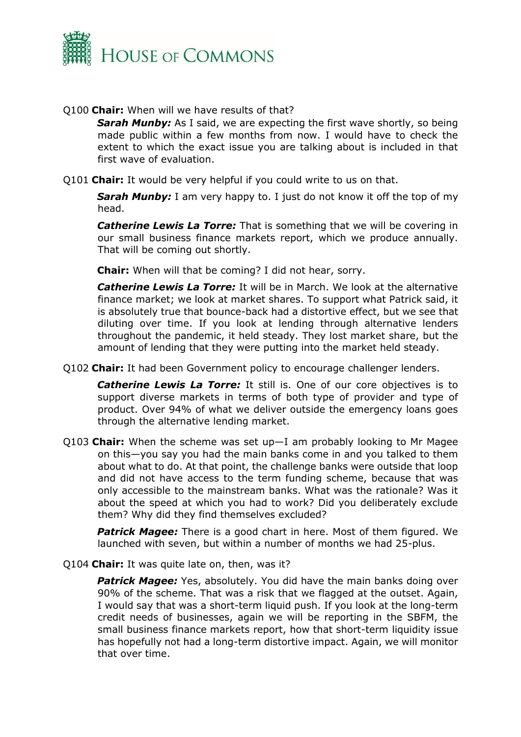Q100 **Chair:** When will we have results of that?

***Sarah Munby:*** As I said, we are expecting the first wave shortly, so being made public within a few months from now. I would have to check the extent to which the exact issue you are talking about is included in that first wave of evaluation.

Q101 **Chair:** It would be very helpful if you could write to us on that.

***Sarah Munby:*** I am very happy to. I just do not know it off the top of my head.

***Catherine Lewis La Torre:*** That is something that we will be covering in our small business finance markets report, which we produce annually. That will be coming out shortly.

**Chair:** When will that be coming? I did not hear, sorry.

***Catherine Lewis La Torre:*** It will be in March. We look at the alternative finance market; we look at market shares. To support what Patrick said, it is absolutely true that bounce-back had a distortive effect, but we see that diluting over time. If you look at lending through alternative lenders throughout the pandemic, it held steady. They lost market share, but the amount of lending that they were putting into the market held steady.

Q102 **Chair:** It had been Government policy to encourage challenger lenders.

***Catherine Lewis La Torre:*** It still is. One of our core objectives is to support diverse markets in terms of both type of provider and type of product. Over 94% of what we deliver outside the emergency loans goes through the alternative lending market.

Q103 **Chair:** When the scheme was set up—I am probably looking to Mr Magee on this—you say you had the main banks come in and you talked to them about what to do. At that point, the challenge banks were outside that loop and did not have access to the term funding scheme, because that was only accessible to the mainstream banks. What was the rationale? Was it about the speed at which you had to work? Did you deliberately exclude them? Why did they find themselves excluded?

***Patrick Magee:*** There is a good chart in here. Most of them figured. We launched with seven, but within a number of months we had 25-plus.

Q104 **Chair:** It was quite late on, then, was it?

***Patrick Magee:*** Yes, absolutely. You did have the main banks doing over 90% of the scheme. That was a risk that we flagged at the outset. Again, I would say that was a short-term liquid push. If you look at the long-term credit needs of businesses, again we will be reporting in the SBFM, the small business finance markets report, how that short-term liquidity issue has hopefully not had a long-term distortive impact. Again, we will monitor that over time.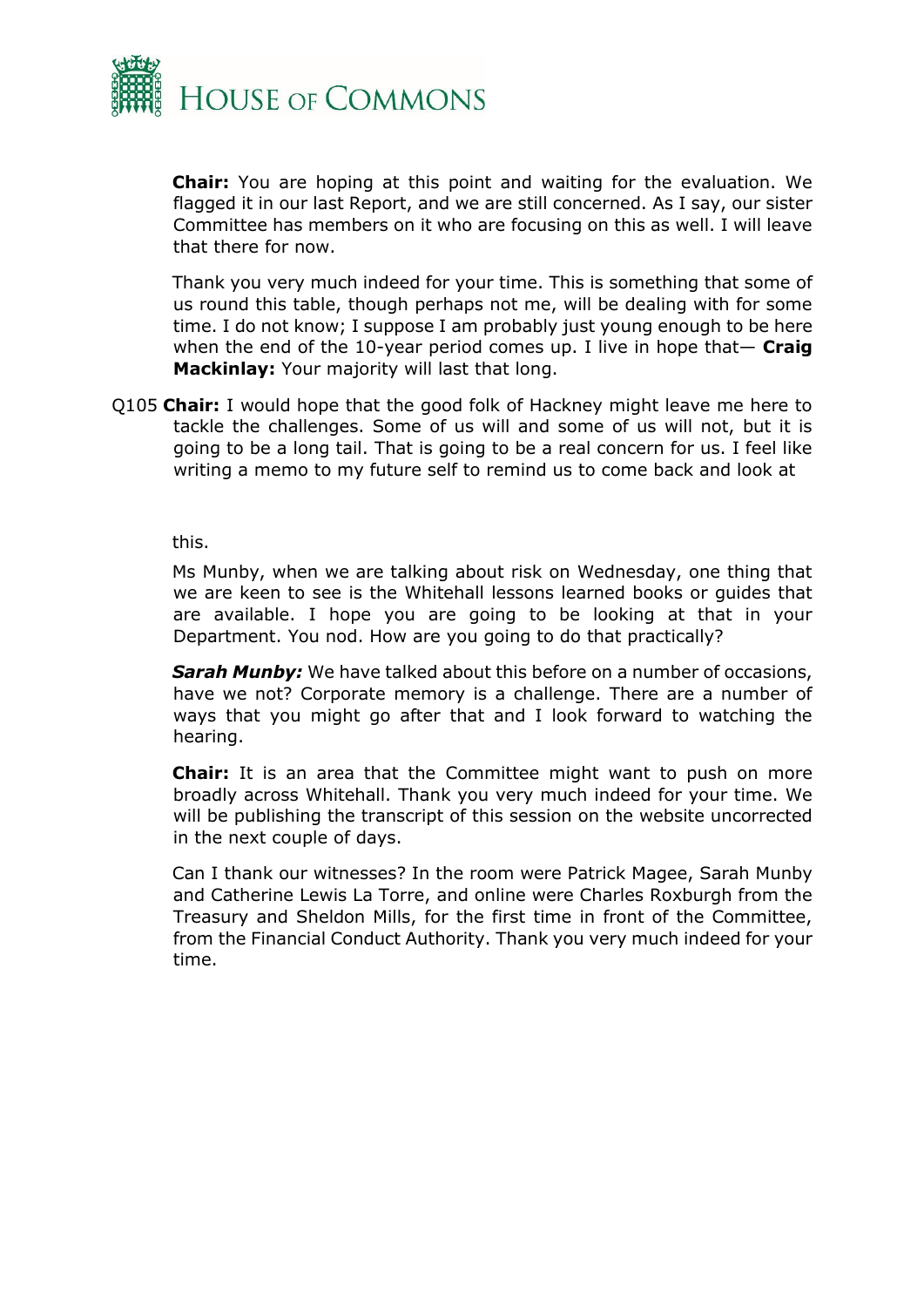**Chair:** You are hoping at this point and waiting for the evaluation. We flagged it in our last Report, and we are still concerned. As I say, our sister Committee has members on it who are focusing on this as well. I will leave that there for now.

Thank you very much indeed for your time. This is something that some of us round this table, though perhaps not me, will be dealing with for some time. I do not know; I suppose I am probably just young enough to be here when the end of the 10-year period comes up. I live in hope that— **Craig Mackinlay:** Your majority will last that long.

Q105 **Chair:** I would hope that the good folk of Hackney might leave me here to tackle the challenges. Some of us will and some of us will not, but it is going to be a long tail. That is going to be a real concern for us. I feel like writing a memo to my future self to remind us to come back and look at this.

Ms Munby, when we are talking about risk on Wednesday, one thing that we are keen to see is the Whitehall lessons learned books or guides that are available. I hope you are going to be looking at that in your Department. You nod. How are you going to do that practically?

***Sarah Munby:*** We have talked about this before on a number of occasions, have we not? Corporate memory is a challenge. There are a number of ways that you might go after that and I look forward to watching the hearing.

**Chair:** It is an area that the Committee might want to push on more broadly across Whitehall. Thank you very much indeed for your time. We will be publishing the transcript of this session on the website uncorrected in the next couple of days.

Can I thank our witnesses? In the room were Patrick Magee, Sarah Munby and Catherine Lewis La Torre, and online were Charles Roxburgh from the Treasury and Sheldon Mills, for the first time in front of the Committee, from the Financial Conduct Authority. Thank you very much indeed for your time.